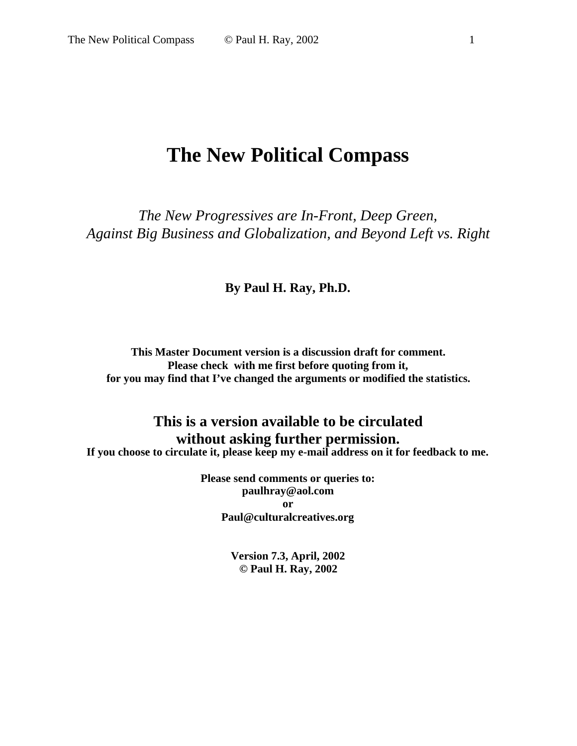# The New Political Compass

*The New Progressives are In-Front, Deep Green,*
*Against Big Business and Globalization, and Beyond Left vs. Right*

**By Paul H. Ray, Ph.D.**

**This Master Document version is a discussion draft for comment.**
**Please check with me first before quoting from it,**
**for you may find that I've changed the arguments or modified the statistics.**

## This is a version available to be circulated without asking further permission.

**If you choose to circulate it, please keep my e-mail address on it for feedback to me.**

**Please send comments or queries to:**
**paulhray@aol.com**
**or**
**Paul@culturalcreatives.org**

**Version 7.3, April, 2002**
**© Paul H. Ray, 2002**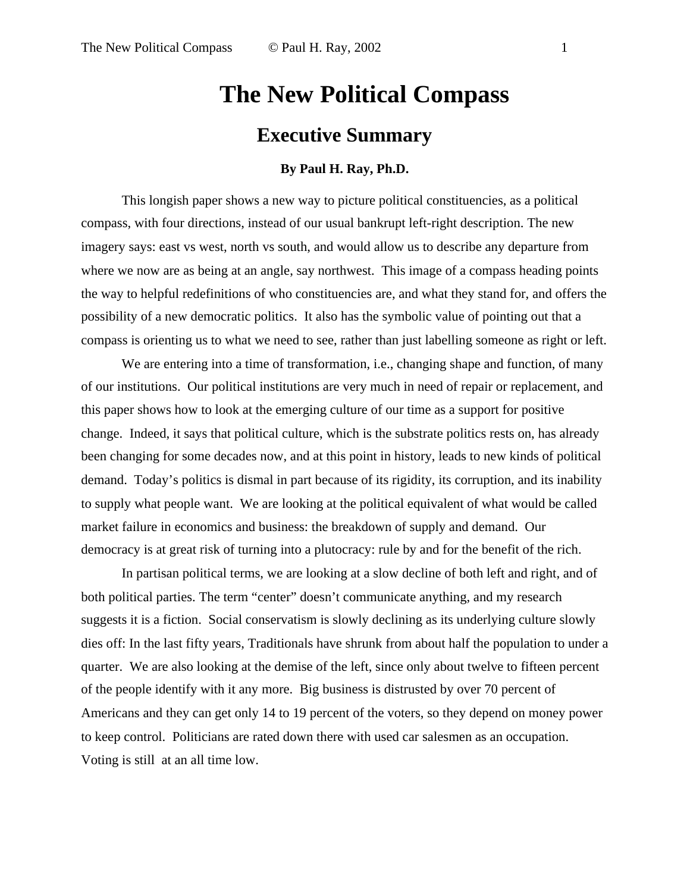# The New Political Compass

## Executive Summary

**By Paul H. Ray, Ph.D.**

This longish paper shows a new way to picture political constituencies, as a political compass, with four directions, instead of our usual bankrupt left-right description. The new imagery says: east vs west, north vs south, and would allow us to describe any departure from where we now are as being at an angle, say northwest. This image of a compass heading points the way to helpful redefinitions of who constituencies are, and what they stand for, and offers the possibility of a new democratic politics. It also has the symbolic value of pointing out that a compass is orienting us to what we need to see, rather than just labelling someone as right or left.

We are entering into a time of transformation, i.e., changing shape and function, of many of our institutions. Our political institutions are very much in need of repair or replacement, and this paper shows how to look at the emerging culture of our time as a support for positive change. Indeed, it says that political culture, which is the substrate politics rests on, has already been changing for some decades now, and at this point in history, leads to new kinds of political demand. Today's politics is dismal in part because of its rigidity, its corruption, and its inability to supply what people want. We are looking at the political equivalent of what would be called market failure in economics and business: the breakdown of supply and demand. Our democracy is at great risk of turning into a plutocracy: rule by and for the benefit of the rich.

In partisan political terms, we are looking at a slow decline of both left and right, and of both political parties. The term "center" doesn't communicate anything, and my research suggests it is a fiction. Social conservatism is slowly declining as its underlying culture slowly dies off: In the last fifty years, Traditionals have shrunk from about half the population to under a quarter. We are also looking at the demise of the left, since only about twelve to fifteen percent of the people identify with it any more. Big business is distrusted by over 70 percent of Americans and they can get only 14 to 19 percent of the voters, so they depend on money power to keep control. Politicians are rated down there with used car salesmen as an occupation. Voting is still at an all time low.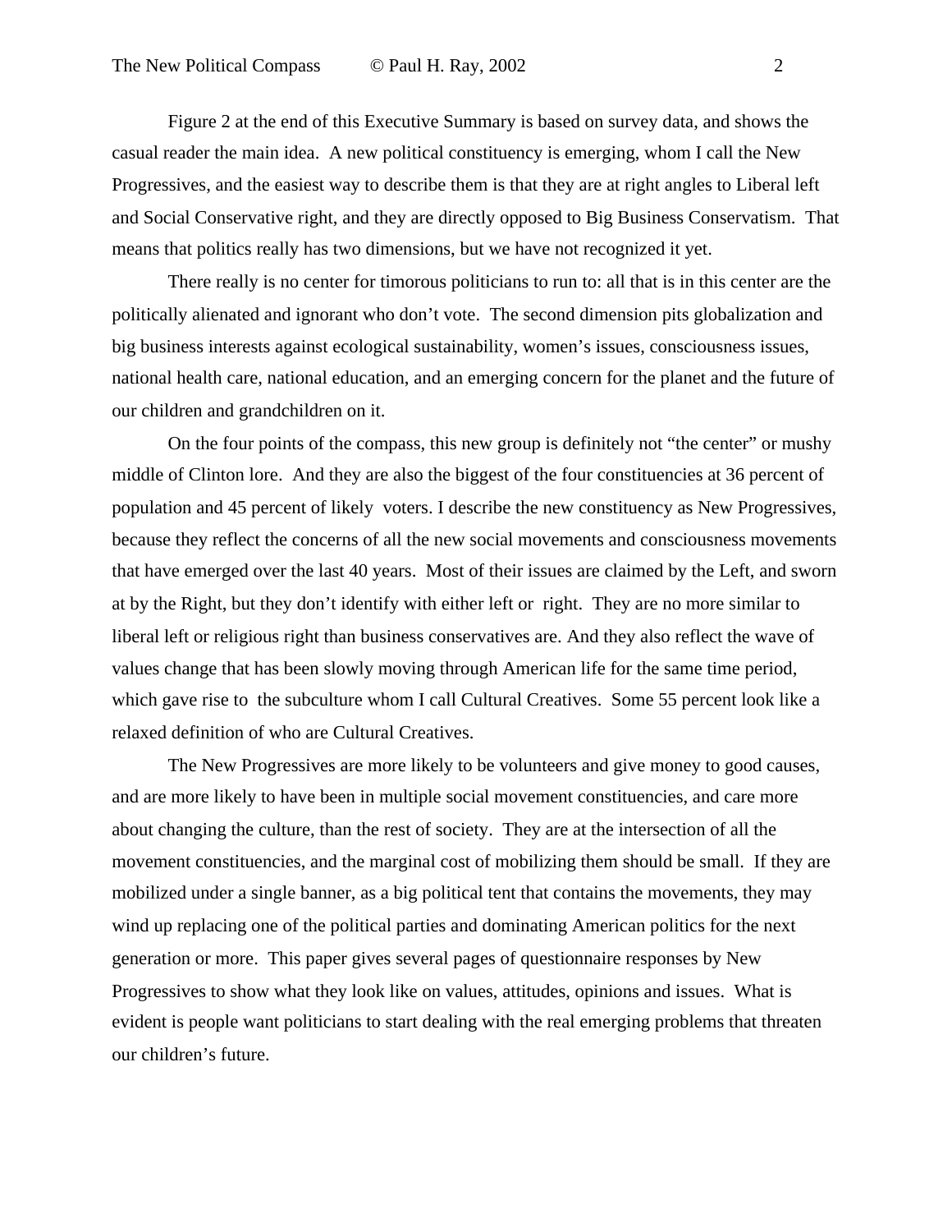Figure 2 at the end of this Executive Summary is based on survey data, and shows the casual reader the main idea. A new political constituency is emerging, whom I call the New Progressives, and the easiest way to describe them is that they are at right angles to Liberal left and Social Conservative right, and they are directly opposed to Big Business Conservatism. That means that politics really has two dimensions, but we have not recognized it yet.

There really is no center for timorous politicians to run to: all that is in this center are the politically alienated and ignorant who don't vote. The second dimension pits globalization and big business interests against ecological sustainability, women's issues, consciousness issues, national health care, national education, and an emerging concern for the planet and the future of our children and grandchildren on it.

On the four points of the compass, this new group is definitely not "the center" or mushy middle of Clinton lore. And they are also the biggest of the four constituencies at 36 percent of population and 45 percent of likely voters. I describe the new constituency as New Progressives, because they reflect the concerns of all the new social movements and consciousness movements that have emerged over the last 40 years. Most of their issues are claimed by the Left, and sworn at by the Right, but they don't identify with either left or right. They are no more similar to liberal left or religious right than business conservatives are. And they also reflect the wave of values change that has been slowly moving through American life for the same time period, which gave rise to the subculture whom I call Cultural Creatives. Some 55 percent look like a relaxed definition of who are Cultural Creatives.

The New Progressives are more likely to be volunteers and give money to good causes, and are more likely to have been in multiple social movement constituencies, and care more about changing the culture, than the rest of society. They are at the intersection of all the movement constituencies, and the marginal cost of mobilizing them should be small. If they are mobilized under a single banner, as a big political tent that contains the movements, they may wind up replacing one of the political parties and dominating American politics for the next generation or more. This paper gives several pages of questionnaire responses by New Progressives to show what they look like on values, attitudes, opinions and issues. What is evident is people want politicians to start dealing with the real emerging problems that threaten our children's future.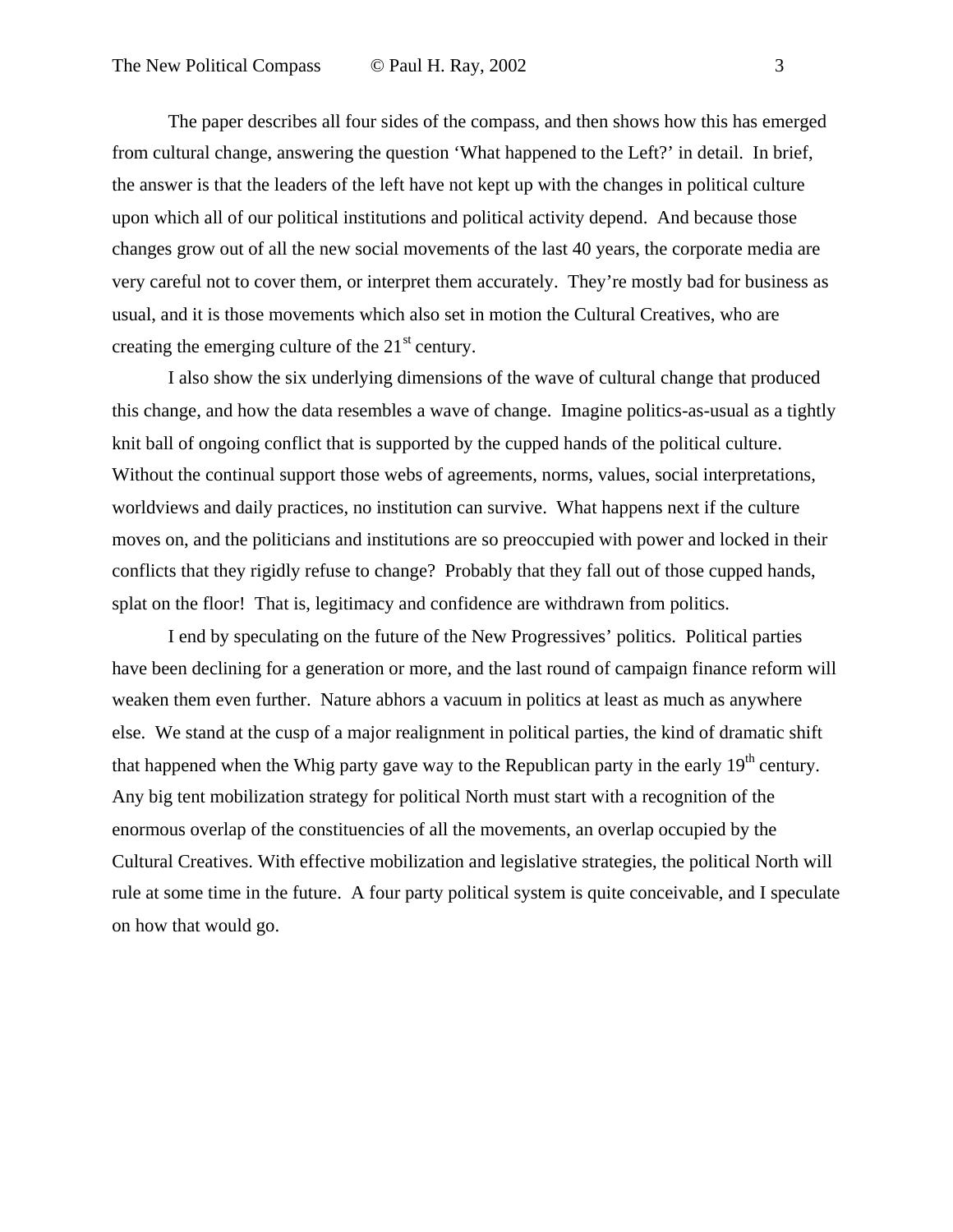The paper describes all four sides of the compass, and then shows how this has emerged from cultural change, answering the question 'What happened to the Left?' in detail. In brief, the answer is that the leaders of the left have not kept up with the changes in political culture upon which all of our political institutions and political activity depend. And because those changes grow out of all the new social movements of the last 40 years, the corporate media are very careful not to cover them, or interpret them accurately. They're mostly bad for business as usual, and it is those movements which also set in motion the Cultural Creatives, who are creating the emerging culture of the 21st century.

I also show the six underlying dimensions of the wave of cultural change that produced this change, and how the data resembles a wave of change. Imagine politics-as-usual as a tightly knit ball of ongoing conflict that is supported by the cupped hands of the political culture. Without the continual support those webs of agreements, norms, values, social interpretations, worldviews and daily practices, no institution can survive. What happens next if the culture moves on, and the politicians and institutions are so preoccupied with power and locked in their conflicts that they rigidly refuse to change? Probably that they fall out of those cupped hands, splat on the floor! That is, legitimacy and confidence are withdrawn from politics.

I end by speculating on the future of the New Progressives' politics. Political parties have been declining for a generation or more, and the last round of campaign finance reform will weaken them even further. Nature abhors a vacuum in politics at least as much as anywhere else. We stand at the cusp of a major realignment in political parties, the kind of dramatic shift that happened when the Whig party gave way to the Republican party in the early 19th century. Any big tent mobilization strategy for political North must start with a recognition of the enormous overlap of the constituencies of all the movements, an overlap occupied by the Cultural Creatives. With effective mobilization and legislative strategies, the political North will rule at some time in the future. A four party political system is quite conceivable, and I speculate on how that would go.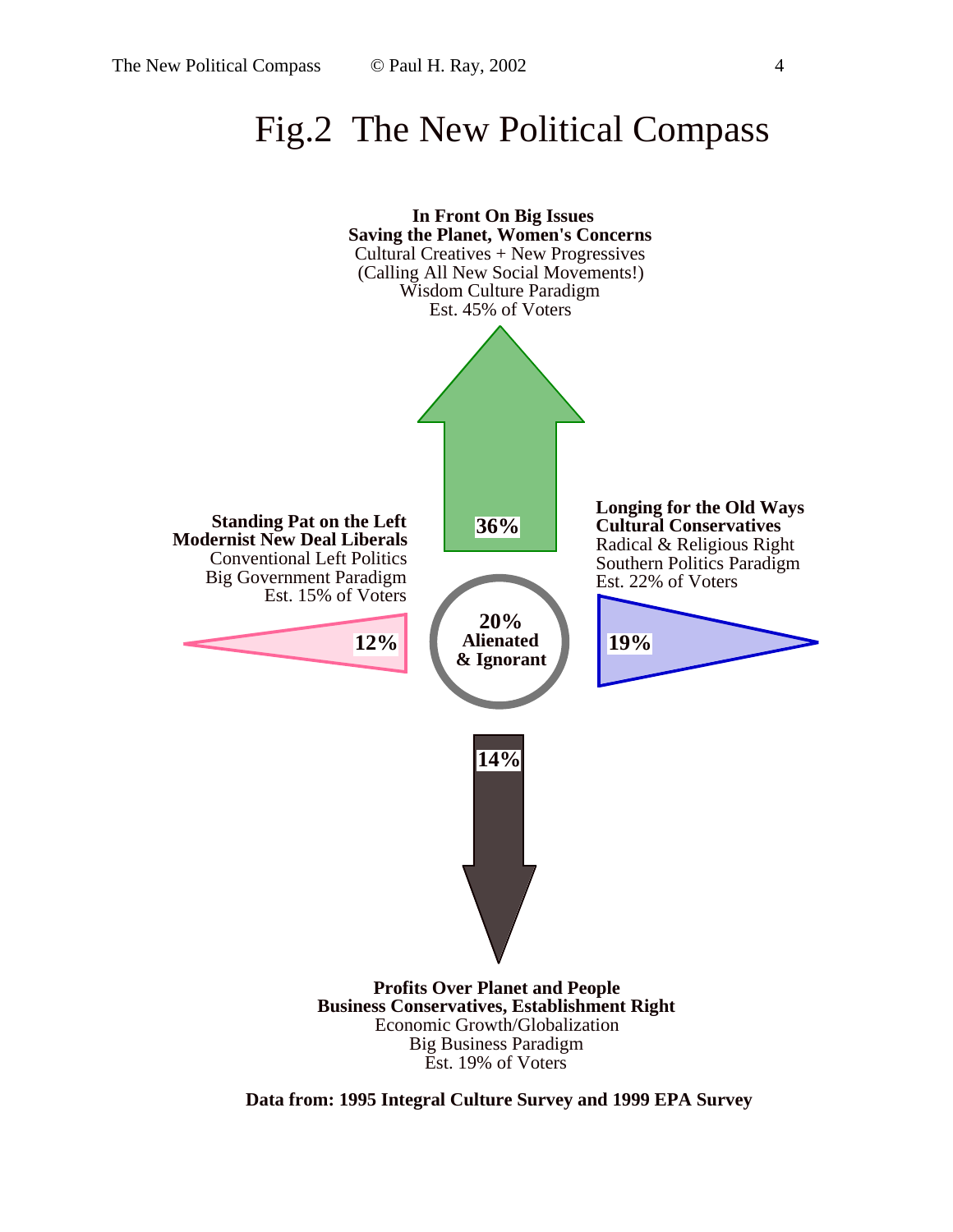# Fig.2 The New Political Compass

**In Front On Big Issues**
**Saving the Planet, Women's Concerns**
Cultural Creatives + New Progressives
(Calling All New Social Movements!)
Wisdom Culture Paradigm
Est. 45% of Voters

**36%**

**Standing Pat on the Left**
**Modernist New Deal Liberals**
Conventional Left Politics
Big Government Paradigm
Est. 15% of Voters

**12%**

**20%**
**Alienated**
**& Ignorant**

**Longing for the Old Ways**
**Cultural Conservatives**
Radical & Religious Right
Southern Politics Paradigm
Est. 22% of Voters

**19%**

**14%**

**Profits Over Planet and People**
**Business Conservatives, Establishment Right**
Economic Growth/Globalization
Big Business Paradigm
Est. 19% of Voters

**Data from: 1995 Integral Culture Survey and 1999 EPA Survey**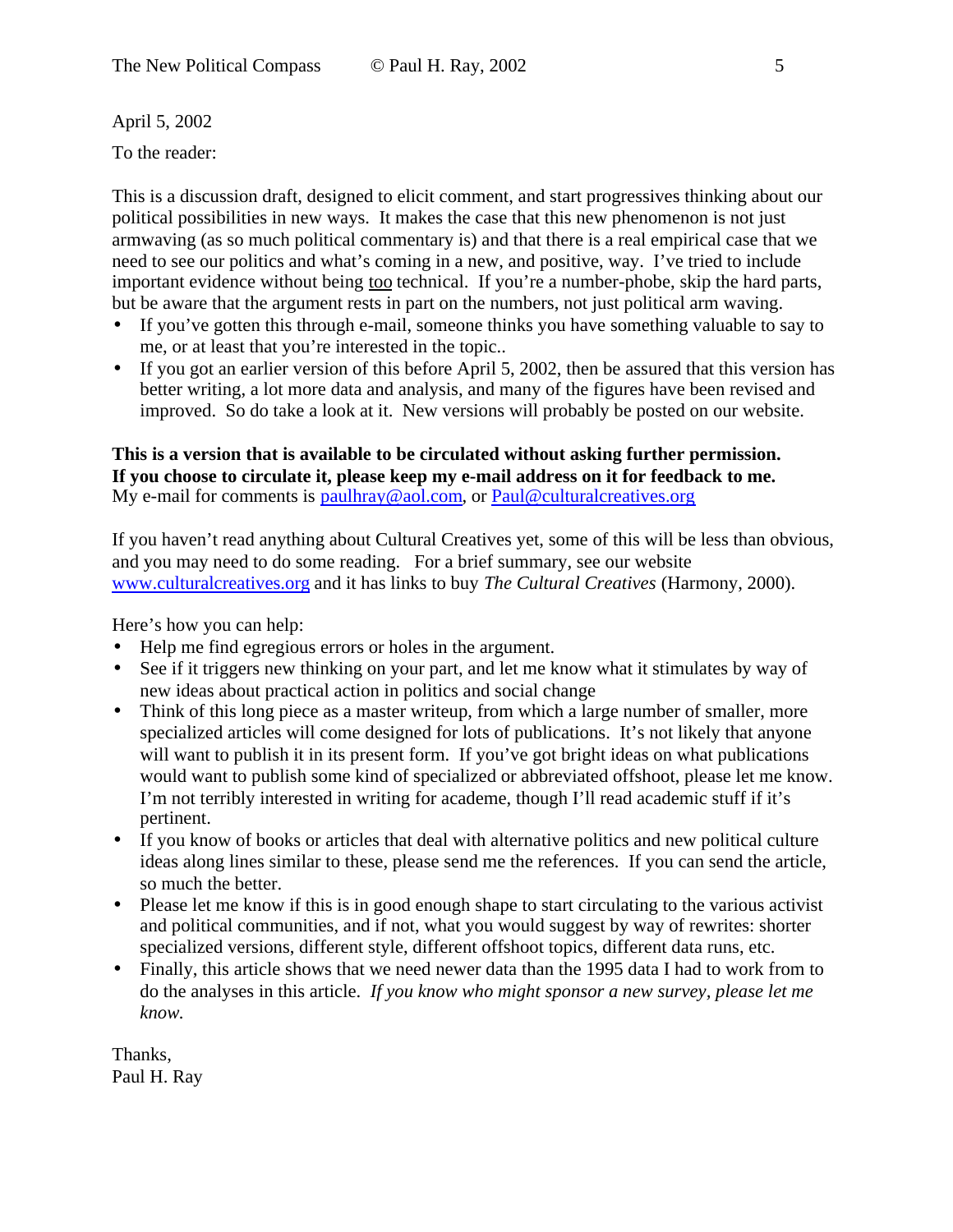April 5, 2002

To the reader:

This is a discussion draft, designed to elicit comment, and start progressives thinking about our political possibilities in new ways. It makes the case that this new phenomenon is not just armwaving (as so much political commentary is) and that there is a real empirical case that we need to see our politics and what's coming in a new, and positive, way. I've tried to include important evidence without being too technical. If you're a number-phobe, skip the hard parts, but be aware that the argument rests in part on the numbers, not just political arm waving.

- If you've gotten this through e-mail, someone thinks you have something valuable to say to me, or at least that you're interested in the topic..
- If you got an earlier version of this before April 5, 2002, then be assured that this version has better writing, a lot more data and analysis, and many of the figures have been revised and improved. So do take a look at it. New versions will probably be posted on our website.

**This is a version that is available to be circulated without asking further permission. If you choose to circulate it, please keep my e-mail address on it for feedback to me.**
My e-mail for comments is paulhray@aol.com, or Paul@culturalcreatives.org

If you haven't read anything about Cultural Creatives yet, some of this will be less than obvious, and you may need to do some reading. For a brief summary, see our website www.culturalcreatives.org and it has links to buy *The Cultural Creatives* (Harmony, 2000).

Here's how you can help:

- Help me find egregious errors or holes in the argument.
- See if it triggers new thinking on your part, and let me know what it stimulates by way of new ideas about practical action in politics and social change
- Think of this long piece as a master writeup, from which a large number of smaller, more specialized articles will come designed for lots of publications. It's not likely that anyone will want to publish it in its present form. If you've got bright ideas on what publications would want to publish some kind of specialized or abbreviated offshoot, please let me know. I'm not terribly interested in writing for academe, though I'll read academic stuff if it's pertinent.
- If you know of books or articles that deal with alternative politics and new political culture ideas along lines similar to these, please send me the references. If you can send the article, so much the better.
- Please let me know if this is in good enough shape to start circulating to the various activist and political communities, and if not, what you would suggest by way of rewrites: shorter specialized versions, different style, different offshoot topics, different data runs, etc.
- Finally, this article shows that we need newer data than the 1995 data I had to work from to do the analyses in this article. *If you know who might sponsor a new survey, please let me know.*

Thanks,
Paul H. Ray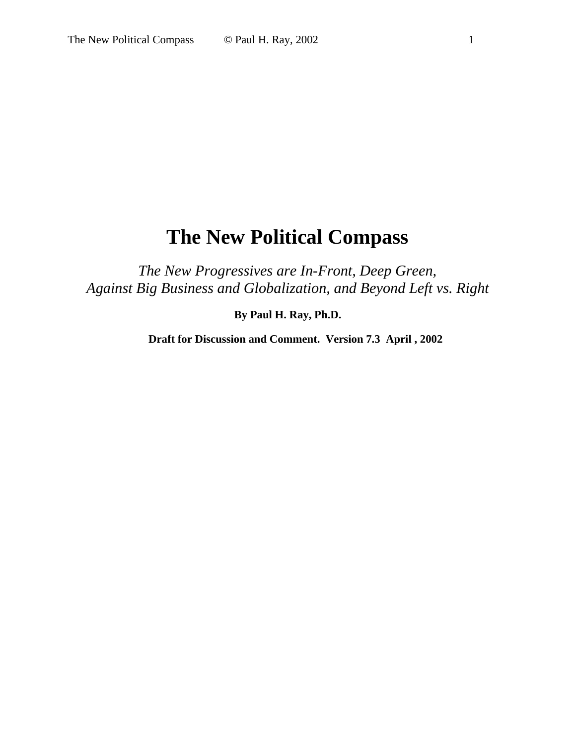# The New Political Compass

*The New Progressives are In-Front, Deep Green,*
*Against Big Business and Globalization, and Beyond Left vs. Right*

**By Paul H. Ray, Ph.D.**

**Draft for Discussion and Comment. Version 7.3 April , 2002**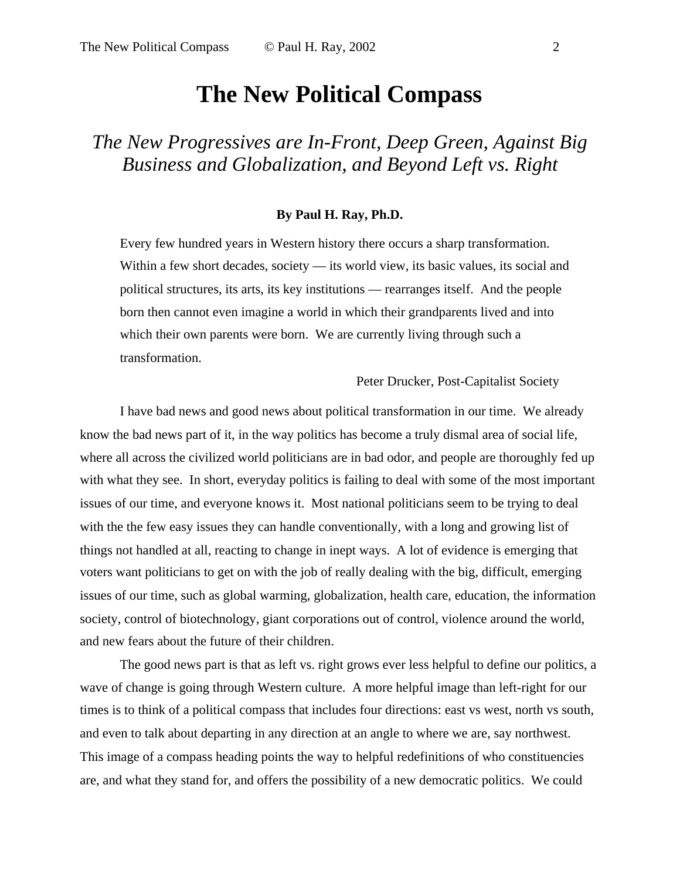# The New Political Compass

## *The New Progressives are In-Front, Deep Green, Against Big Business and Globalization, and Beyond Left vs. Right*

**By Paul H. Ray, Ph.D.**

> Every few hundred years in Western history there occurs a sharp transformation. Within a few short decades, society — its world view, its basic values, its social and political structures, its arts, its key institutions — rearranges itself. And the people born then cannot even imagine a world in which their grandparents lived and into which their own parents were born. We are currently living through such a transformation.
>
> Peter Drucker, Post-Capitalist Society

I have bad news and good news about political transformation in our time. We already know the bad news part of it, in the way politics has become a truly dismal area of social life, where all across the civilized world politicians are in bad odor, and people are thoroughly fed up with what they see. In short, everyday politics is failing to deal with some of the most important issues of our time, and everyone knows it. Most national politicians seem to be trying to deal with the the few easy issues they can handle conventionally, with a long and growing list of things not handled at all, reacting to change in inept ways. A lot of evidence is emerging that voters want politicians to get on with the job of really dealing with the big, difficult, emerging issues of our time, such as global warming, globalization, health care, education, the information society, control of biotechnology, giant corporations out of control, violence around the world, and new fears about the future of their children.

The good news part is that as left vs. right grows ever less helpful to define our politics, a wave of change is going through Western culture. A more helpful image than left-right for our times is to think of a political compass that includes four directions: east vs west, north vs south, and even to talk about departing in any direction at an angle to where we are, say northwest. This image of a compass heading points the way to helpful redefinitions of who constituencies are, and what they stand for, and offers the possibility of a new democratic politics. We could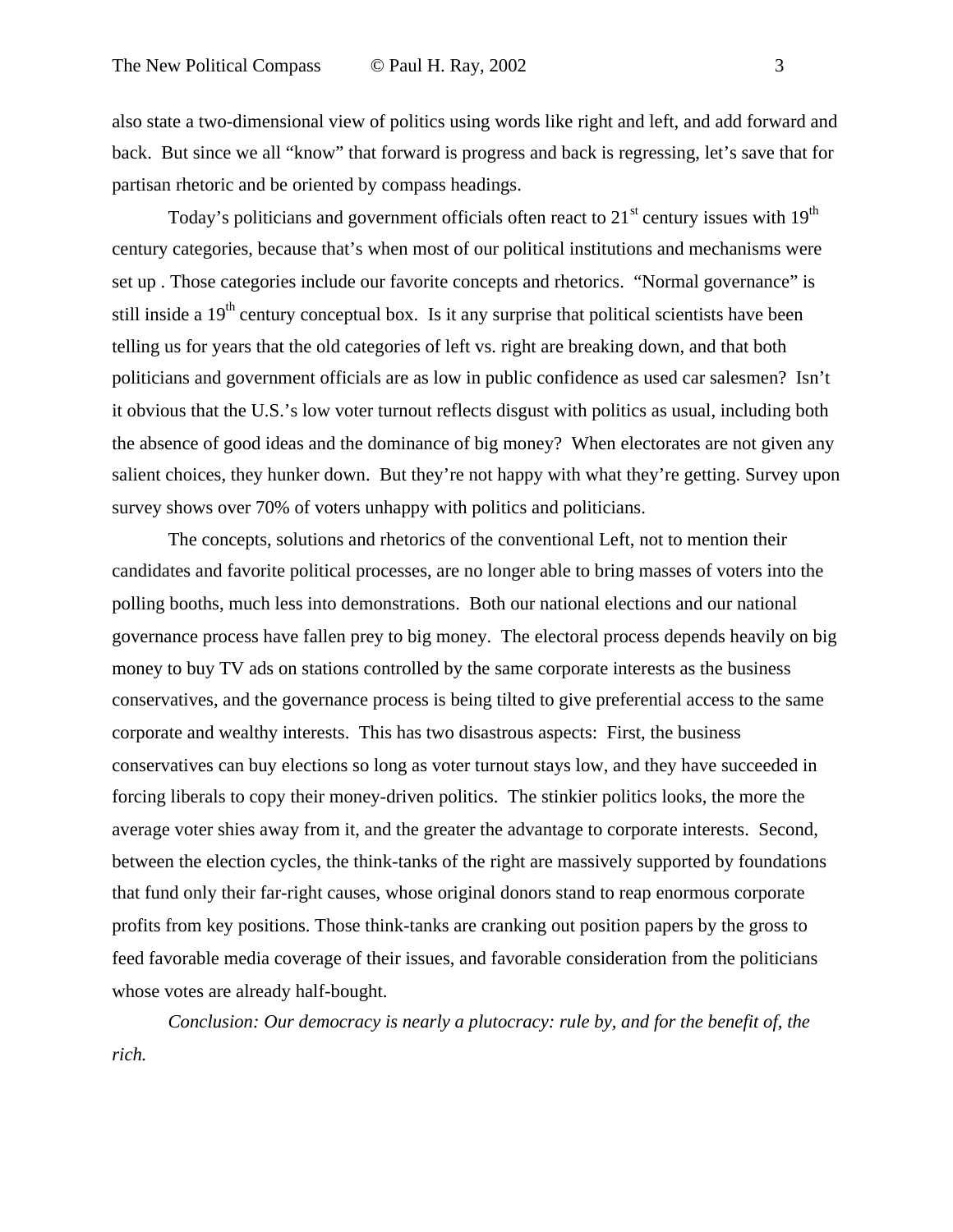also state a two-dimensional view of politics using words like right and left, and add forward and back. But since we all "know" that forward is progress and back is regressing, let's save that for partisan rhetoric and be oriented by compass headings.

Today's politicians and government officials often react to 21st century issues with 19th century categories, because that's when most of our political institutions and mechanisms were set up . Those categories include our favorite concepts and rhetorics. "Normal governance" is still inside a 19th century conceptual box. Is it any surprise that political scientists have been telling us for years that the old categories of left vs. right are breaking down, and that both politicians and government officials are as low in public confidence as used car salesmen? Isn't it obvious that the U.S.'s low voter turnout reflects disgust with politics as usual, including both the absence of good ideas and the dominance of big money? When electorates are not given any salient choices, they hunker down. But they're not happy with what they're getting. Survey upon survey shows over 70% of voters unhappy with politics and politicians.

The concepts, solutions and rhetorics of the conventional Left, not to mention their candidates and favorite political processes, are no longer able to bring masses of voters into the polling booths, much less into demonstrations. Both our national elections and our national governance process have fallen prey to big money. The electoral process depends heavily on big money to buy TV ads on stations controlled by the same corporate interests as the business conservatives, and the governance process is being tilted to give preferential access to the same corporate and wealthy interests. This has two disastrous aspects: First, the business conservatives can buy elections so long as voter turnout stays low, and they have succeeded in forcing liberals to copy their money-driven politics. The stinkier politics looks, the more the average voter shies away from it, and the greater the advantage to corporate interests. Second, between the election cycles, the think-tanks of the right are massively supported by foundations that fund only their far-right causes, whose original donors stand to reap enormous corporate profits from key positions. Those think-tanks are cranking out position papers by the gross to feed favorable media coverage of their issues, and favorable consideration from the politicians whose votes are already half-bought.

*Conclusion: Our democracy is nearly a plutocracy: rule by, and for the benefit of, the rich.*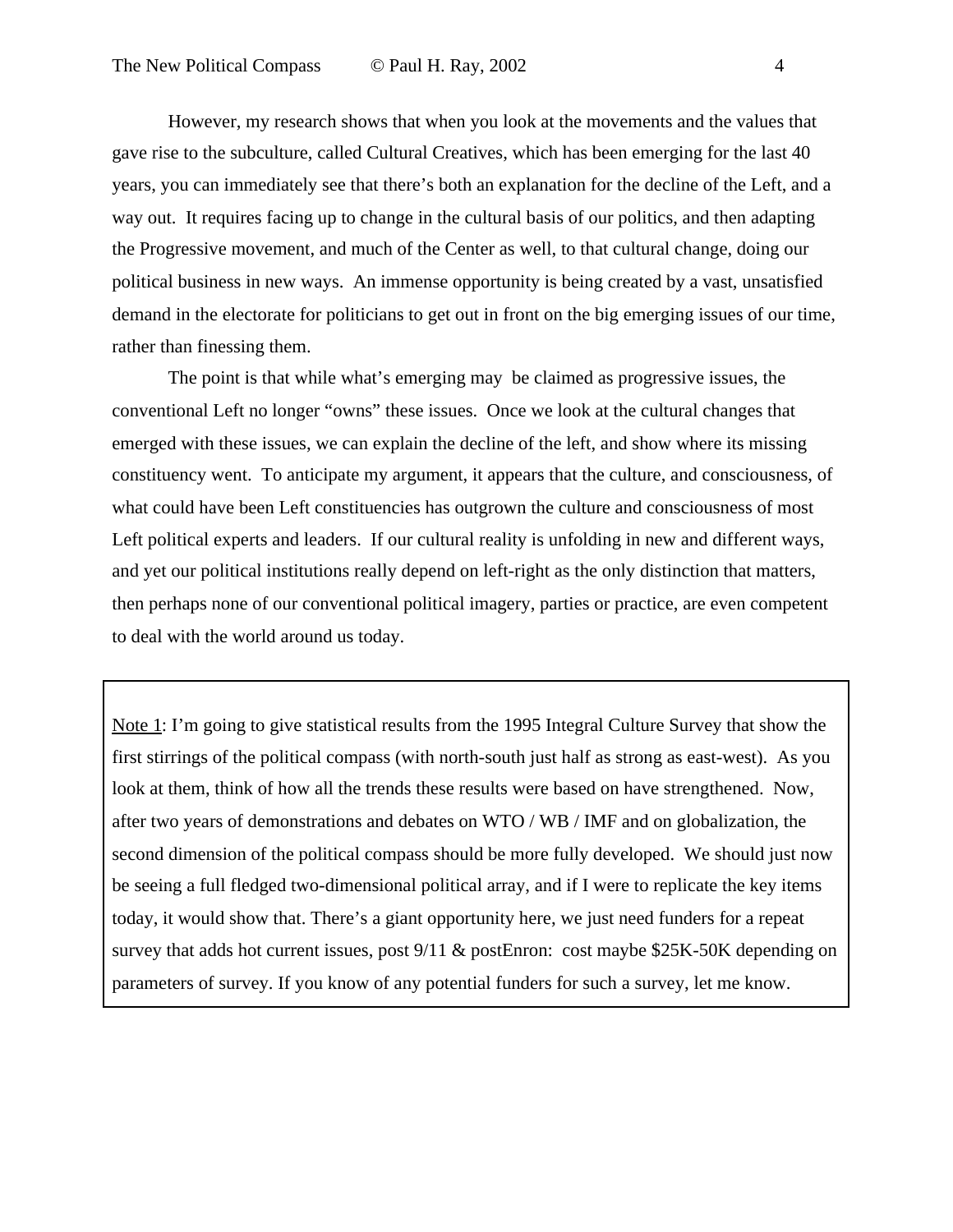However, my research shows that when you look at the movements and the values that gave rise to the subculture, called Cultural Creatives, which has been emerging for the last 40 years, you can immediately see that there's both an explanation for the decline of the Left, and a way out. It requires facing up to change in the cultural basis of our politics, and then adapting the Progressive movement, and much of the Center as well, to that cultural change, doing our political business in new ways. An immense opportunity is being created by a vast, unsatisfied demand in the electorate for politicians to get out in front on the big emerging issues of our time, rather than finessing them.

The point is that while what's emerging may be claimed as progressive issues, the conventional Left no longer "owns" these issues. Once we look at the cultural changes that emerged with these issues, we can explain the decline of the left, and show where its missing constituency went. To anticipate my argument, it appears that the culture, and consciousness, of what could have been Left constituencies has outgrown the culture and consciousness of most Left political experts and leaders. If our cultural reality is unfolding in new and different ways, and yet our political institutions really depend on left-right as the only distinction that matters, then perhaps none of our conventional political imagery, parties or practice, are even competent to deal with the world around us today.

> Note 1: I'm going to give statistical results from the 1995 Integral Culture Survey that show the first stirrings of the political compass (with north-south just half as strong as east-west). As you look at them, think of how all the trends these results were based on have strengthened. Now, after two years of demonstrations and debates on WTO / WB / IMF and on globalization, the second dimension of the political compass should be more fully developed. We should just now be seeing a full fledged two-dimensional political array, and if I were to replicate the key items today, it would show that. There's a giant opportunity here, we just need funders for a repeat survey that adds hot current issues, post 9/11 & postEnron: cost maybe $25K-50K depending on parameters of survey. If you know of any potential funders for such a survey, let me know.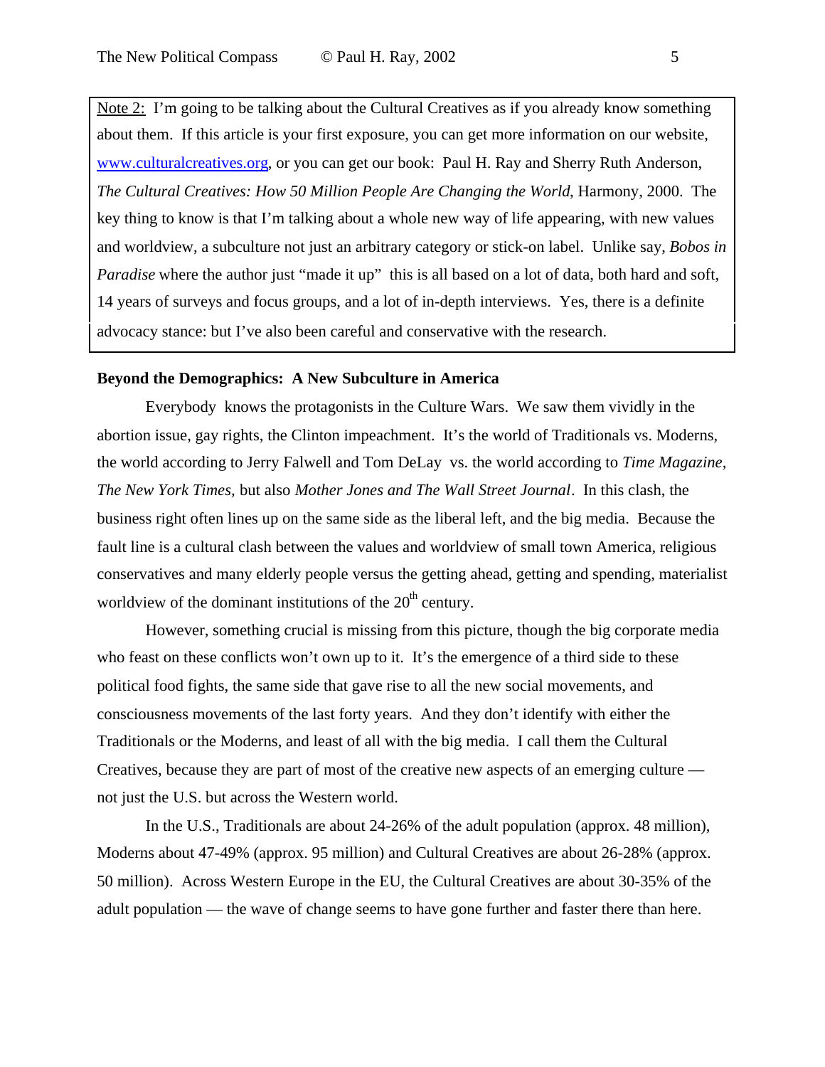Note 2: I'm going to be talking about the Cultural Creatives as if you already know something about them. If this article is your first exposure, you can get more information on our website, www.culturalcreatives.org, or you can get our book: Paul H. Ray and Sherry Ruth Anderson, *The Cultural Creatives: How 50 Million People Are Changing the World*, Harmony, 2000. The key thing to know is that I'm talking about a whole new way of life appearing, with new values and worldview, a subculture not just an arbitrary category or stick-on label. Unlike say, *Bobos in Paradise* where the author just "made it up" this is all based on a lot of data, both hard and soft, 14 years of surveys and focus groups, and a lot of in-depth interviews. Yes, there is a definite advocacy stance: but I've also been careful and conservative with the research.

**Beyond the Demographics: A New Subculture in America**

Everybody knows the protagonists in the Culture Wars. We saw them vividly in the abortion issue, gay rights, the Clinton impeachment. It's the world of Traditionals vs. Moderns, the world according to Jerry Falwell and Tom DeLay vs. the world according to *Time Magazine, The New York Times,* but also *Mother Jones and The Wall Street Journal*. In this clash, the business right often lines up on the same side as the liberal left, and the big media. Because the fault line is a cultural clash between the values and worldview of small town America, religious conservatives and many elderly people versus the getting ahead, getting and spending, materialist worldview of the dominant institutions of the 20th century.

However, something crucial is missing from this picture, though the big corporate media who feast on these conflicts won't own up to it. It's the emergence of a third side to these political food fights, the same side that gave rise to all the new social movements, and consciousness movements of the last forty years. And they don't identify with either the Traditionals or the Moderns, and least of all with the big media. I call them the Cultural Creatives, because they are part of most of the creative new aspects of an emerging culture — not just the U.S. but across the Western world.

In the U.S., Traditionals are about 24-26% of the adult population (approx. 48 million), Moderns about 47-49% (approx. 95 million) and Cultural Creatives are about 26-28% (approx. 50 million). Across Western Europe in the EU, the Cultural Creatives are about 30-35% of the adult population — the wave of change seems to have gone further and faster there than here.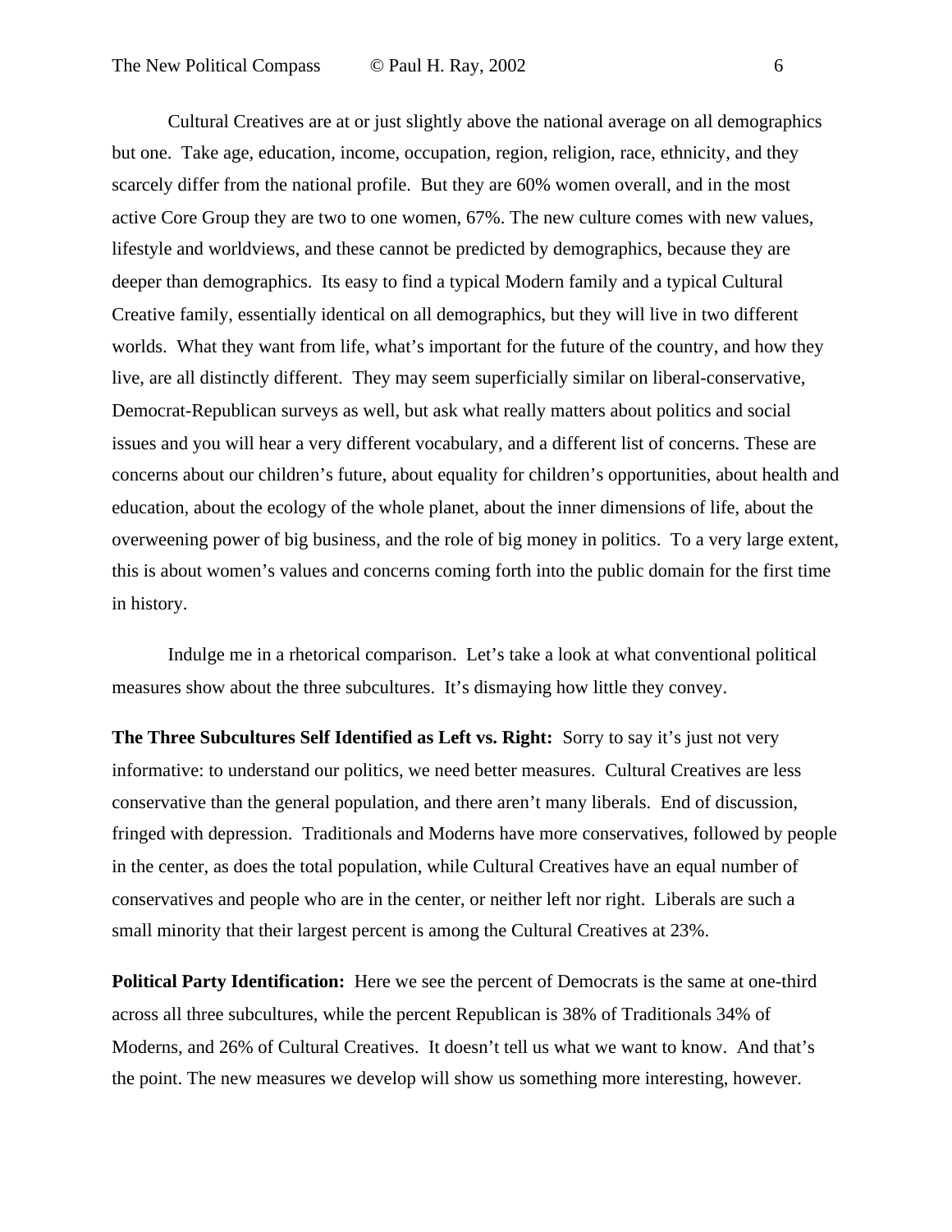Cultural Creatives are at or just slightly above the national average on all demographics but one. Take age, education, income, occupation, region, religion, race, ethnicity, and they scarcely differ from the national profile. But they are 60% women overall, and in the most active Core Group they are two to one women, 67%. The new culture comes with new values, lifestyle and worldviews, and these cannot be predicted by demographics, because they are deeper than demographics. Its easy to find a typical Modern family and a typical Cultural Creative family, essentially identical on all demographics, but they will live in two different worlds. What they want from life, what's important for the future of the country, and how they live, are all distinctly different. They may seem superficially similar on liberal-conservative, Democrat-Republican surveys as well, but ask what really matters about politics and social issues and you will hear a very different vocabulary, and a different list of concerns. These are concerns about our children's future, about equality for children's opportunities, about health and education, about the ecology of the whole planet, about the inner dimensions of life, about the overweening power of big business, and the role of big money in politics. To a very large extent, this is about women's values and concerns coming forth into the public domain for the first time in history.

Indulge me in a rhetorical comparison. Let's take a look at what conventional political measures show about the three subcultures. It's dismaying how little they convey.

**The Three Subcultures Self Identified as Left vs. Right:** Sorry to say it's just not very informative: to understand our politics, we need better measures. Cultural Creatives are less conservative than the general population, and there aren't many liberals. End of discussion, fringed with depression. Traditionals and Moderns have more conservatives, followed by people in the center, as does the total population, while Cultural Creatives have an equal number of conservatives and people who are in the center, or neither left nor right. Liberals are such a small minority that their largest percent is among the Cultural Creatives at 23%.

**Political Party Identification:** Here we see the percent of Democrats is the same at one-third across all three subcultures, while the percent Republican is 38% of Traditionals 34% of Moderns, and 26% of Cultural Creatives. It doesn't tell us what we want to know. And that's the point. The new measures we develop will show us something more interesting, however.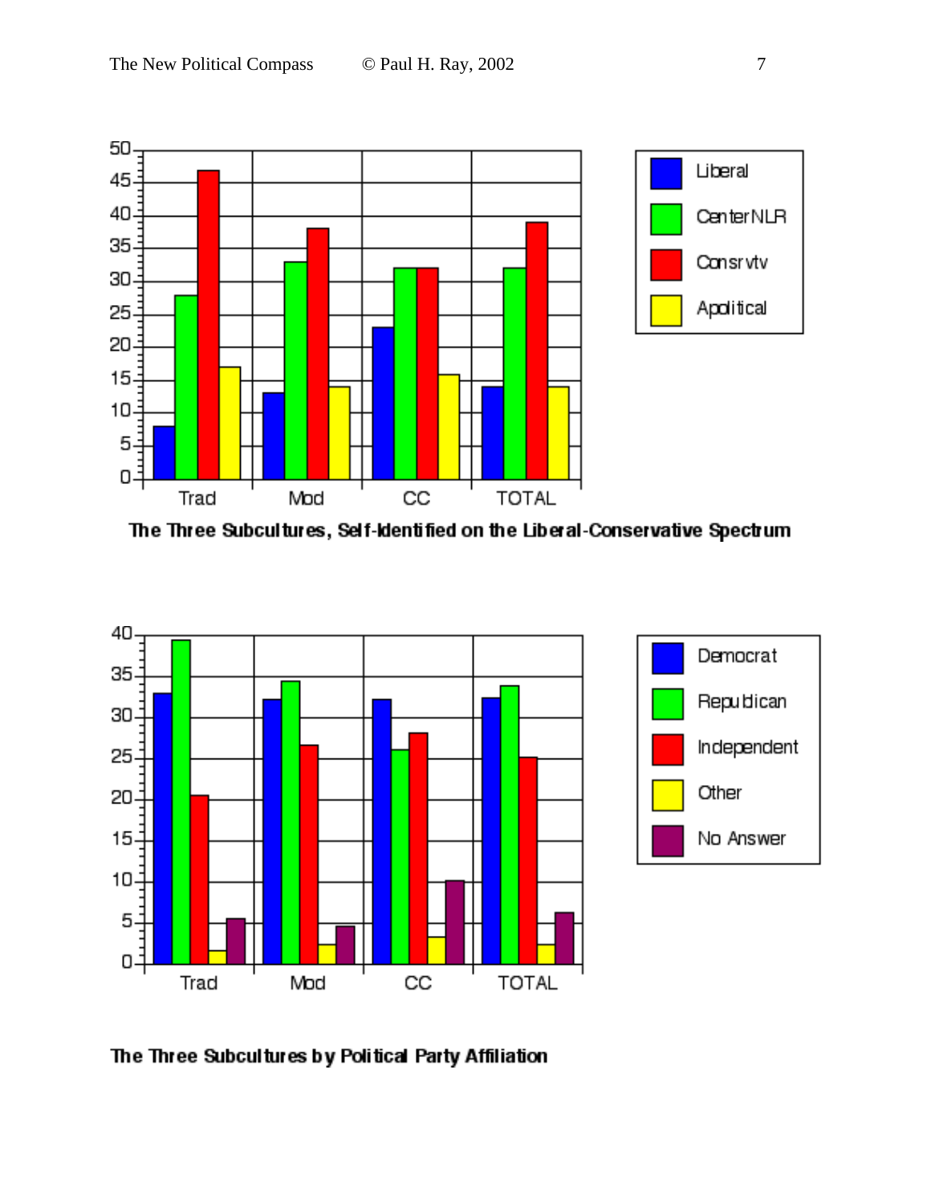The Three Subcultures, Self-Identified on the Liberal-Conservative Spectrum

The Three Subcultures by Political Party Affiliation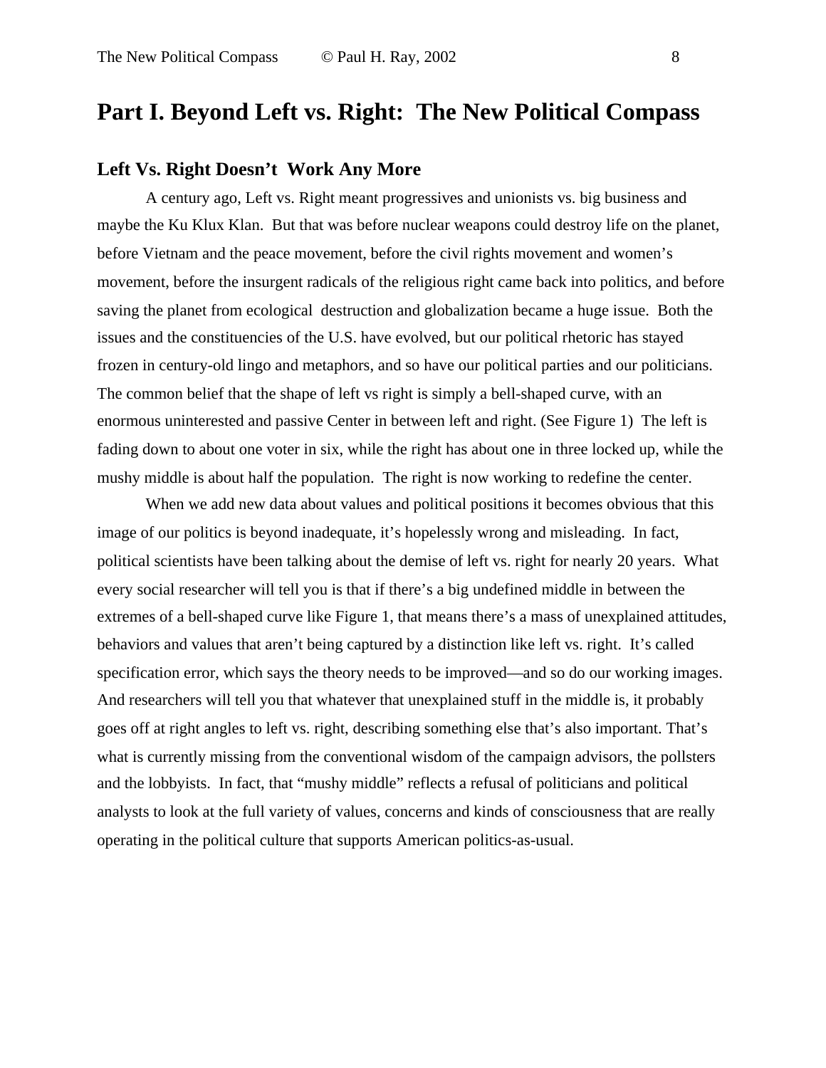# Part I. Beyond Left vs. Right: The New Political Compass

## Left Vs. Right Doesn't Work Any More

A century ago, Left vs. Right meant progressives and unionists vs. big business and maybe the Ku Klux Klan. But that was before nuclear weapons could destroy life on the planet, before Vietnam and the peace movement, before the civil rights movement and women's movement, before the insurgent radicals of the religious right came back into politics, and before saving the planet from ecological destruction and globalization became a huge issue. Both the issues and the constituencies of the U.S. have evolved, but our political rhetoric has stayed frozen in century-old lingo and metaphors, and so have our political parties and our politicians. The common belief that the shape of left vs right is simply a bell-shaped curve, with an enormous uninterested and passive Center in between left and right. (See Figure 1) The left is fading down to about one voter in six, while the right has about one in three locked up, while the mushy middle is about half the population. The right is now working to redefine the center.

When we add new data about values and political positions it becomes obvious that this image of our politics is beyond inadequate, it's hopelessly wrong and misleading. In fact, political scientists have been talking about the demise of left vs. right for nearly 20 years. What every social researcher will tell you is that if there's a big undefined middle in between the extremes of a bell-shaped curve like Figure 1, that means there's a mass of unexplained attitudes, behaviors and values that aren't being captured by a distinction like left vs. right. It's called specification error, which says the theory needs to be improved—and so do our working images. And researchers will tell you that whatever that unexplained stuff in the middle is, it probably goes off at right angles to left vs. right, describing something else that's also important. That's what is currently missing from the conventional wisdom of the campaign advisors, the pollsters and the lobbyists. In fact, that "mushy middle" reflects a refusal of politicians and political analysts to look at the full variety of values, concerns and kinds of consciousness that are really operating in the political culture that supports American politics-as-usual.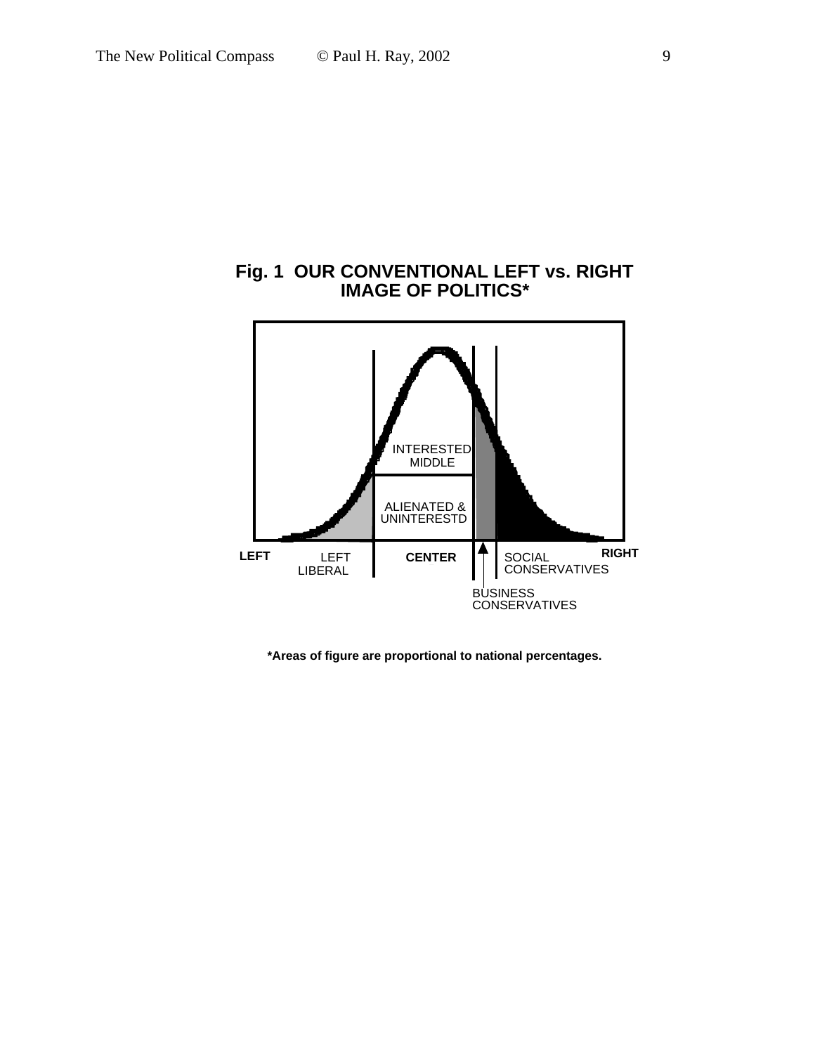**Fig. 1 OUR CONVENTIONAL LEFT vs. RIGHT IMAGE OF POLITICS***

INTERESTED MIDDLE

ALIENATED & UNINTERESTD

LEFT — LEFT LIBERAL — CENTER — SOCIAL CONSERVATIVES — RIGHT

BUSINESS CONSERVATIVES

**\*Areas of figure are proportional to national percentages.**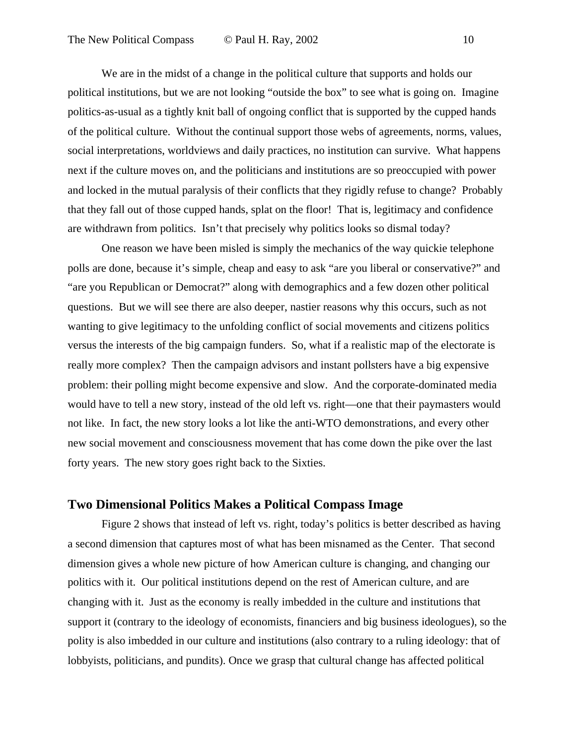We are in the midst of a change in the political culture that supports and holds our political institutions, but we are not looking "outside the box" to see what is going on. Imagine politics-as-usual as a tightly knit ball of ongoing conflict that is supported by the cupped hands of the political culture. Without the continual support those webs of agreements, norms, values, social interpretations, worldviews and daily practices, no institution can survive. What happens next if the culture moves on, and the politicians and institutions are so preoccupied with power and locked in the mutual paralysis of their conflicts that they rigidly refuse to change? Probably that they fall out of those cupped hands, splat on the floor! That is, legitimacy and confidence are withdrawn from politics. Isn't that precisely why politics looks so dismal today?

One reason we have been misled is simply the mechanics of the way quickie telephone polls are done, because it's simple, cheap and easy to ask "are you liberal or conservative?" and "are you Republican or Democrat?" along with demographics and a few dozen other political questions. But we will see there are also deeper, nastier reasons why this occurs, such as not wanting to give legitimacy to the unfolding conflict of social movements and citizens politics versus the interests of the big campaign funders. So, what if a realistic map of the electorate is really more complex? Then the campaign advisors and instant pollsters have a big expensive problem: their polling might become expensive and slow. And the corporate-dominated media would have to tell a new story, instead of the old left vs. right—one that their paymasters would not like. In fact, the new story looks a lot like the anti-WTO demonstrations, and every other new social movement and consciousness movement that has come down the pike over the last forty years. The new story goes right back to the Sixties.

## Two Dimensional Politics Makes a Political Compass Image

Figure 2 shows that instead of left vs. right, today's politics is better described as having a second dimension that captures most of what has been misnamed as the Center. That second dimension gives a whole new picture of how American culture is changing, and changing our politics with it. Our political institutions depend on the rest of American culture, and are changing with it. Just as the economy is really imbedded in the culture and institutions that support it (contrary to the ideology of economists, financiers and big business ideologues), so the polity is also imbedded in our culture and institutions (also contrary to a ruling ideology: that of lobbyists, politicians, and pundits). Once we grasp that cultural change has affected political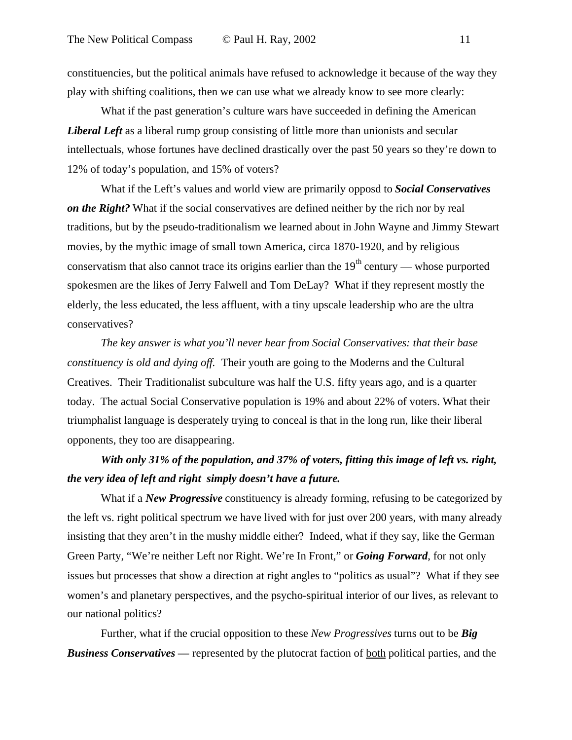constituencies, but the political animals have refused to acknowledge it because of the way they play with shifting coalitions, then we can use what we already know to see more clearly:

What if the past generation's culture wars have succeeded in defining the American ***Liberal Left*** as a liberal rump group consisting of little more than unionists and secular intellectuals, whose fortunes have declined drastically over the past 50 years so they're down to 12% of today's population, and 15% of voters?

What if the Left's values and world view are primarily opposd to ***Social Conservatives on the Right?*** What if the social conservatives are defined neither by the rich nor by real traditions, but by the pseudo-traditionalism we learned about in John Wayne and Jimmy Stewart movies, by the mythic image of small town America, circa 1870-1920, and by religious conservatism that also cannot trace its origins earlier than the 19th century — whose purported spokesmen are the likes of Jerry Falwell and Tom DeLay? What if they represent mostly the elderly, the less educated, the less affluent, with a tiny upscale leadership who are the ultra conservatives?

*The key answer is what you'll never hear from Social Conservatives: that their base constituency is old and dying off.* Their youth are going to the Moderns and the Cultural Creatives. Their Traditionalist subculture was half the U.S. fifty years ago, and is a quarter today. The actual Social Conservative population is 19% and about 22% of voters. What their triumphalist language is desperately trying to conceal is that in the long run, like their liberal opponents, they too are disappearing.

***With only 31% of the population, and 37% of voters, fitting this image of left vs. right, the very idea of left and right simply doesn't have a future.***

What if a ***New Progressive*** constituency is already forming, refusing to be categorized by the left vs. right political spectrum we have lived with for just over 200 years, with many already insisting that they aren't in the mushy middle either? Indeed, what if they say, like the German Green Party, "We're neither Left nor Right. We're In Front," or ***Going Forward***, for not only issues but processes that show a direction at right angles to "politics as usual"? What if they see women's and planetary perspectives, and the psycho-spiritual interior of our lives, as relevant to our national politics?

Further, what if the crucial opposition to these *New Progressives* turns out to be ***Big Business Conservatives —*** represented by the plutocrat faction of <u>both</u> political parties, and the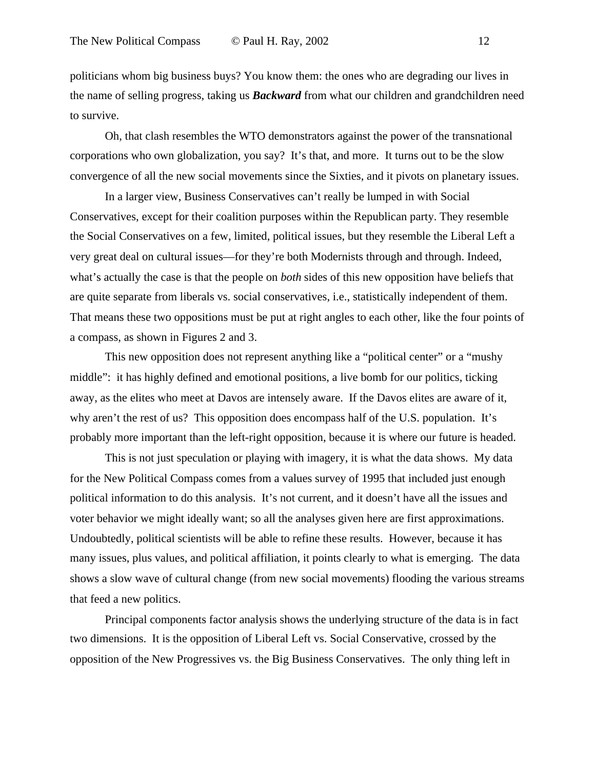politicians whom big business buys? You know them: the ones who are degrading our lives in the name of selling progress, taking us ***Backward*** from what our children and grandchildren need to survive.

Oh, that clash resembles the WTO demonstrators against the power of the transnational corporations who own globalization, you say? It's that, and more. It turns out to be the slow convergence of all the new social movements since the Sixties, and it pivots on planetary issues.

In a larger view, Business Conservatives can't really be lumped in with Social Conservatives, except for their coalition purposes within the Republican party. They resemble the Social Conservatives on a few, limited, political issues, but they resemble the Liberal Left a very great deal on cultural issues—for they're both Modernists through and through. Indeed, what's actually the case is that the people on *both* sides of this new opposition have beliefs that are quite separate from liberals vs. social conservatives, i.e., statistically independent of them. That means these two oppositions must be put at right angles to each other, like the four points of a compass, as shown in Figures 2 and 3.

This new opposition does not represent anything like a "political center" or a "mushy middle": it has highly defined and emotional positions, a live bomb for our politics, ticking away, as the elites who meet at Davos are intensely aware. If the Davos elites are aware of it, why aren't the rest of us? This opposition does encompass half of the U.S. population. It's probably more important than the left-right opposition, because it is where our future is headed.

This is not just speculation or playing with imagery, it is what the data shows. My data for the New Political Compass comes from a values survey of 1995 that included just enough political information to do this analysis. It's not current, and it doesn't have all the issues and voter behavior we might ideally want; so all the analyses given here are first approximations. Undoubtedly, political scientists will be able to refine these results. However, because it has many issues, plus values, and political affiliation, it points clearly to what is emerging. The data shows a slow wave of cultural change (from new social movements) flooding the various streams that feed a new politics.

Principal components factor analysis shows the underlying structure of the data is in fact two dimensions. It is the opposition of Liberal Left vs. Social Conservative, crossed by the opposition of the New Progressives vs. the Big Business Conservatives. The only thing left in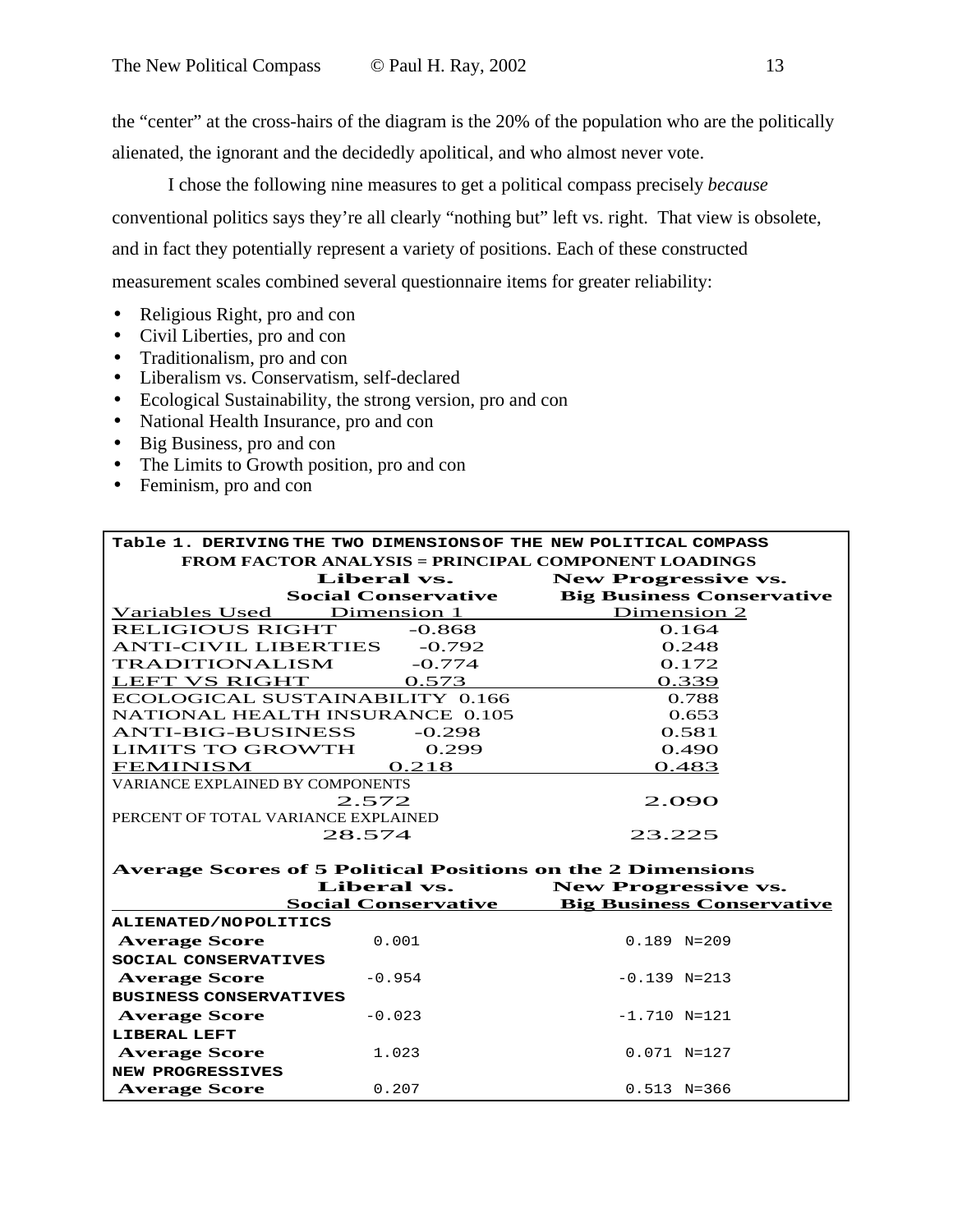the "center" at the cross-hairs of the diagram is the 20% of the population who are the politically alienated, the ignorant and the decidedly apolitical, and who almost never vote.

I chose the following nine measures to get a political compass precisely *because* conventional politics says they're all clearly "nothing but" left vs. right. That view is obsolete, and in fact they potentially represent a variety of positions. Each of these constructed measurement scales combined several questionnaire items for greater reliability:

- Religious Right, pro and con
- Civil Liberties, pro and con
- Traditionalism, pro and con
- Liberalism vs. Conservatism, self-declared
- Ecological Sustainability, the strong version, pro and con
- National Health Insurance, pro and con
- Big Business, pro and con
- The Limits to Growth position, pro and con
- Feminism, pro and con

**Table 1. DERIVING THE TWO DIMENSIONS OF THE NEW POLITICAL COMPASS FROM FACTOR ANALYSIS = PRINCIPAL COMPONENT LOADINGS**

| Variables Used | Liberal vs. Social Conservative Dimension 1 | New Progressive vs. Big Business Conservative Dimension 2 |
|---|---|---|
| RELIGIOUS RIGHT | -0.868 | 0.164 |
| ANTI-CIVIL LIBERTIES | -0.792 | 0.248 |
| TRADITIONALISM | -0.774 | 0.172 |
| LEFT VS RIGHT | 0.573 | 0.339 |
| ECOLOGICAL SUSTAINABILITY | 0.166 | 0.788 |
| NATIONAL HEALTH INSURANCE | 0.105 | 0.653 |
| ANTI-BIG-BUSINESS | -0.298 | 0.581 |
| LIMITS TO GROWTH | 0.299 | 0.490 |
| FEMINISM | 0.218 | 0.483 |
| VARIANCE EXPLAINED BY COMPONENTS | 2.572 | 2.090 |
| PERCENT OF TOTAL VARIANCE EXPLAINED | 28.574 | 23.225 |

**Average Scores of 5 Political Positions on the 2 Dimensions**

| | Liberal vs. Social Conservative | New Progressive vs. Big Business Conservative | N |
|---|---|---|---|
| **ALIENATED/NO POLITICS** Average Score | 0.001 | 0.189 | N=209 |
| **SOCIAL CONSERVATIVES** Average Score | -0.954 | -0.139 | N=213 |
| **BUSINESS CONSERVATIVES** Average Score | -0.023 | -1.710 | N=121 |
| **LIBERAL LEFT** Average Score | 1.023 | 0.071 | N=127 |
| **NEW PROGRESSIVES** Average Score | 0.207 | 0.513 | N=366 |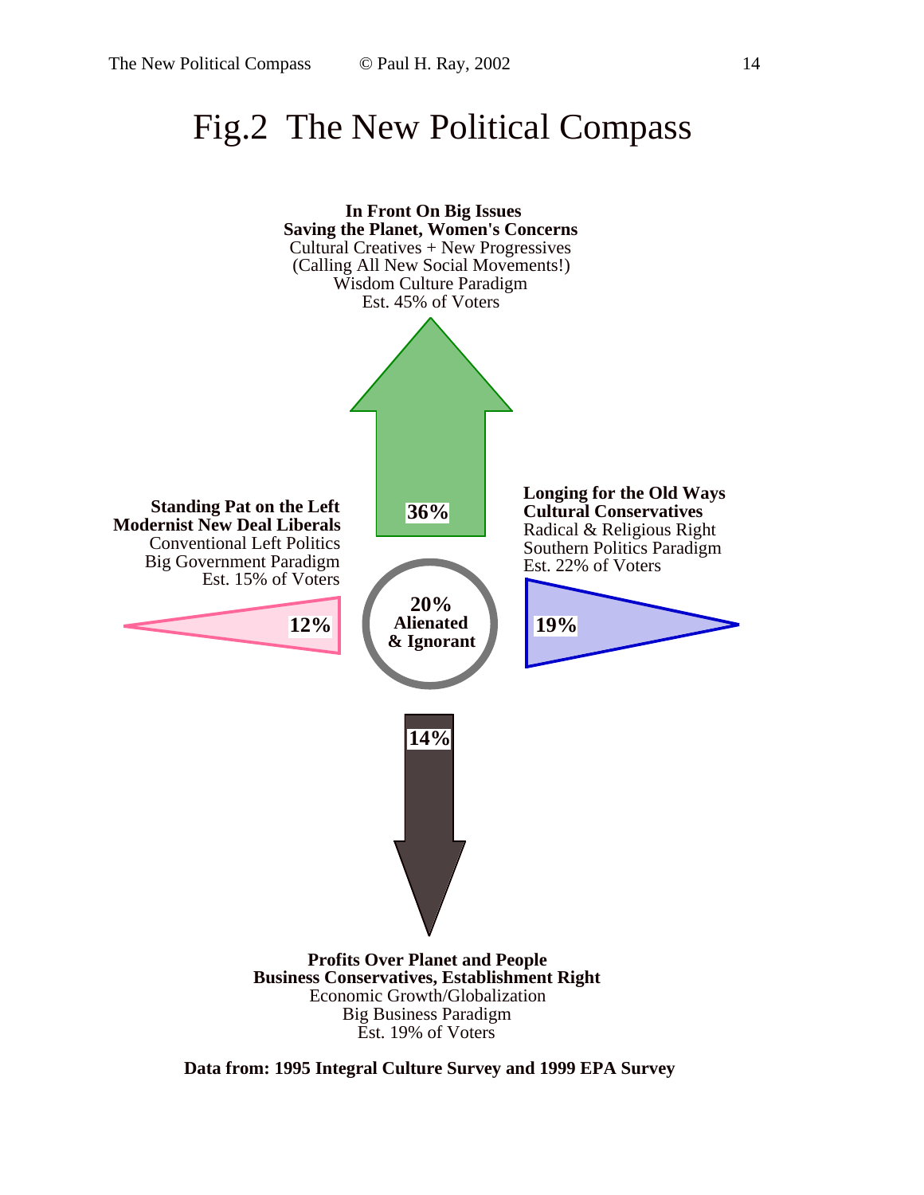# Fig.2 The New Political Compass

**In Front On Big Issues**
**Saving the Planet, Women's Concerns**
Cultural Creatives + New Progressives
(Calling All New Social Movements!)
Wisdom Culture Paradigm
Est. 45% of Voters

**36%**

**Standing Pat on the Left**
**Modernist New Deal Liberals**
Conventional Left Politics
Big Government Paradigm
Est. 15% of Voters

**12%**

**20%**
**Alienated**
**& Ignorant**

**Longing for the Old Ways**
**Cultural Conservatives**
Radical & Religious Right
Southern Politics Paradigm
Est. 22% of Voters

**19%**

**14%**

**Profits Over Planet and People**
**Business Conservatives, Establishment Right**
Economic Growth/Globalization
Big Business Paradigm
Est. 19% of Voters

**Data from: 1995 Integral Culture Survey and 1999 EPA Survey**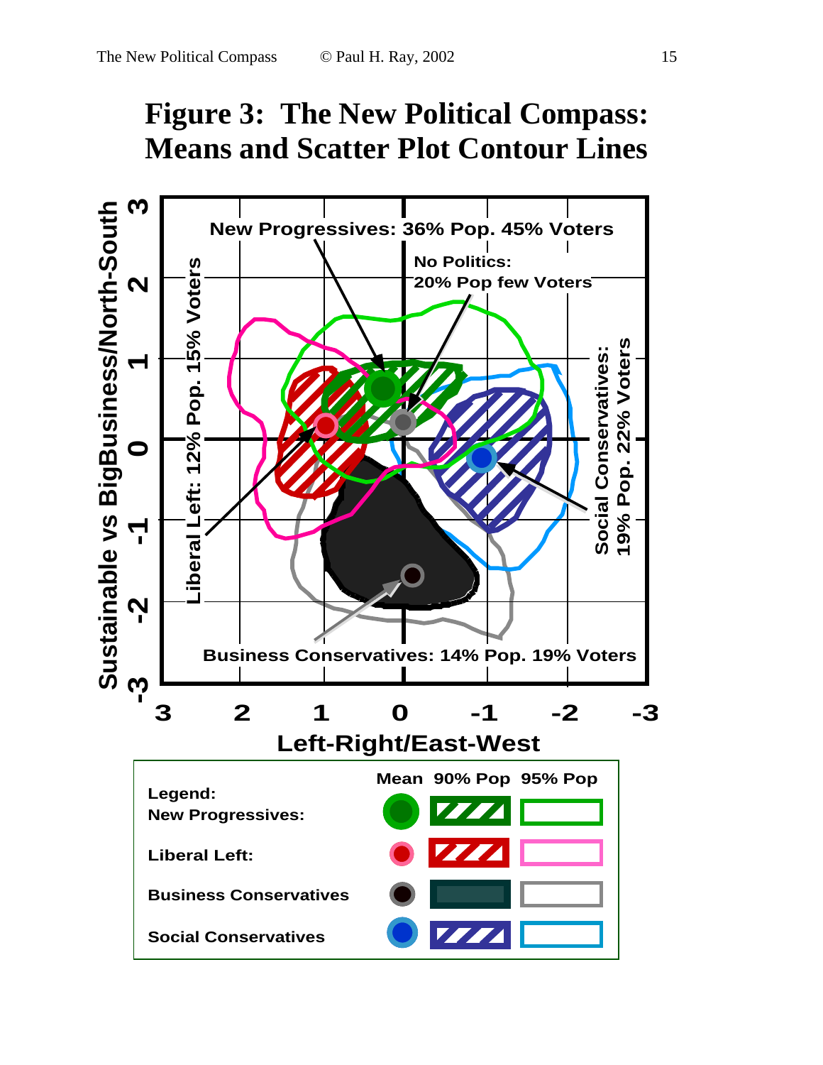# Figure 3: The New Political Compass: Means and Scatter Plot Contour Lines

New Progressives: 36% Pop. 45% Voters

No Politics: 20% Pop few Voters

Liberal Left: 12% Pop. 15% Voters

Social Conservatives: 19% Pop. 22% Voters

Business Conservatives: 14% Pop. 19% Voters

Sustainable vs BigBusiness/North-South

Left-Right/East-West

| Legend: | Mean | 90% Pop | 95% Pop |
| --- | --- | --- | --- |
| New Progressives: | | | |
| Liberal Left: | | | |
| Business Conservatives | | | |
| Social Conservatives | | | |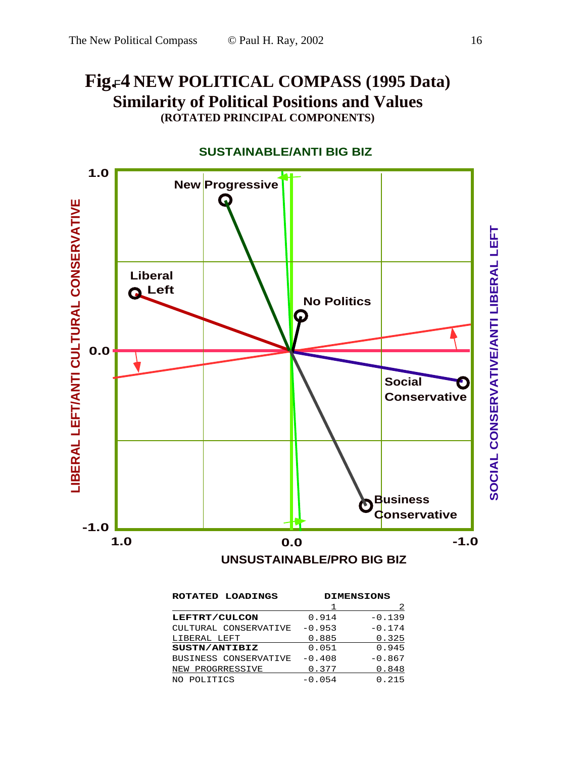# Fig. 4 NEW POLITICAL COMPASS (1995 Data)
## Similarity of Political Positions and Values
### (ROTATED PRINCIPAL COMPONENTS)

SUSTAINABLE/ANTI BIG BIZ

LIBERAL LEFT/ANTI CULTURAL CONSERVATIVE

SOCIAL CONSERVATIVE/ANTI LIBERAL LEFT

UNSUSTAINABLE/PRO BIG BIZ

New Progressive

Liberal Left

No Politics

Social Conservative

Business Conservative

| ROTATED LOADINGS | DIMENSIONS 1 | 2 |
|---|---|---|
| **LEFTRT/CULCON** | 0.914 | -0.139 |
| CULTURAL CONSERVATIVE | -0.953 | -0.174 |
| LIBERAL LEFT | 0.885 | 0.325 |
| **SUSTN/ANTIBIZ** | 0.051 | 0.945 |
| BUSINESS CONSERVATIVE | -0.408 | -0.867 |
| NEW PROGRRESSIVE | 0.377 | 0.848 |
| NO POLITICS | -0.054 | 0.215 |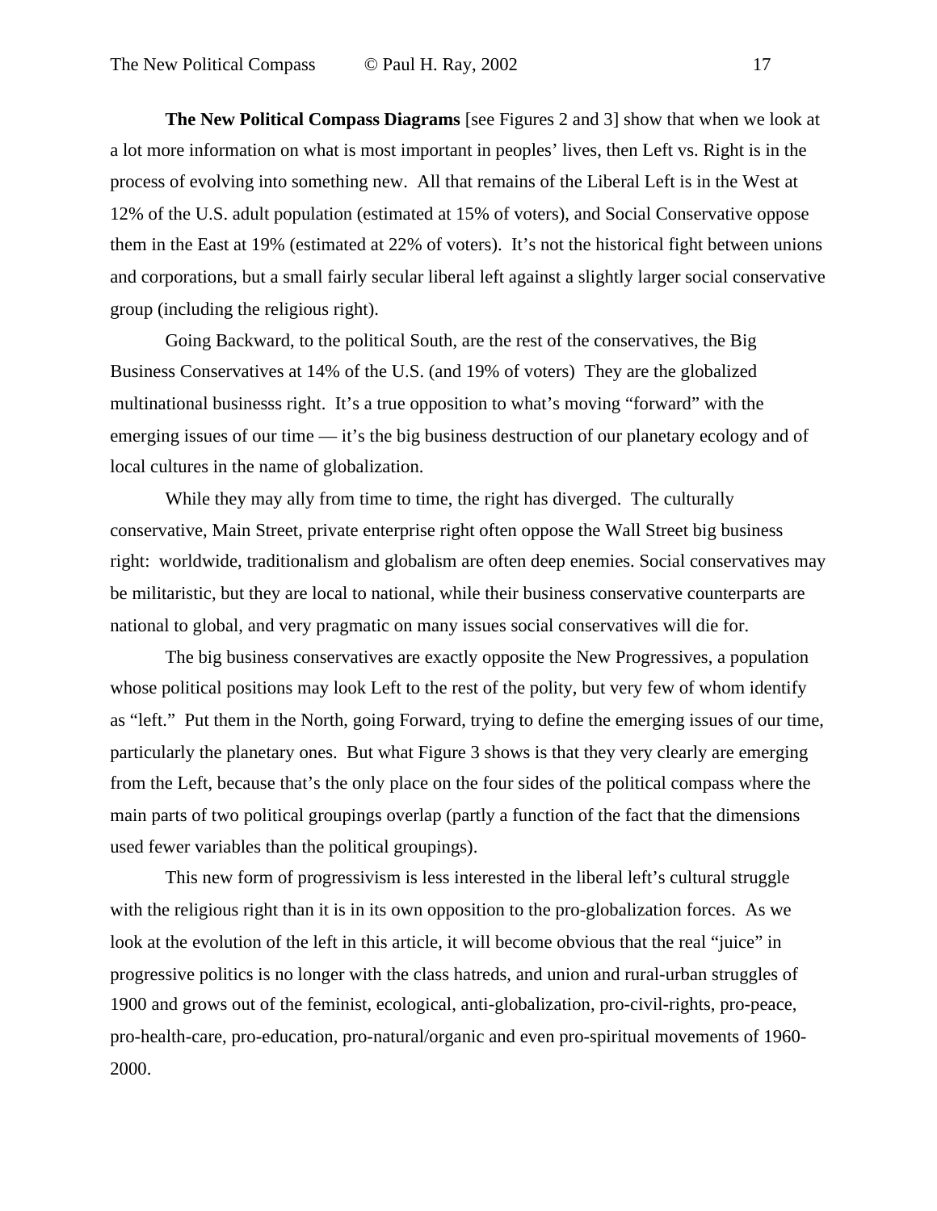**The New Political Compass Diagrams** [see Figures 2 and 3] show that when we look at a lot more information on what is most important in peoples' lives, then Left vs. Right is in the process of evolving into something new. All that remains of the Liberal Left is in the West at 12% of the U.S. adult population (estimated at 15% of voters), and Social Conservative oppose them in the East at 19% (estimated at 22% of voters). It's not the historical fight between unions and corporations, but a small fairly secular liberal left against a slightly larger social conservative group (including the religious right).

Going Backward, to the political South, are the rest of the conservatives, the Big Business Conservatives at 14% of the U.S. (and 19% of voters) They are the globalized multinational businesss right. It's a true opposition to what's moving "forward" with the emerging issues of our time — it's the big business destruction of our planetary ecology and of local cultures in the name of globalization.

While they may ally from time to time, the right has diverged. The culturally conservative, Main Street, private enterprise right often oppose the Wall Street big business right: worldwide, traditionalism and globalism are often deep enemies. Social conservatives may be militaristic, but they are local to national, while their business conservative counterparts are national to global, and very pragmatic on many issues social conservatives will die for.

The big business conservatives are exactly opposite the New Progressives, a population whose political positions may look Left to the rest of the polity, but very few of whom identify as "left." Put them in the North, going Forward, trying to define the emerging issues of our time, particularly the planetary ones. But what Figure 3 shows is that they very clearly are emerging from the Left, because that's the only place on the four sides of the political compass where the main parts of two political groupings overlap (partly a function of the fact that the dimensions used fewer variables than the political groupings).

This new form of progressivism is less interested in the liberal left's cultural struggle with the religious right than it is in its own opposition to the pro-globalization forces. As we look at the evolution of the left in this article, it will become obvious that the real "juice" in progressive politics is no longer with the class hatreds, and union and rural-urban struggles of 1900 and grows out of the feminist, ecological, anti-globalization, pro-civil-rights, pro-peace, pro-health-care, pro-education, pro-natural/organic and even pro-spiritual movements of 1960-2000.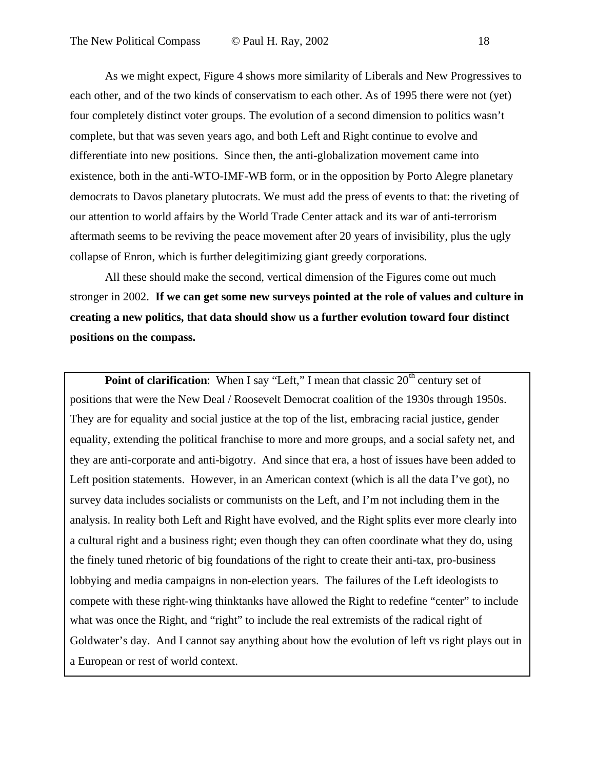As we might expect, Figure 4 shows more similarity of Liberals and New Progressives to each other, and of the two kinds of conservatism to each other. As of 1995 there were not (yet) four completely distinct voter groups. The evolution of a second dimension to politics wasn't complete, but that was seven years ago, and both Left and Right continue to evolve and differentiate into new positions. Since then, the anti-globalization movement came into existence, both in the anti-WTO-IMF-WB form, or in the opposition by Porto Alegre planetary democrats to Davos planetary plutocrats. We must add the press of events to that: the riveting of our attention to world affairs by the World Trade Center attack and its war of anti-terrorism aftermath seems to be reviving the peace movement after 20 years of invisibility, plus the ugly collapse of Enron, which is further delegitimizing giant greedy corporations.

All these should make the second, vertical dimension of the Figures come out much stronger in 2002. **If we can get some new surveys pointed at the role of values and culture in creating a new politics, that data should show us a further evolution toward four distinct positions on the compass.**

**Point of clarification**: When I say "Left," I mean that classic 20th century set of positions that were the New Deal / Roosevelt Democrat coalition of the 1930s through 1950s. They are for equality and social justice at the top of the list, embracing racial justice, gender equality, extending the political franchise to more and more groups, and a social safety net, and they are anti-corporate and anti-bigotry. And since that era, a host of issues have been added to Left position statements. However, in an American context (which is all the data I've got), no survey data includes socialists or communists on the Left, and I'm not including them in the analysis. In reality both Left and Right have evolved, and the Right splits ever more clearly into a cultural right and a business right; even though they can often coordinate what they do, using the finely tuned rhetoric of big foundations of the right to create their anti-tax, pro-business lobbying and media campaigns in non-election years. The failures of the Left ideologists to compete with these right-wing thinktanks have allowed the Right to redefine "center" to include what was once the Right, and "right" to include the real extremists of the radical right of Goldwater's day. And I cannot say anything about how the evolution of left vs right plays out in a European or rest of world context.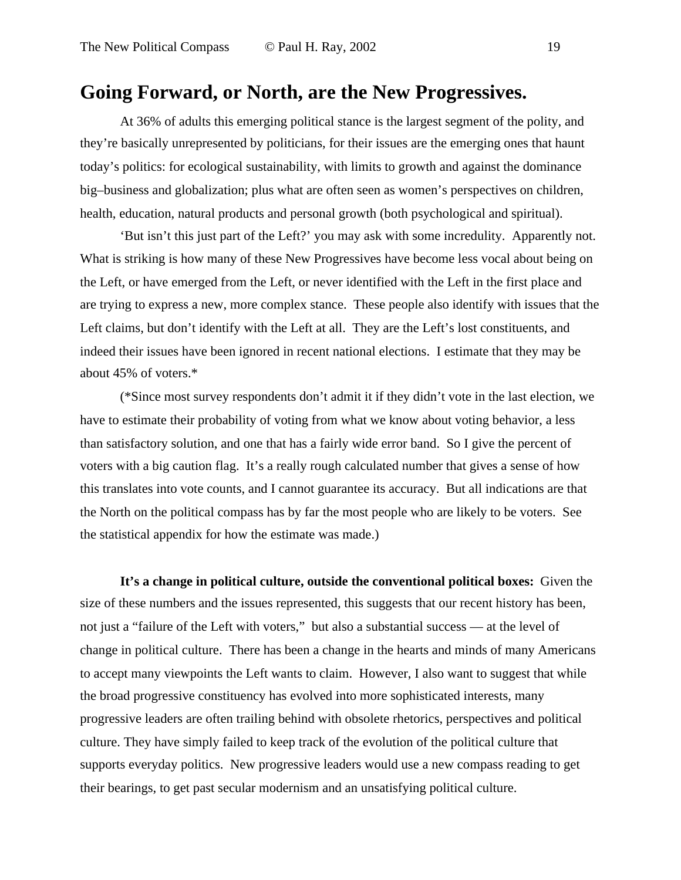## Going Forward, or North, are the New Progressives.

At 36% of adults this emerging political stance is the largest segment of the polity, and they're basically unrepresented by politicians, for their issues are the emerging ones that haunt today's politics: for ecological sustainability, with limits to growth and against the dominance big–business and globalization; plus what are often seen as women's perspectives on children, health, education, natural products and personal growth (both psychological and spiritual).

'But isn't this just part of the Left?' you may ask with some incredulity. Apparently not. What is striking is how many of these New Progressives have become less vocal about being on the Left, or have emerged from the Left, or never identified with the Left in the first place and are trying to express a new, more complex stance. These people also identify with issues that the Left claims, but don't identify with the Left at all. They are the Left's lost constituents, and indeed their issues have been ignored in recent national elections. I estimate that they may be about 45% of voters.*

(*Since most survey respondents don't admit it if they didn't vote in the last election, we have to estimate their probability of voting from what we know about voting behavior, a less than satisfactory solution, and one that has a fairly wide error band. So I give the percent of voters with a big caution flag. It's a really rough calculated number that gives a sense of how this translates into vote counts, and I cannot guarantee its accuracy. But all indications are that the North on the political compass has by far the most people who are likely to be voters. See the statistical appendix for how the estimate was made.)

**It's a change in political culture, outside the conventional political boxes:** Given the size of these numbers and the issues represented, this suggests that our recent history has been, not just a "failure of the Left with voters," but also a substantial success — at the level of change in political culture. There has been a change in the hearts and minds of many Americans to accept many viewpoints the Left wants to claim. However, I also want to suggest that while the broad progressive constituency has evolved into more sophisticated interests, many progressive leaders are often trailing behind with obsolete rhetorics, perspectives and political culture. They have simply failed to keep track of the evolution of the political culture that supports everyday politics. New progressive leaders would use a new compass reading to get their bearings, to get past secular modernism and an unsatisfying political culture.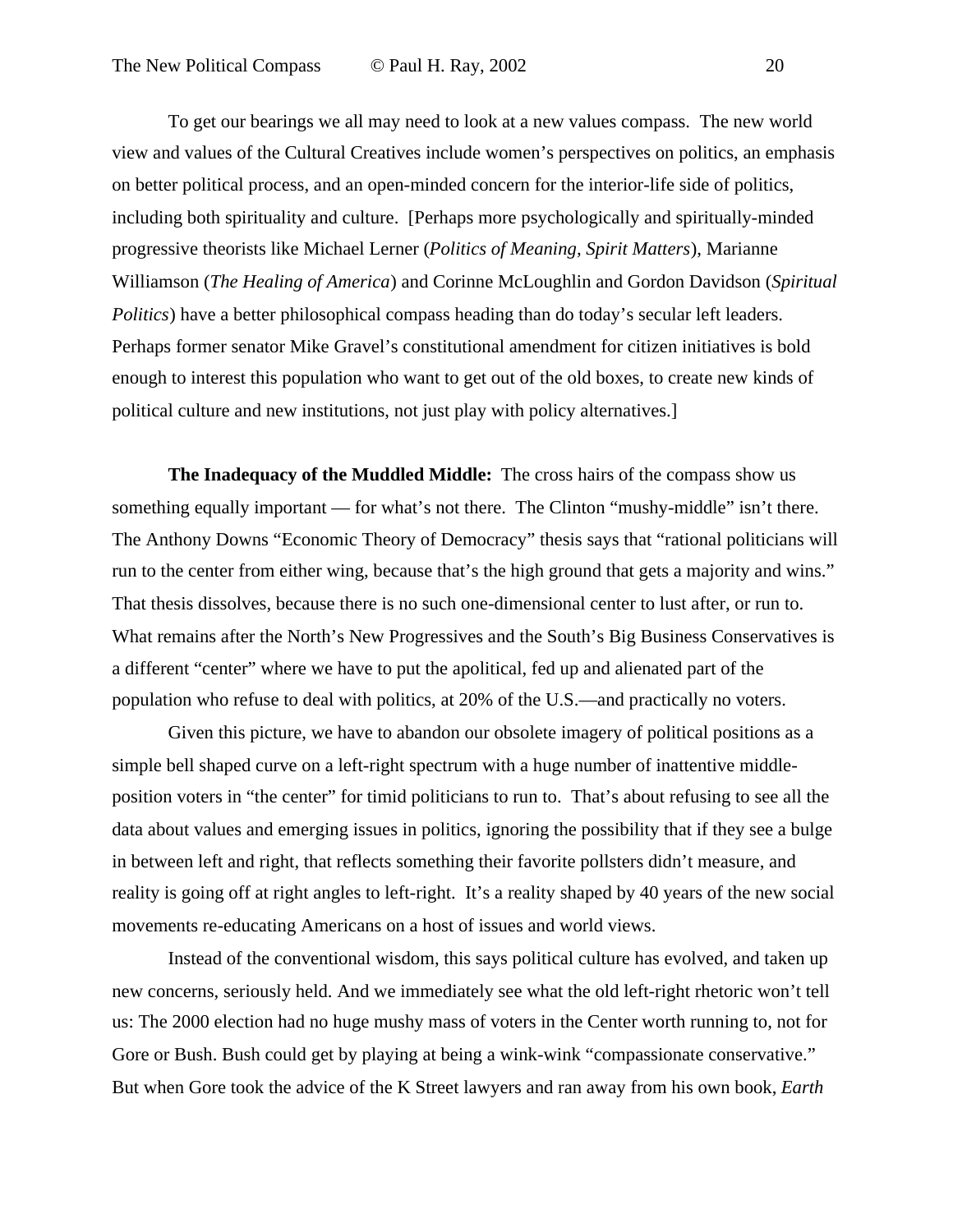To get our bearings we all may need to look at a new values compass. The new world view and values of the Cultural Creatives include women's perspectives on politics, an emphasis on better political process, and an open-minded concern for the interior-life side of politics, including both spirituality and culture. [Perhaps more psychologically and spiritually-minded progressive theorists like Michael Lerner (*Politics of Meaning, Spirit Matters*), Marianne Williamson (*The Healing of America*) and Corinne McLoughlin and Gordon Davidson (*Spiritual Politics*) have a better philosophical compass heading than do today's secular left leaders. Perhaps former senator Mike Gravel's constitutional amendment for citizen initiatives is bold enough to interest this population who want to get out of the old boxes, to create new kinds of political culture and new institutions, not just play with policy alternatives.]

**The Inadequacy of the Muddled Middle:** The cross hairs of the compass show us something equally important — for what's not there. The Clinton "mushy-middle" isn't there. The Anthony Downs "Economic Theory of Democracy" thesis says that "rational politicians will run to the center from either wing, because that's the high ground that gets a majority and wins." That thesis dissolves, because there is no such one-dimensional center to lust after, or run to. What remains after the North's New Progressives and the South's Big Business Conservatives is a different "center" where we have to put the apolitical, fed up and alienated part of the population who refuse to deal with politics, at 20% of the U.S.—and practically no voters.

Given this picture, we have to abandon our obsolete imagery of political positions as a simple bell shaped curve on a left-right spectrum with a huge number of inattentive middle-position voters in "the center" for timid politicians to run to. That's about refusing to see all the data about values and emerging issues in politics, ignoring the possibility that if they see a bulge in between left and right, that reflects something their favorite pollsters didn't measure, and reality is going off at right angles to left-right. It's a reality shaped by 40 years of the new social movements re-educating Americans on a host of issues and world views.

Instead of the conventional wisdom, this says political culture has evolved, and taken up new concerns, seriously held. And we immediately see what the old left-right rhetoric won't tell us: The 2000 election had no huge mushy mass of voters in the Center worth running to, not for Gore or Bush. Bush could get by playing at being a wink-wink "compassionate conservative." But when Gore took the advice of the K Street lawyers and ran away from his own book, *Earth*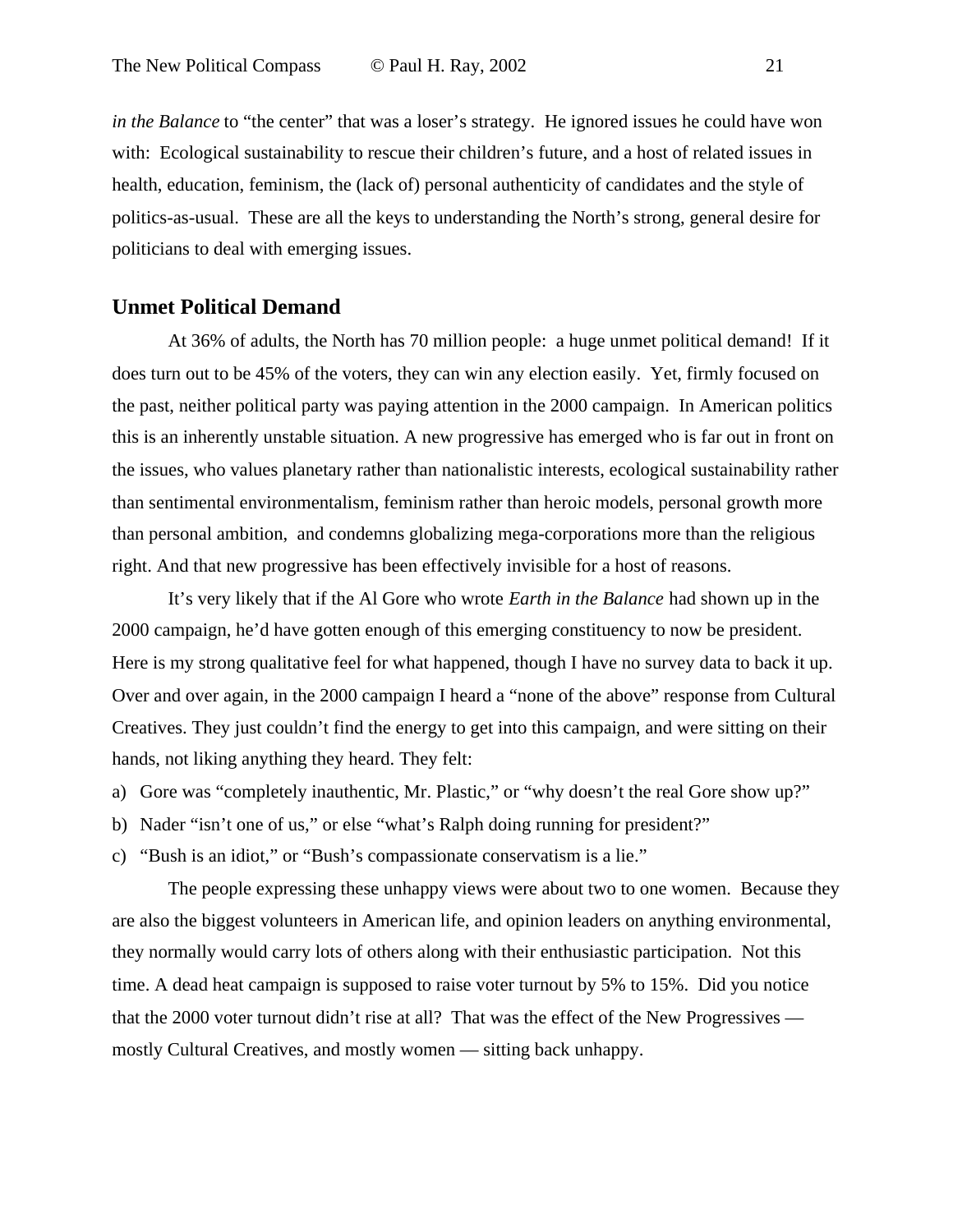*in the Balance* to "the center" that was a loser's strategy. He ignored issues he could have won with: Ecological sustainability to rescue their children's future, and a host of related issues in health, education, feminism, the (lack of) personal authenticity of candidates and the style of politics-as-usual. These are all the keys to understanding the North's strong, general desire for politicians to deal with emerging issues.

## Unmet Political Demand

At 36% of adults, the North has 70 million people: a huge unmet political demand! If it does turn out to be 45% of the voters, they can win any election easily. Yet, firmly focused on the past, neither political party was paying attention in the 2000 campaign. In American politics this is an inherently unstable situation. A new progressive has emerged who is far out in front on the issues, who values planetary rather than nationalistic interests, ecological sustainability rather than sentimental environmentalism, feminism rather than heroic models, personal growth more than personal ambition, and condemns globalizing mega-corporations more than the religious right. And that new progressive has been effectively invisible for a host of reasons.

It's very likely that if the Al Gore who wrote *Earth in the Balance* had shown up in the 2000 campaign, he'd have gotten enough of this emerging constituency to now be president. Here is my strong qualitative feel for what happened, though I have no survey data to back it up. Over and over again, in the 2000 campaign I heard a "none of the above" response from Cultural Creatives. They just couldn't find the energy to get into this campaign, and were sitting on their hands, not liking anything they heard. They felt:

a) Gore was "completely inauthentic, Mr. Plastic," or "why doesn't the real Gore show up?"
b) Nader "isn't one of us," or else "what's Ralph doing running for president?"
c) "Bush is an idiot," or "Bush's compassionate conservatism is a lie."

The people expressing these unhappy views were about two to one women. Because they are also the biggest volunteers in American life, and opinion leaders on anything environmental, they normally would carry lots of others along with their enthusiastic participation. Not this time. A dead heat campaign is supposed to raise voter turnout by 5% to 15%. Did you notice that the 2000 voter turnout didn't rise at all? That was the effect of the New Progressives — mostly Cultural Creatives, and mostly women — sitting back unhappy.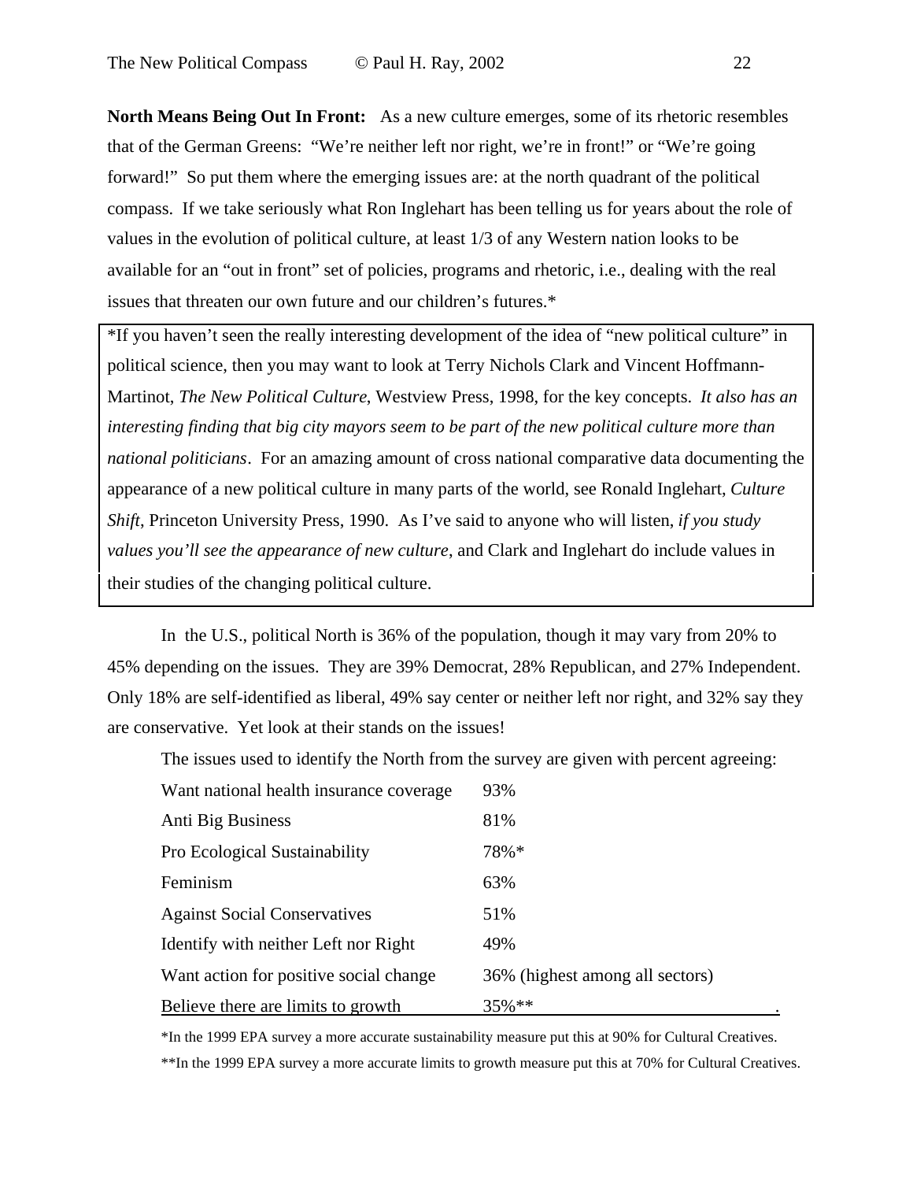**North Means Being Out In Front:** As a new culture emerges, some of its rhetoric resembles that of the German Greens: "We're neither left nor right, we're in front!" or "We're going forward!" So put them where the emerging issues are: at the north quadrant of the political compass. If we take seriously what Ron Inglehart has been telling us for years about the role of values in the evolution of political culture, at least 1/3 of any Western nation looks to be available for an "out in front" set of policies, programs and rhetoric, i.e., dealing with the real issues that threaten our own future and our children's futures.*

> *If you haven't seen the really interesting development of the idea of "new political culture" in political science, then you may want to look at Terry Nichols Clark and Vincent Hoffmann-Martinot, *The New Political Culture*, Westview Press, 1998, for the key concepts. *It also has an interesting finding that big city mayors seem to be part of the new political culture more than national politicians*. For an amazing amount of cross national comparative data documenting the appearance of a new political culture in many parts of the world, see Ronald Inglehart, *Culture Shift*, Princeton University Press, 1990. As I've said to anyone who will listen, *if you study values you'll see the appearance of new culture*, and Clark and Inglehart do include values in their studies of the changing political culture.

In the U.S., political North is 36% of the population, though it may vary from 20% to 45% depending on the issues. They are 39% Democrat, 28% Republican, and 27% Independent. Only 18% are self-identified as liberal, 49% say center or neither left nor right, and 32% say they are conservative. Yet look at their stands on the issues!

The issues used to identify the North from the survey are given with percent agreeing:

| Issue | Percent agreeing |
|---|---|
| Want national health insurance coverage | 93% |
| Anti Big Business | 81% |
| Pro Ecological Sustainability | 78%* |
| Feminism | 63% |
| Against Social Conservatives | 51% |
| Identify with neither Left nor Right | 49% |
| Want action for positive social change | 36% (highest among all sectors) |
| Believe there are limits to growth | 35%** |

*In the 1999 EPA survey a more accurate sustainability measure put this at 90% for Cultural Creatives.

**In the 1999 EPA survey a more accurate limits to growth measure put this at 70% for Cultural Creatives.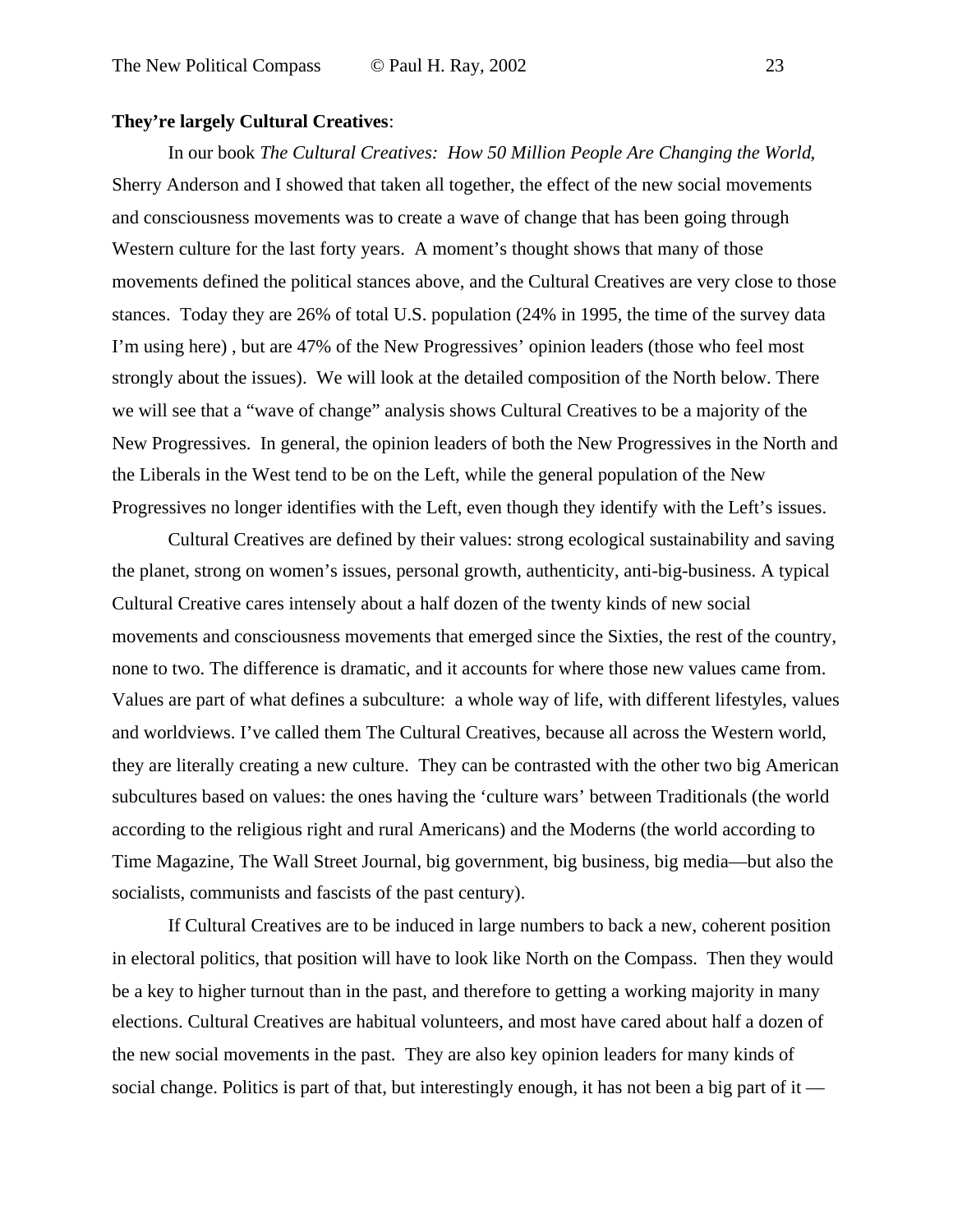**They’re largely Cultural Creatives**:

In our book *The Cultural Creatives: How 50 Million People Are Changing the World*, Sherry Anderson and I showed that taken all together, the effect of the new social movements and consciousness movements was to create a wave of change that has been going through Western culture for the last forty years. A moment’s thought shows that many of those movements defined the political stances above, and the Cultural Creatives are very close to those stances. Today they are 26% of total U.S. population (24% in 1995, the time of the survey data I’m using here) , but are 47% of the New Progressives’ opinion leaders (those who feel most strongly about the issues). We will look at the detailed composition of the North below. There we will see that a “wave of change” analysis shows Cultural Creatives to be a majority of the New Progressives. In general, the opinion leaders of both the New Progressives in the North and the Liberals in the West tend to be on the Left, while the general population of the New Progressives no longer identifies with the Left, even though they identify with the Left’s issues.

Cultural Creatives are defined by their values: strong ecological sustainability and saving the planet, strong on women’s issues, personal growth, authenticity, anti-big-business. A typical Cultural Creative cares intensely about a half dozen of the twenty kinds of new social movements and consciousness movements that emerged since the Sixties, the rest of the country, none to two. The difference is dramatic, and it accounts for where those new values came from. Values are part of what defines a subculture: a whole way of life, with different lifestyles, values and worldviews. I’ve called them The Cultural Creatives, because all across the Western world, they are literally creating a new culture. They can be contrasted with the other two big American subcultures based on values: the ones having the ‘culture wars’ between Traditionals (the world according to the religious right and rural Americans) and the Moderns (the world according to Time Magazine, The Wall Street Journal, big government, big business, big media—but also the socialists, communists and fascists of the past century).

If Cultural Creatives are to be induced in large numbers to back a new, coherent position in electoral politics, that position will have to look like North on the Compass. Then they would be a key to higher turnout than in the past, and therefore to getting a working majority in many elections. Cultural Creatives are habitual volunteers, and most have cared about half a dozen of the new social movements in the past. They are also key opinion leaders for many kinds of social change. Politics is part of that, but interestingly enough, it has not been a big part of it —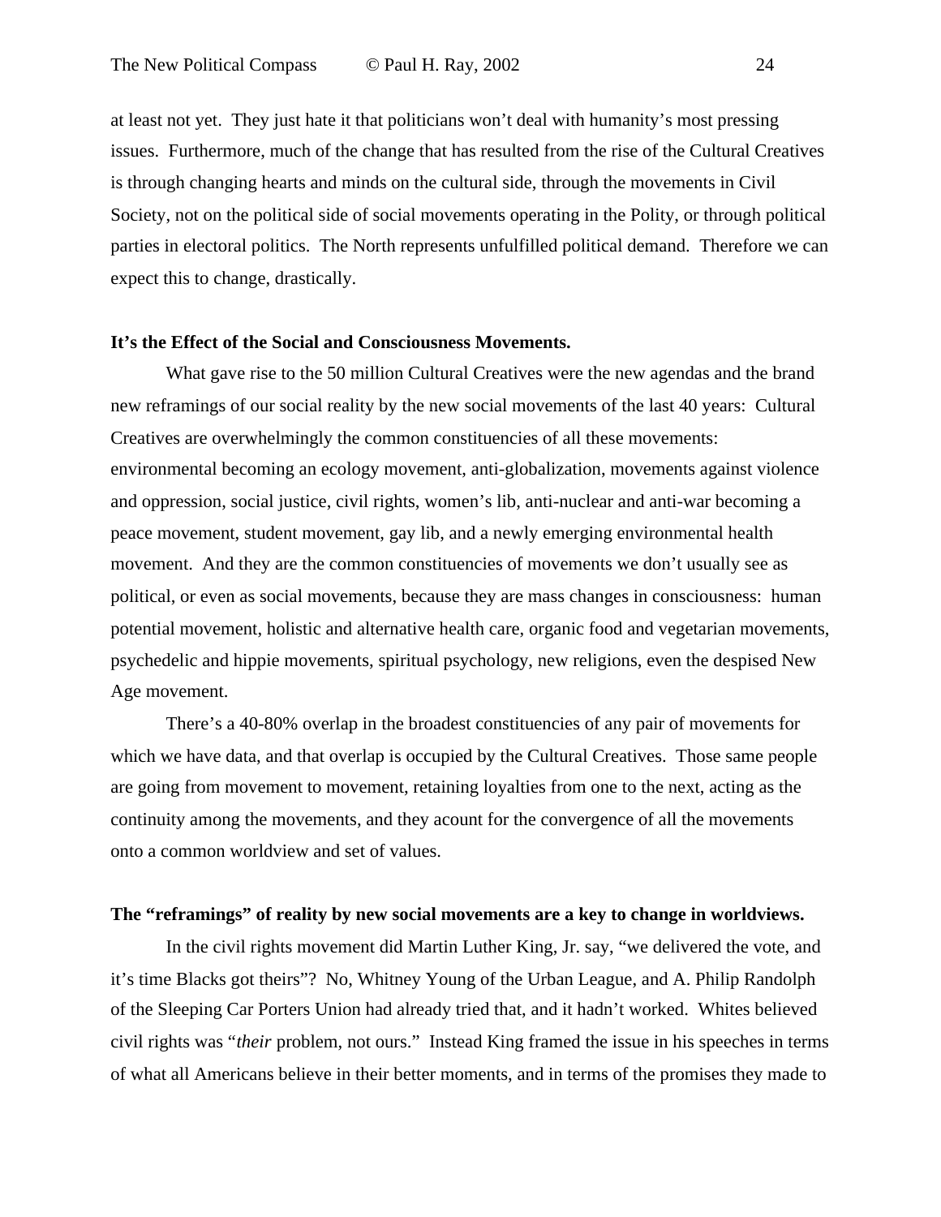at least not yet. They just hate it that politicians won't deal with humanity's most pressing issues. Furthermore, much of the change that has resulted from the rise of the Cultural Creatives is through changing hearts and minds on the cultural side, through the movements in Civil Society, not on the political side of social movements operating in the Polity, or through political parties in electoral politics. The North represents unfulfilled political demand. Therefore we can expect this to change, drastically.

**It's the Effect of the Social and Consciousness Movements.**

What gave rise to the 50 million Cultural Creatives were the new agendas and the brand new reframings of our social reality by the new social movements of the last 40 years: Cultural Creatives are overwhelmingly the common constituencies of all these movements: environmental becoming an ecology movement, anti-globalization, movements against violence and oppression, social justice, civil rights, women's lib, anti-nuclear and anti-war becoming a peace movement, student movement, gay lib, and a newly emerging environmental health movement. And they are the common constituencies of movements we don't usually see as political, or even as social movements, because they are mass changes in consciousness: human potential movement, holistic and alternative health care, organic food and vegetarian movements, psychedelic and hippie movements, spiritual psychology, new religions, even the despised New Age movement.

There's a 40-80% overlap in the broadest constituencies of any pair of movements for which we have data, and that overlap is occupied by the Cultural Creatives. Those same people are going from movement to movement, retaining loyalties from one to the next, acting as the continuity among the movements, and they acount for the convergence of all the movements onto a common worldview and set of values.

**The "reframings" of reality by new social movements are a key to change in worldviews.**

In the civil rights movement did Martin Luther King, Jr. say, "we delivered the vote, and it's time Blacks got theirs"? No, Whitney Young of the Urban League, and A. Philip Randolph of the Sleeping Car Porters Union had already tried that, and it hadn't worked. Whites believed civil rights was "*their* problem, not ours." Instead King framed the issue in his speeches in terms of what all Americans believe in their better moments, and in terms of the promises they made to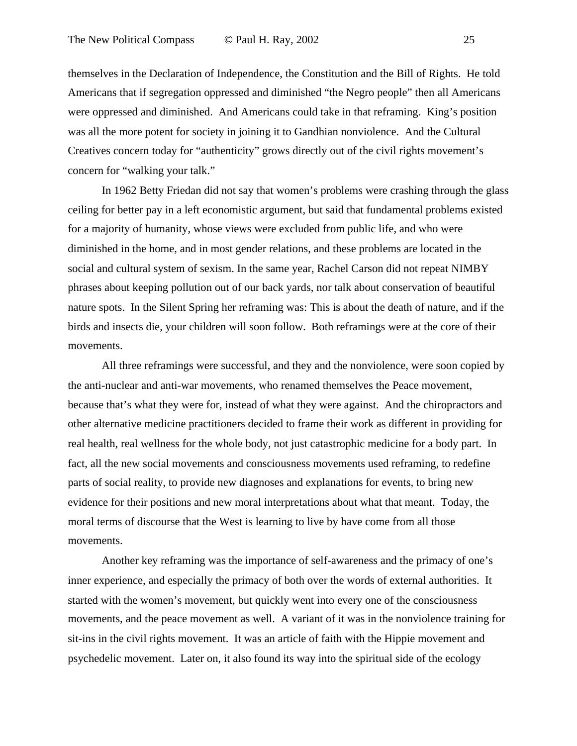themselves in the Declaration of Independence, the Constitution and the Bill of Rights. He told Americans that if segregation oppressed and diminished "the Negro people" then all Americans were oppressed and diminished. And Americans could take in that reframing. King's position was all the more potent for society in joining it to Gandhian nonviolence. And the Cultural Creatives concern today for "authenticity" grows directly out of the civil rights movement's concern for "walking your talk."

In 1962 Betty Friedan did not say that women's problems were crashing through the glass ceiling for better pay in a left economistic argument, but said that fundamental problems existed for a majority of humanity, whose views were excluded from public life, and who were diminished in the home, and in most gender relations, and these problems are located in the social and cultural system of sexism. In the same year, Rachel Carson did not repeat NIMBY phrases about keeping pollution out of our back yards, nor talk about conservation of beautiful nature spots. In the Silent Spring her reframing was: This is about the death of nature, and if the birds and insects die, your children will soon follow. Both reframings were at the core of their movements.

All three reframings were successful, and they and the nonviolence, were soon copied by the anti-nuclear and anti-war movements, who renamed themselves the Peace movement, because that's what they were for, instead of what they were against. And the chiropractors and other alternative medicine practitioners decided to frame their work as different in providing for real health, real wellness for the whole body, not just catastrophic medicine for a body part. In fact, all the new social movements and consciousness movements used reframing, to redefine parts of social reality, to provide new diagnoses and explanations for events, to bring new evidence for their positions and new moral interpretations about what that meant. Today, the moral terms of discourse that the West is learning to live by have come from all those movements.

Another key reframing was the importance of self-awareness and the primacy of one's inner experience, and especially the primacy of both over the words of external authorities. It started with the women's movement, but quickly went into every one of the consciousness movements, and the peace movement as well. A variant of it was in the nonviolence training for sit-ins in the civil rights movement. It was an article of faith with the Hippie movement and psychedelic movement. Later on, it also found its way into the spiritual side of the ecology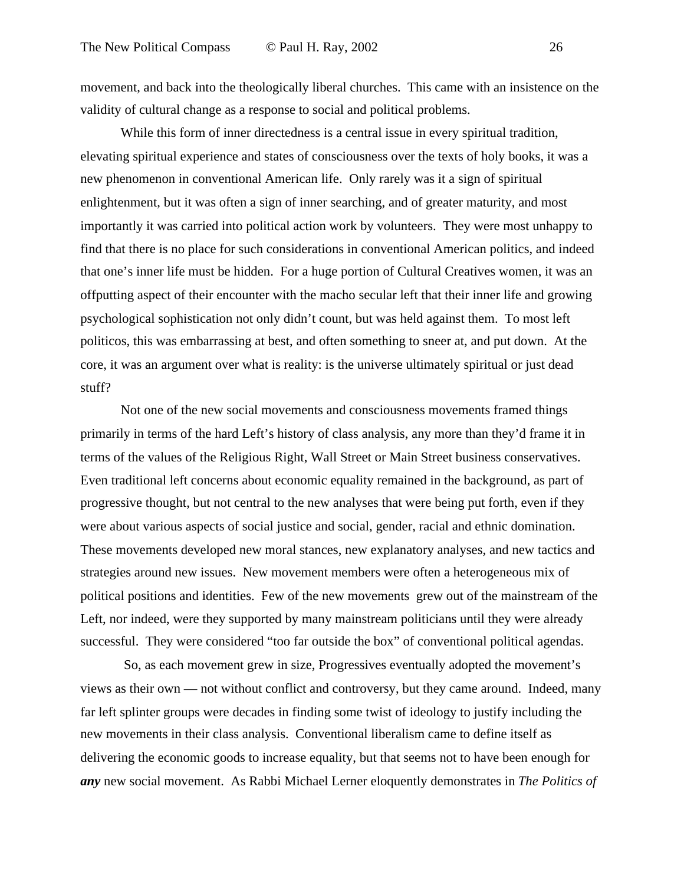movement, and back into the theologically liberal churches. This came with an insistence on the validity of cultural change as a response to social and political problems.

While this form of inner directedness is a central issue in every spiritual tradition, elevating spiritual experience and states of consciousness over the texts of holy books, it was a new phenomenon in conventional American life. Only rarely was it a sign of spiritual enlightenment, but it was often a sign of inner searching, and of greater maturity, and most importantly it was carried into political action work by volunteers. They were most unhappy to find that there is no place for such considerations in conventional American politics, and indeed that one's inner life must be hidden. For a huge portion of Cultural Creatives women, it was an offputting aspect of their encounter with the macho secular left that their inner life and growing psychological sophistication not only didn't count, but was held against them. To most left politicos, this was embarrassing at best, and often something to sneer at, and put down. At the core, it was an argument over what is reality: is the universe ultimately spiritual or just dead stuff?

Not one of the new social movements and consciousness movements framed things primarily in terms of the hard Left's history of class analysis, any more than they'd frame it in terms of the values of the Religious Right, Wall Street or Main Street business conservatives. Even traditional left concerns about economic equality remained in the background, as part of progressive thought, but not central to the new analyses that were being put forth, even if they were about various aspects of social justice and social, gender, racial and ethnic domination. These movements developed new moral stances, new explanatory analyses, and new tactics and strategies around new issues. New movement members were often a heterogeneous mix of political positions and identities. Few of the new movements grew out of the mainstream of the Left, nor indeed, were they supported by many mainstream politicians until they were already successful. They were considered "too far outside the box" of conventional political agendas.

So, as each movement grew in size, Progressives eventually adopted the movement's views as their own — not without conflict and controversy, but they came around. Indeed, many far left splinter groups were decades in finding some twist of ideology to justify including the new movements in their class analysis. Conventional liberalism came to define itself as delivering the economic goods to increase equality, but that seems not to have been enough for ***any*** new social movement. As Rabbi Michael Lerner eloquently demonstrates in *The Politics of*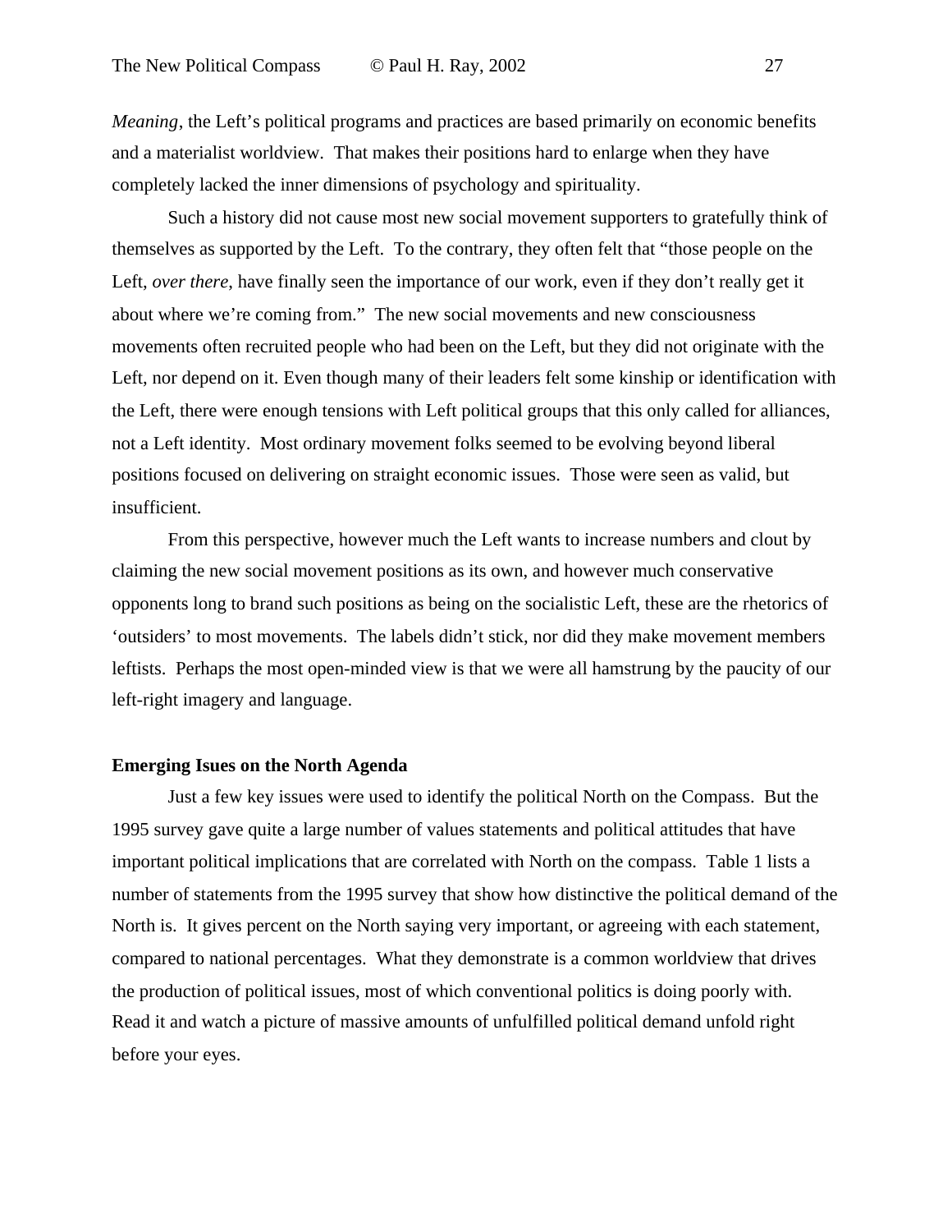*Meaning*, the Left's political programs and practices are based primarily on economic benefits and a materialist worldview. That makes their positions hard to enlarge when they have completely lacked the inner dimensions of psychology and spirituality.

Such a history did not cause most new social movement supporters to gratefully think of themselves as supported by the Left. To the contrary, they often felt that "those people on the Left, *over there*, have finally seen the importance of our work, even if they don't really get it about where we're coming from." The new social movements and new consciousness movements often recruited people who had been on the Left, but they did not originate with the Left, nor depend on it. Even though many of their leaders felt some kinship or identification with the Left, there were enough tensions with Left political groups that this only called for alliances, not a Left identity. Most ordinary movement folks seemed to be evolving beyond liberal positions focused on delivering on straight economic issues. Those were seen as valid, but insufficient.

From this perspective, however much the Left wants to increase numbers and clout by claiming the new social movement positions as its own, and however much conservative opponents long to brand such positions as being on the socialistic Left, these are the rhetorics of 'outsiders' to most movements. The labels didn't stick, nor did they make movement members leftists. Perhaps the most open-minded view is that we were all hamstrung by the paucity of our left-right imagery and language.

**Emerging Isues on the North Agenda**

Just a few key issues were used to identify the political North on the Compass. But the 1995 survey gave quite a large number of values statements and political attitudes that have important political implications that are correlated with North on the compass. Table 1 lists a number of statements from the 1995 survey that show how distinctive the political demand of the North is. It gives percent on the North saying very important, or agreeing with each statement, compared to national percentages. What they demonstrate is a common worldview that drives the production of political issues, most of which conventional politics is doing poorly with. Read it and watch a picture of massive amounts of unfulfilled political demand unfold right before your eyes.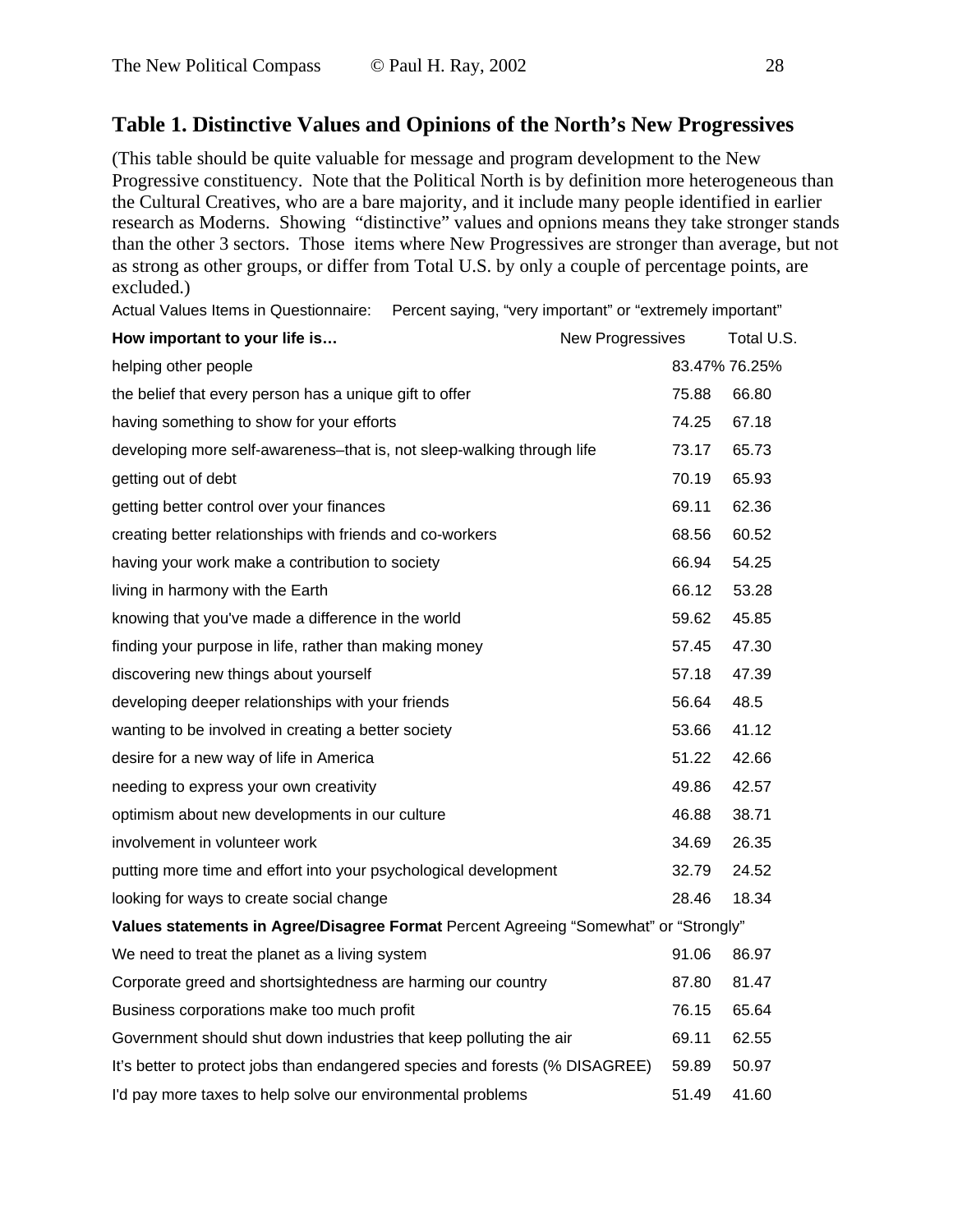## Table 1. Distinctive Values and Opinions of the North's New Progressives

(This table should be quite valuable for message and program development to the New Progressive constituency. Note that the Political North is by definition more heterogeneous than the Cultural Creatives, who are a bare majority, and it include many people identified in earlier research as Moderns. Showing "distinctive" values and opnions means they take stronger stands than the other 3 sectors. Those items where New Progressives are stronger than average, but not as strong as other groups, or differ from Total U.S. by only a couple of percentage points, are excluded.)

Actual Values Items in Questionnaire: Percent saying, "very important" or "extremely important"

| **How important to your life is…** | New Progressives | Total U.S. |
|---|---|---|
| helping other people | 83.47% | 76.25% |
| the belief that every person has a unique gift to offer | 75.88 | 66.80 |
| having something to show for your efforts | 74.25 | 67.18 |
| developing more self-awareness–that is, not sleep-walking through life | 73.17 | 65.73 |
| getting out of debt | 70.19 | 65.93 |
| getting better control over your finances | 69.11 | 62.36 |
| creating better relationships with friends and co-workers | 68.56 | 60.52 |
| having your work make a contribution to society | 66.94 | 54.25 |
| living in harmony with the Earth | 66.12 | 53.28 |
| knowing that you've made a difference in the world | 59.62 | 45.85 |
| finding your purpose in life, rather than making money | 57.45 | 47.30 |
| discovering new things about yourself | 57.18 | 47.39 |
| developing deeper relationships with your friends | 56.64 | 48.5 |
| wanting to be involved in creating a better society | 53.66 | 41.12 |
| desire for a new way of life in America | 51.22 | 42.66 |
| needing to express your own creativity | 49.86 | 42.57 |
| optimism about new developments in our culture | 46.88 | 38.71 |
| involvement in volunteer work | 34.69 | 26.35 |
| putting more time and effort into your psychological development | 32.79 | 24.52 |
| looking for ways to create social change | 28.46 | 18.34 |
| **Values statements in Agree/Disagree Format** Percent Agreeing "Somewhat" or "Strongly" | | |
| We need to treat the planet as a living system | 91.06 | 86.97 |
| Corporate greed and shortsightedness are harming our country | 87.80 | 81.47 |
| Business corporations make too much profit | 76.15 | 65.64 |
| Government should shut down industries that keep polluting the air | 69.11 | 62.55 |
| It's better to protect jobs than endangered species and forests (% DISAGREE) | 59.89 | 50.97 |
| I'd pay more taxes to help solve our environmental problems | 51.49 | 41.60 |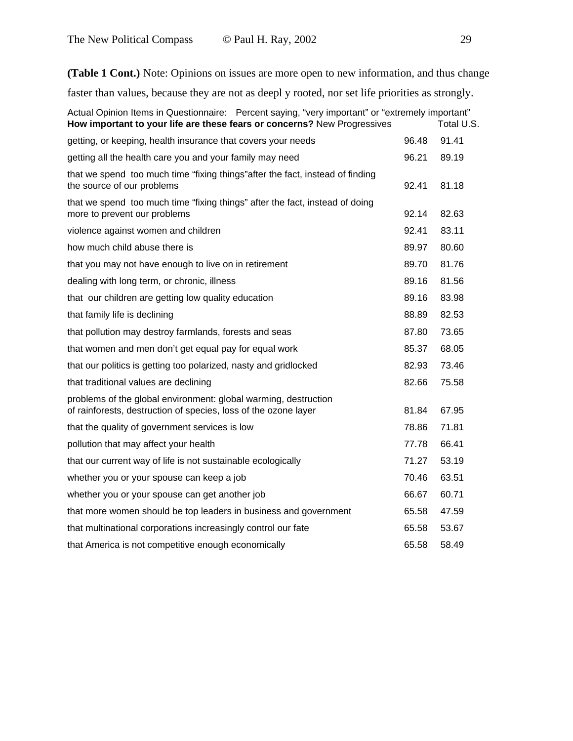**(Table 1 Cont.)** Note: Opinions on issues are more open to new information, and thus change faster than values, because they are not as deepl y rooted, nor set life priorities as strongly.

Actual Opinion Items in Questionnaire: Percent saying, "very important" or "extremely important"

| **How important to your life are these fears or concerns?** | New Progressives | Total U.S. |
|---|---|---|
| getting, or keeping, health insurance that covers your needs | 96.48 | 91.41 |
| getting all the health care you and your family may need | 96.21 | 89.19 |
| that we spend too much time "fixing things"after the fact, instead of finding the source of our problems | 92.41 | 81.18 |
| that we spend too much time "fixing things" after the fact, instead of doing more to prevent our problems | 92.14 | 82.63 |
| violence against women and children | 92.41 | 83.11 |
| how much child abuse there is | 89.97 | 80.60 |
| that you may not have enough to live on in retirement | 89.70 | 81.76 |
| dealing with long term, or chronic, illness | 89.16 | 81.56 |
| that our children are getting low quality education | 89.16 | 83.98 |
| that family life is declining | 88.89 | 82.53 |
| that pollution may destroy farmlands, forests and seas | 87.80 | 73.65 |
| that women and men don't get equal pay for equal work | 85.37 | 68.05 |
| that our politics is getting too polarized, nasty and gridlocked | 82.93 | 73.46 |
| that traditional values are declining | 82.66 | 75.58 |
| problems of the global environment: global warming, destruction of rainforests, destruction of species, loss of the ozone layer | 81.84 | 67.95 |
| that the quality of government services is low | 78.86 | 71.81 |
| pollution that may affect your health | 77.78 | 66.41 |
| that our current way of life is not sustainable ecologically | 71.27 | 53.19 |
| whether you or your spouse can keep a job | 70.46 | 63.51 |
| whether you or your spouse can get another job | 66.67 | 60.71 |
| that more women should be top leaders in business and government | 65.58 | 47.59 |
| that multinational corporations increasingly control our fate | 65.58 | 53.67 |
| that America is not competitive enough economically | 65.58 | 58.49 |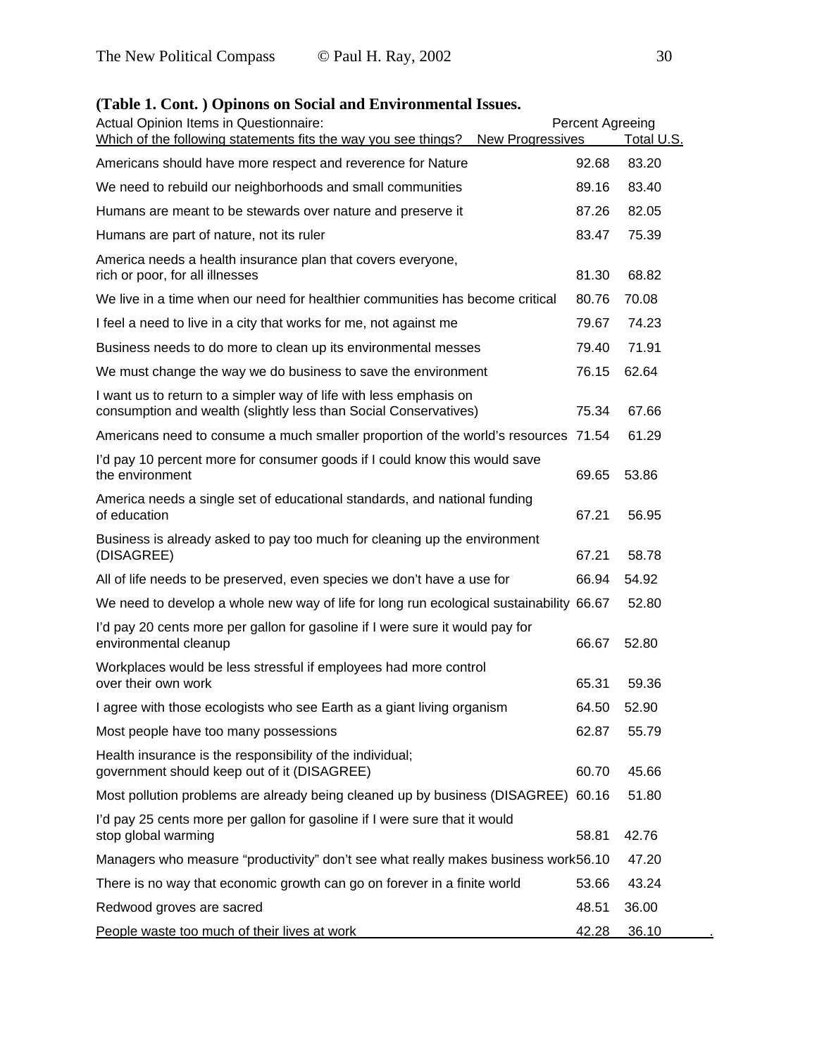**(Table 1. Cont. ) Opinons on Social and Environmental Issues.**

| Actual Opinion Items in Questionnaire: Which of the following statements fits the way you see things? | Percent Agreeing New Progressives | Total U.S. |
|---|---|---|
| Americans should have more respect and reverence for Nature | 92.68 | 83.20 |
| We need to rebuild our neighborhoods and small communities | 89.16 | 83.40 |
| Humans are meant to be stewards over nature and preserve it | 87.26 | 82.05 |
| Humans are part of nature, not its ruler | 83.47 | 75.39 |
| America needs a health insurance plan that covers everyone, rich or poor, for all illnesses | 81.30 | 68.82 |
| We live in a time when our need for healthier communities has become critical | 80.76 | 70.08 |
| I feel a need to live in a city that works for me, not against me | 79.67 | 74.23 |
| Business needs to do more to clean up its environmental messes | 79.40 | 71.91 |
| We must change the way we do business to save the environment | 76.15 | 62.64 |
| I want us to return to a simpler way of life with less emphasis on consumption and wealth (slightly less than Social Conservatives) | 75.34 | 67.66 |
| Americans need to consume a much smaller proportion of the world's resources | 71.54 | 61.29 |
| I'd pay 10 percent more for consumer goods if I could know this would save the environment | 69.65 | 53.86 |
| America needs a single set of educational standards, and national funding of education | 67.21 | 56.95 |
| Business is already asked to pay too much for cleaning up the environment (DISAGREE) | 67.21 | 58.78 |
| All of life needs to be preserved, even species we don't have a use for | 66.94 | 54.92 |
| We need to develop a whole new way of life for long run ecological sustainability | 66.67 | 52.80 |
| I'd pay 20 cents more per gallon for gasoline if I were sure it would pay for environmental cleanup | 66.67 | 52.80 |
| Workplaces would be less stressful if employees had more control over their own work | 65.31 | 59.36 |
| I agree with those ecologists who see Earth as a giant living organism | 64.50 | 52.90 |
| Most people have too many possessions | 62.87 | 55.79 |
| Health insurance is the responsibility of the individual; government should keep out of it (DISAGREE) | 60.70 | 45.66 |
| Most pollution problems are already being cleaned up by business (DISAGREE) | 60.16 | 51.80 |
| I'd pay 25 cents more per gallon for gasoline if I were sure that it would stop global warming | 58.81 | 42.76 |
| Managers who measure "productivity" don't see what really makes business work | 56.10 | 47.20 |
| There is no way that economic growth can go on forever in a finite world | 53.66 | 43.24 |
| Redwood groves are sacred | 48.51 | 36.00 |
| People waste too much of their lives at work | 42.28 | 36.10 |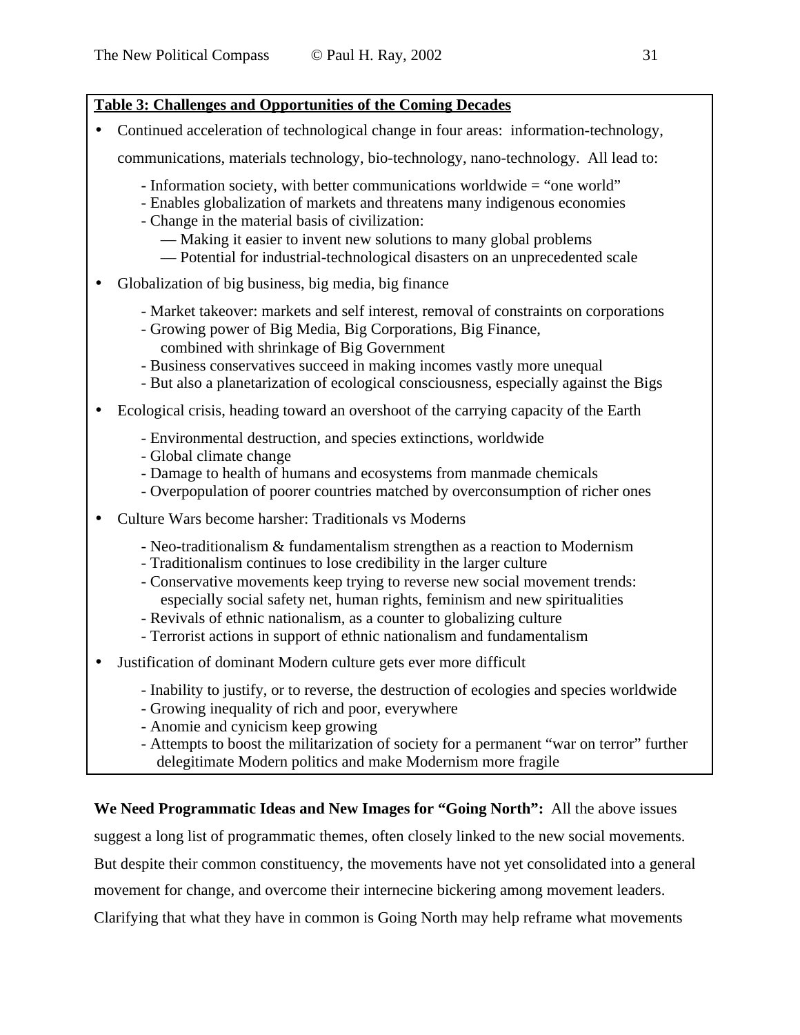**Table 3: Challenges and Opportunities of the Coming Decades**

- Continued acceleration of technological change in four areas: information-technology, communications, materials technology, bio-technology, nano-technology. All lead to:
  - Information society, with better communications worldwide = "one world"
  - Enables globalization of markets and threatens many indigenous economies
  - Change in the material basis of civilization:
    - — Making it easier to invent new solutions to many global problems
    - — Potential for industrial-technological disasters on an unprecedented scale
- Globalization of big business, big media, big finance
  - Market takeover: markets and self interest, removal of constraints on corporations
  - Growing power of Big Media, Big Corporations, Big Finance, combined with shrinkage of Big Government
  - Business conservatives succeed in making incomes vastly more unequal
  - But also a planetarization of ecological consciousness, especially against the Bigs
- Ecological crisis, heading toward an overshoot of the carrying capacity of the Earth
  - Environmental destruction, and species extinctions, worldwide
  - Global climate change
  - Damage to health of humans and ecosystems from manmade chemicals
  - Overpopulation of poorer countries matched by overconsumption of richer ones
- Culture Wars become harsher: Traditionals vs Moderns
  - Neo-traditionalism & fundamentalism strengthen as a reaction to Modernism
  - Traditionalism continues to lose credibility in the larger culture
  - Conservative movements keep trying to reverse new social movement trends: especially social safety net, human rights, feminism and new spiritualities
  - Revivals of ethnic nationalism, as a counter to globalizing culture
  - Terrorist actions in support of ethnic nationalism and fundamentalism
- Justification of dominant Modern culture gets ever more difficult
  - Inability to justify, or to reverse, the destruction of ecologies and species worldwide
  - Growing inequality of rich and poor, everywhere
  - Anomie and cynicism keep growing
  - Attempts to boost the militarization of society for a permanent "war on terror" further delegitimate Modern politics and make Modernism more fragile

**We Need Programmatic Ideas and New Images for "Going North":** All the above issues suggest a long list of programmatic themes, often closely linked to the new social movements. But despite their common constituency, the movements have not yet consolidated into a general movement for change, and overcome their internecine bickering among movement leaders. Clarifying that what they have in common is Going North may help reframe what movements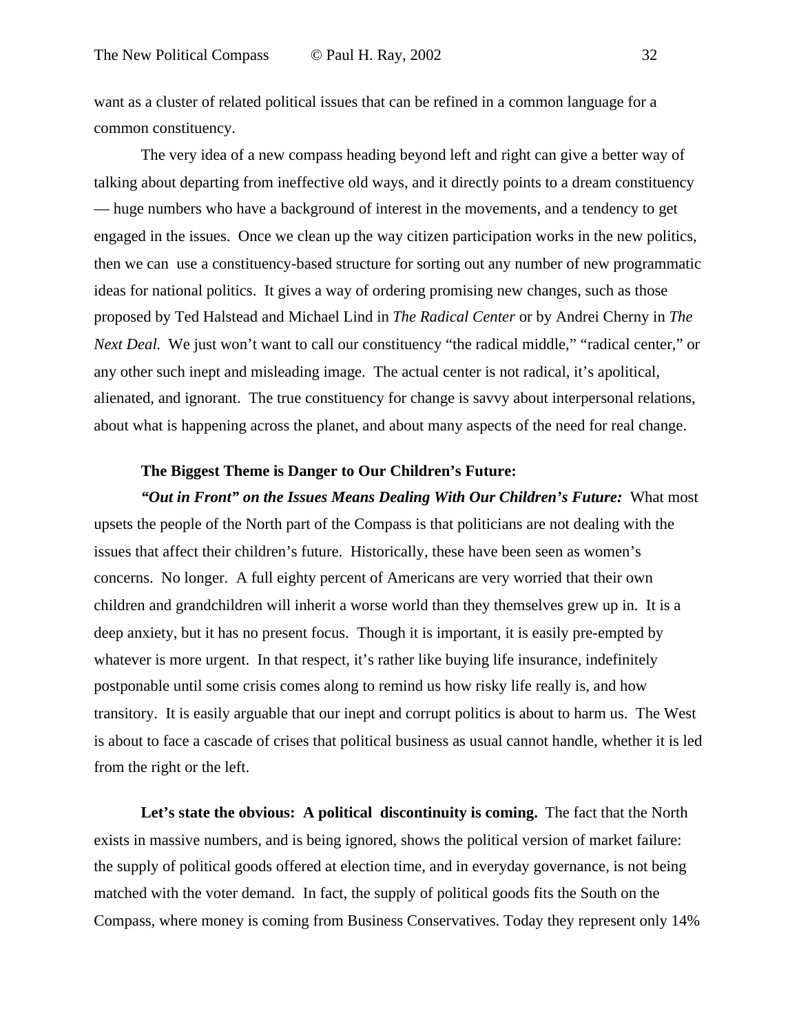want as a cluster of related political issues that can be refined in a common language for a common constituency.

The very idea of a new compass heading beyond left and right can give a better way of talking about departing from ineffective old ways, and it directly points to a dream constituency — huge numbers who have a background of interest in the movements, and a tendency to get engaged in the issues. Once we clean up the way citizen participation works in the new politics, then we can use a constituency-based structure for sorting out any number of new programmatic ideas for national politics. It gives a way of ordering promising new changes, such as those proposed by Ted Halstead and Michael Lind in *The Radical Center* or by Andrei Cherny in *The Next Deal.* We just won't want to call our constituency "the radical middle," "radical center," or any other such inept and misleading image. The actual center is not radical, it's apolitical, alienated, and ignorant. The true constituency for change is savvy about interpersonal relations, about what is happening across the planet, and about many aspects of the need for real change.

**The Biggest Theme is Danger to Our Children's Future:**

***"Out in Front" on the Issues Means Dealing With Our Children's Future:*** What most upsets the people of the North part of the Compass is that politicians are not dealing with the issues that affect their children's future. Historically, these have been seen as women's concerns. No longer. A full eighty percent of Americans are very worried that their own children and grandchildren will inherit a worse world than they themselves grew up in. It is a deep anxiety, but it has no present focus. Though it is important, it is easily pre-empted by whatever is more urgent. In that respect, it's rather like buying life insurance, indefinitely postponable until some crisis comes along to remind us how risky life really is, and how transitory. It is easily arguable that our inept and corrupt politics is about to harm us. The West is about to face a cascade of crises that political business as usual cannot handle, whether it is led from the right or the left.

**Let's state the obvious: A political discontinuity is coming.** The fact that the North exists in massive numbers, and is being ignored, shows the political version of market failure: the supply of political goods offered at election time, and in everyday governance, is not being matched with the voter demand. In fact, the supply of political goods fits the South on the Compass, where money is coming from Business Conservatives. Today they represent only 14%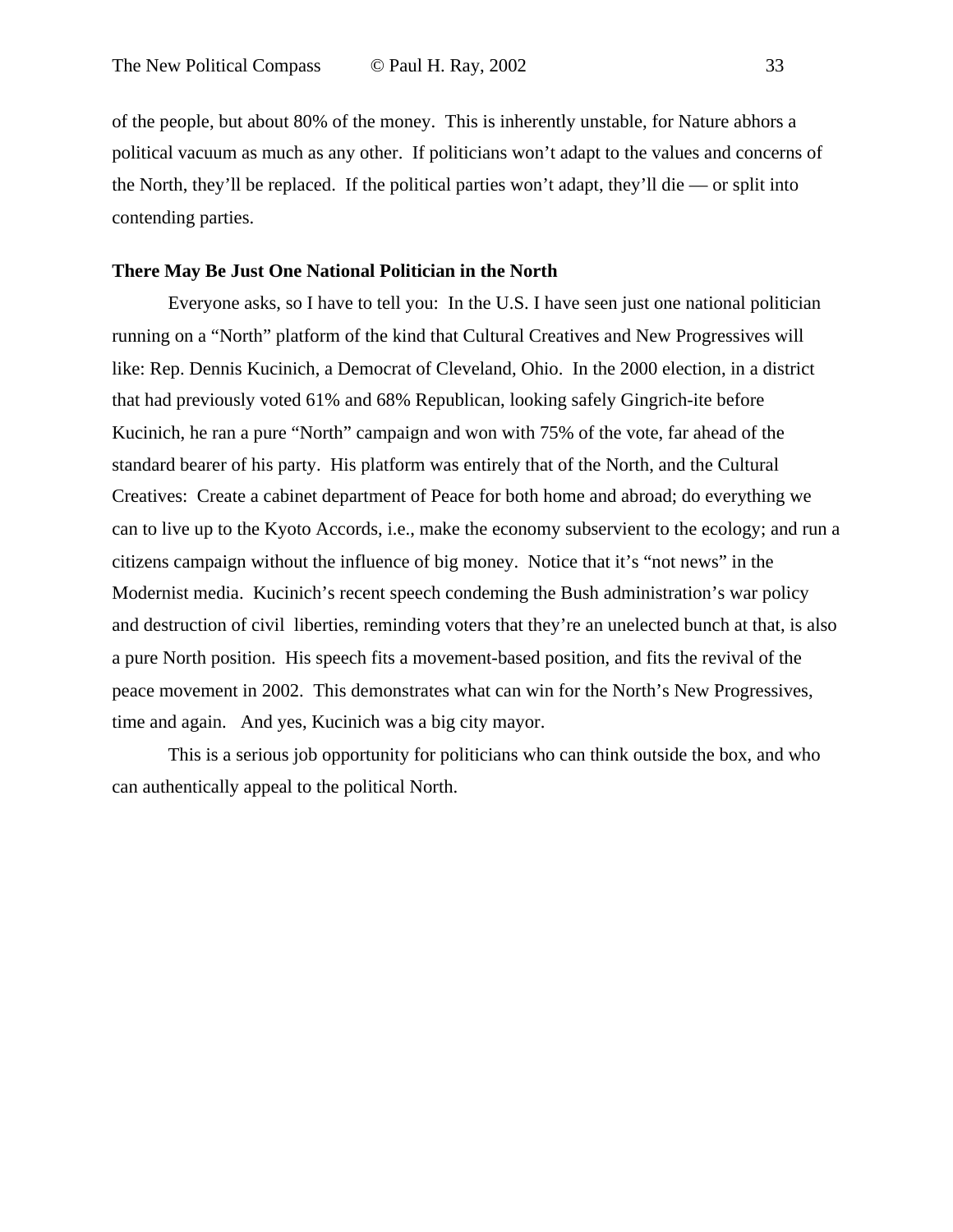of the people, but about 80% of the money. This is inherently unstable, for Nature abhors a political vacuum as much as any other. If politicians won't adapt to the values and concerns of the North, they'll be replaced. If the political parties won't adapt, they'll die — or split into contending parties.

**There May Be Just One National Politician in the North**

Everyone asks, so I have to tell you: In the U.S. I have seen just one national politician running on a "North" platform of the kind that Cultural Creatives and New Progressives will like: Rep. Dennis Kucinich, a Democrat of Cleveland, Ohio. In the 2000 election, in a district that had previously voted 61% and 68% Republican, looking safely Gingrich-ite before Kucinich, he ran a pure "North" campaign and won with 75% of the vote, far ahead of the standard bearer of his party. His platform was entirely that of the North, and the Cultural Creatives: Create a cabinet department of Peace for both home and abroad; do everything we can to live up to the Kyoto Accords, i.e., make the economy subservient to the ecology; and run a citizens campaign without the influence of big money. Notice that it's "not news" in the Modernist media. Kucinich's recent speech condeming the Bush administration's war policy and destruction of civil liberties, reminding voters that they're an unelected bunch at that, is also a pure North position. His speech fits a movement-based position, and fits the revival of the peace movement in 2002. This demonstrates what can win for the North's New Progressives, time and again. And yes, Kucinich was a big city mayor.

This is a serious job opportunity for politicians who can think outside the box, and who can authentically appeal to the political North.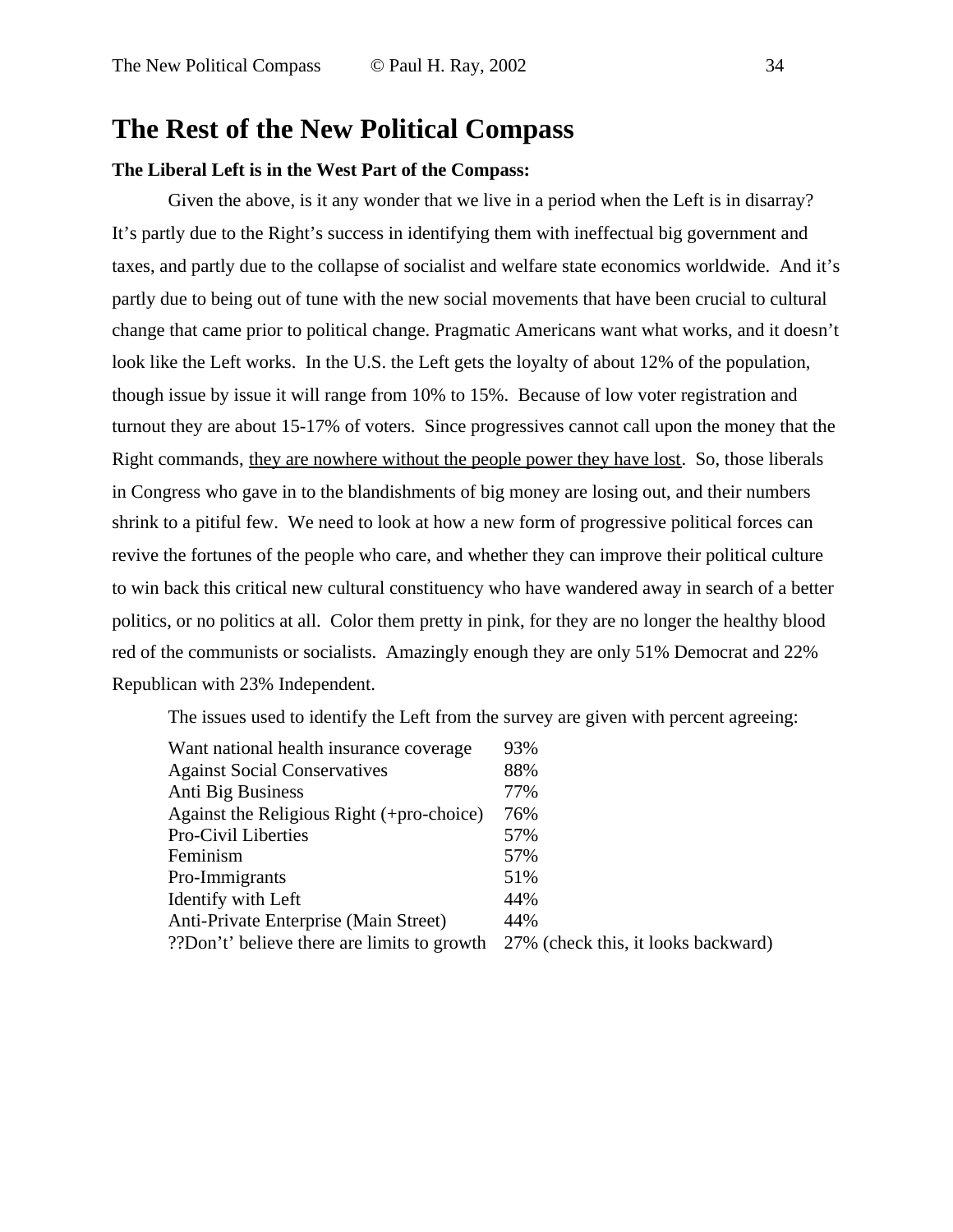# The Rest of the New Political Compass

**The Liberal Left is in the West Part of the Compass:**

Given the above, is it any wonder that we live in a period when the Left is in disarray? It's partly due to the Right's success in identifying them with ineffectual big government and taxes, and partly due to the collapse of socialist and welfare state economics worldwide. And it's partly due to being out of tune with the new social movements that have been crucial to cultural change that came prior to political change. Pragmatic Americans want what works, and it doesn't look like the Left works. In the U.S. the Left gets the loyalty of about 12% of the population, though issue by issue it will range from 10% to 15%. Because of low voter registration and turnout they are about 15-17% of voters. Since progressives cannot call upon the money that the Right commands, <u>they are nowhere without the people power they have lost</u>. So, those liberals in Congress who gave in to the blandishments of big money are losing out, and their numbers shrink to a pitiful few. We need to look at how a new form of progressive political forces can revive the fortunes of the people who care, and whether they can improve their political culture to win back this critical new cultural constituency who have wandered away in search of a better politics, or no politics at all. Color them pretty in pink, for they are no longer the healthy blood red of the communists or socialists. Amazingly enough they are only 51% Democrat and 22% Republican with 23% Independent.

The issues used to identify the Left from the survey are given with percent agreeing:

| | |
|---|---|
| Want national health insurance coverage | 93% |
| Against Social Conservatives | 88% |
| Anti Big Business | 77% |
| Against the Religious Right (+pro-choice) | 76% |
| Pro-Civil Liberties | 57% |
| Feminism | 57% |
| Pro-Immigrants | 51% |
| Identify with Left | 44% |
| Anti-Private Enterprise (Main Street) | 44% |
| ??Don't' believe there are limits to growth | 27% (check this, it looks backward) |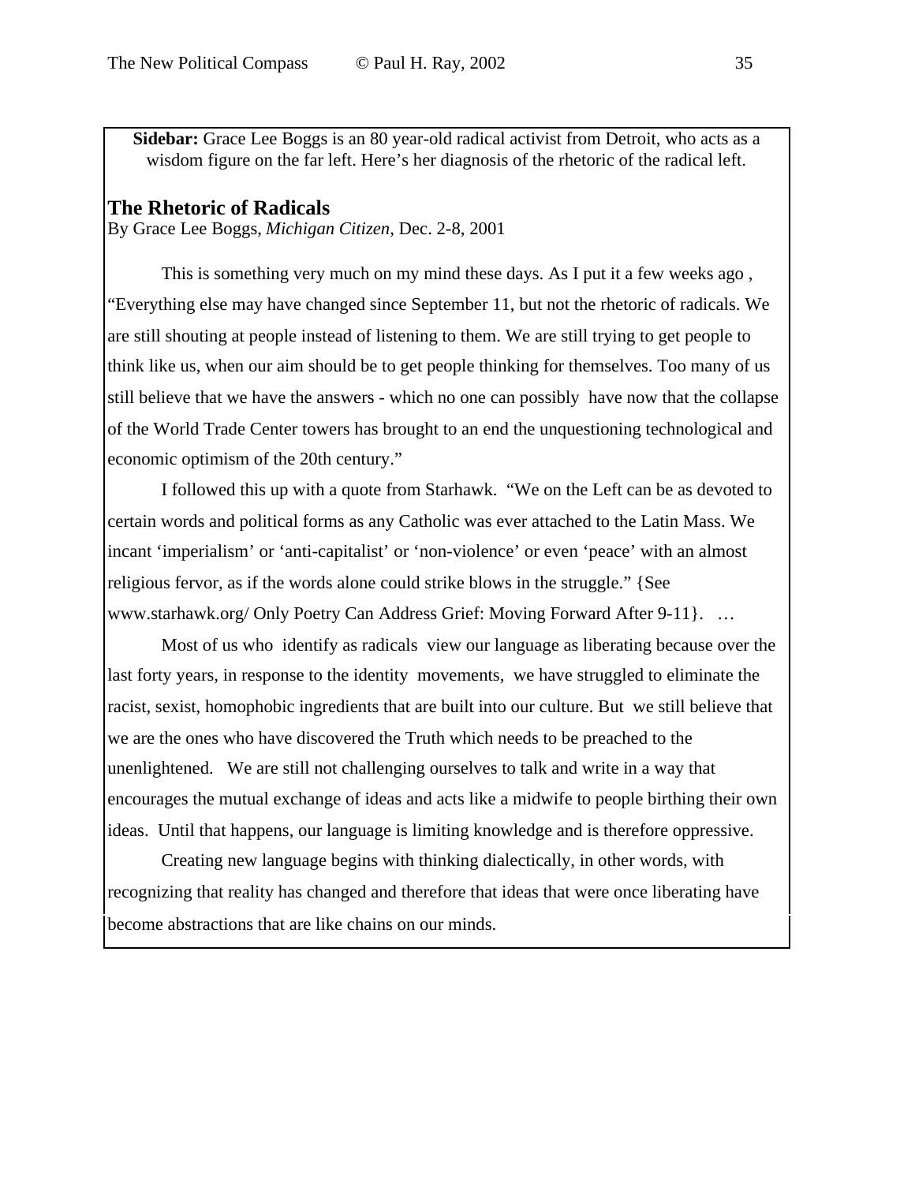**Sidebar:** Grace Lee Boggs is an 80 year-old radical activist from Detroit, who acts as a wisdom figure on the far left. Here's her diagnosis of the rhetoric of the radical left.

## The Rhetoric of Radicals

By Grace Lee Boggs, *Michigan Citizen*, Dec. 2-8, 2001

This is something very much on my mind these days. As I put it a few weeks ago , "Everything else may have changed since September 11, but not the rhetoric of radicals. We are still shouting at people instead of listening to them. We are still trying to get people to think like us, when our aim should be to get people thinking for themselves. Too many of us still believe that we have the answers - which no one can possibly have now that the collapse of the World Trade Center towers has brought to an end the unquestioning technological and economic optimism of the 20th century."

I followed this up with a quote from Starhawk. "We on the Left can be as devoted to certain words and political forms as any Catholic was ever attached to the Latin Mass. We incant 'imperialism' or 'anti-capitalist' or 'non-violence' or even 'peace' with an almost religious fervor, as if the words alone could strike blows in the struggle." {See www.starhawk.org/ Only Poetry Can Address Grief: Moving Forward After 9-11}. …

Most of us who identify as radicals view our language as liberating because over the last forty years, in response to the identity movements, we have struggled to eliminate the racist, sexist, homophobic ingredients that are built into our culture. But we still believe that we are the ones who have discovered the Truth which needs to be preached to the unenlightened. We are still not challenging ourselves to talk and write in a way that encourages the mutual exchange of ideas and acts like a midwife to people birthing their own ideas. Until that happens, our language is limiting knowledge and is therefore oppressive.

Creating new language begins with thinking dialectically, in other words, with recognizing that reality has changed and therefore that ideas that were once liberating have become abstractions that are like chains on our minds.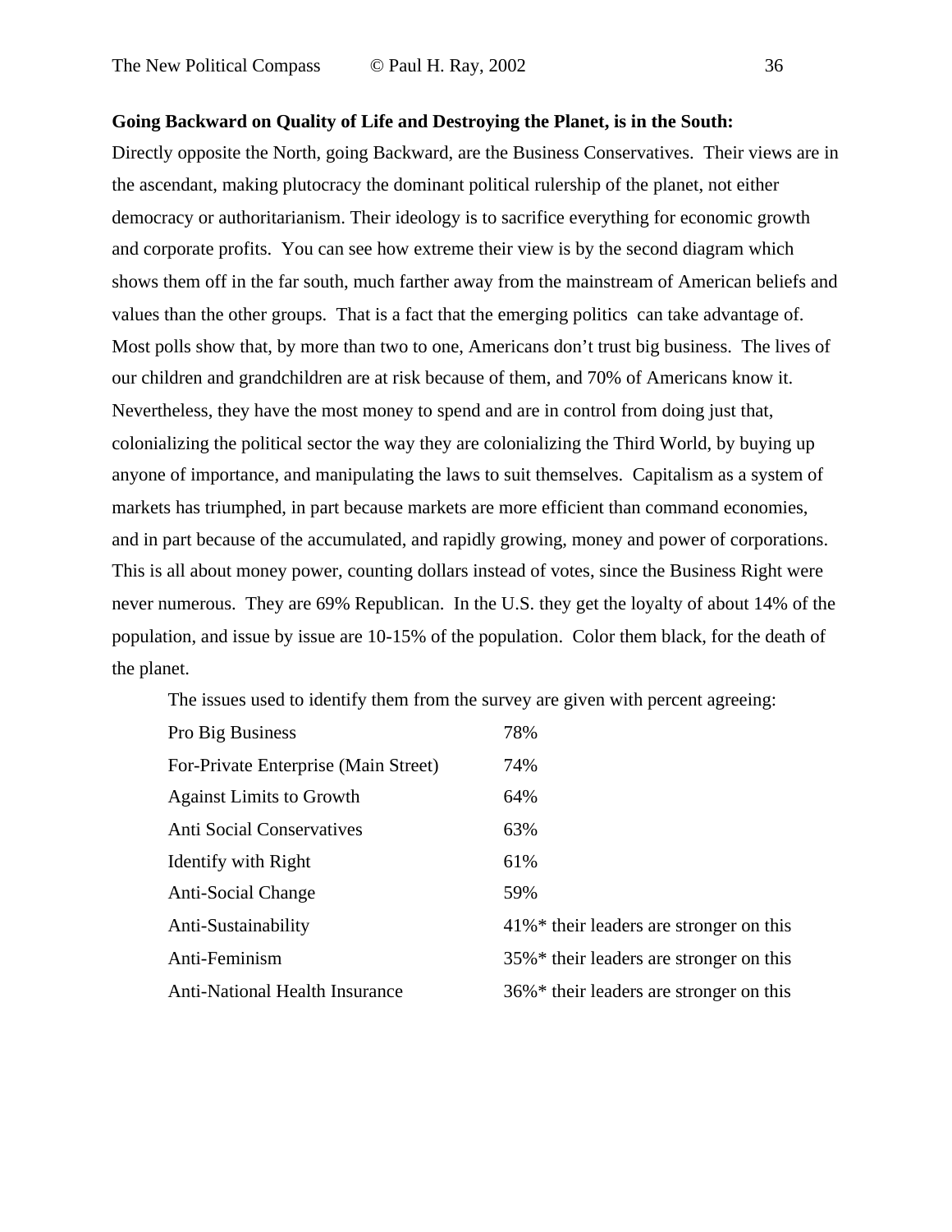**Going Backward on Quality of Life and Destroying the Planet, is in the South:**

Directly opposite the North, going Backward, are the Business Conservatives. Their views are in the ascendant, making plutocracy the dominant political rulership of the planet, not either democracy or authoritarianism. Their ideology is to sacrifice everything for economic growth and corporate profits. You can see how extreme their view is by the second diagram which shows them off in the far south, much farther away from the mainstream of American beliefs and values than the other groups. That is a fact that the emerging politics can take advantage of. Most polls show that, by more than two to one, Americans don't trust big business. The lives of our children and grandchildren are at risk because of them, and 70% of Americans know it. Nevertheless, they have the most money to spend and are in control from doing just that, colonializing the political sector the way they are colonializing the Third World, by buying up anyone of importance, and manipulating the laws to suit themselves. Capitalism as a system of markets has triumphed, in part because markets are more efficient than command economies, and in part because of the accumulated, and rapidly growing, money and power of corporations. This is all about money power, counting dollars instead of votes, since the Business Right were never numerous. They are 69% Republican. In the U.S. they get the loyalty of about 14% of the population, and issue by issue are 10-15% of the population. Color them black, for the death of the planet.

The issues used to identify them from the survey are given with percent agreeing:

| | |
|---|---|
| Pro Big Business | 78% |
| For-Private Enterprise (Main Street) | 74% |
| Against Limits to Growth | 64% |
| Anti Social Conservatives | 63% |
| Identify with Right | 61% |
| Anti-Social Change | 59% |
| Anti-Sustainability | 41%* their leaders are stronger on this |
| Anti-Feminism | 35%* their leaders are stronger on this |
| Anti-National Health Insurance | 36%* their leaders are stronger on this |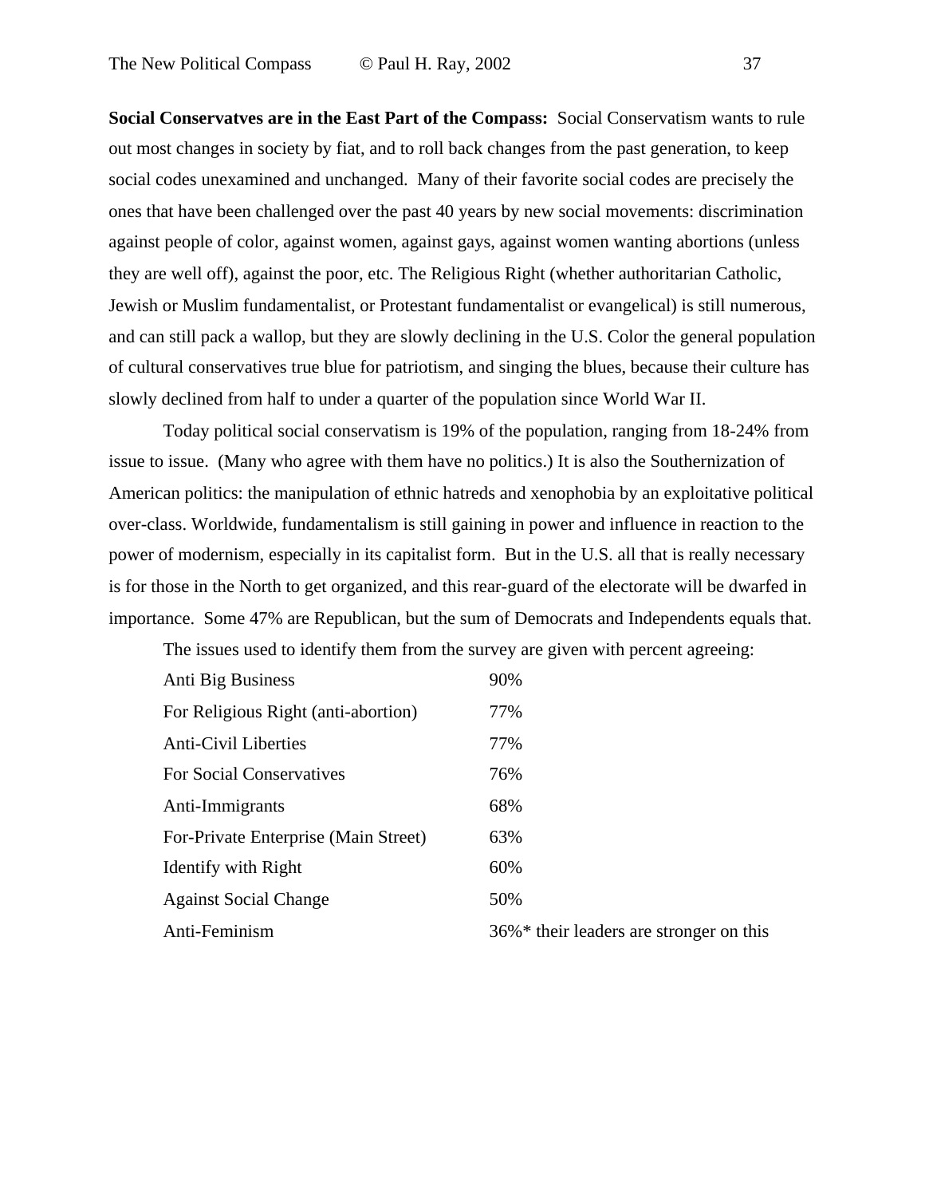**Social Conservatves are in the East Part of the Compass:** Social Conservatism wants to rule out most changes in society by fiat, and to roll back changes from the past generation, to keep social codes unexamined and unchanged. Many of their favorite social codes are precisely the ones that have been challenged over the past 40 years by new social movements: discrimination against people of color, against women, against gays, against women wanting abortions (unless they are well off), against the poor, etc. The Religious Right (whether authoritarian Catholic, Jewish or Muslim fundamentalist, or Protestant fundamentalist or evangelical) is still numerous, and can still pack a wallop, but they are slowly declining in the U.S. Color the general population of cultural conservatives true blue for patriotism, and singing the blues, because their culture has slowly declined from half to under a quarter of the population since World War II.

Today political social conservatism is 19% of the population, ranging from 18-24% from issue to issue. (Many who agree with them have no politics.) It is also the Southernization of American politics: the manipulation of ethnic hatreds and xenophobia by an exploitative political over-class. Worldwide, fundamentalism is still gaining in power and influence in reaction to the power of modernism, especially in its capitalist form. But in the U.S. all that is really necessary is for those in the North to get organized, and this rear-guard of the electorate will be dwarfed in importance. Some 47% are Republican, but the sum of Democrats and Independents equals that.

The issues used to identify them from the survey are given with percent agreeing:

| Issue | Percent agreeing |
|---|---|
| Anti Big Business | 90% |
| For Religious Right (anti-abortion) | 77% |
| Anti-Civil Liberties | 77% |
| For Social Conservatives | 76% |
| Anti-Immigrants | 68% |
| For-Private Enterprise (Main Street) | 63% |
| Identify with Right | 60% |
| Against Social Change | 50% |
| Anti-Feminism | 36%* their leaders are stronger on this |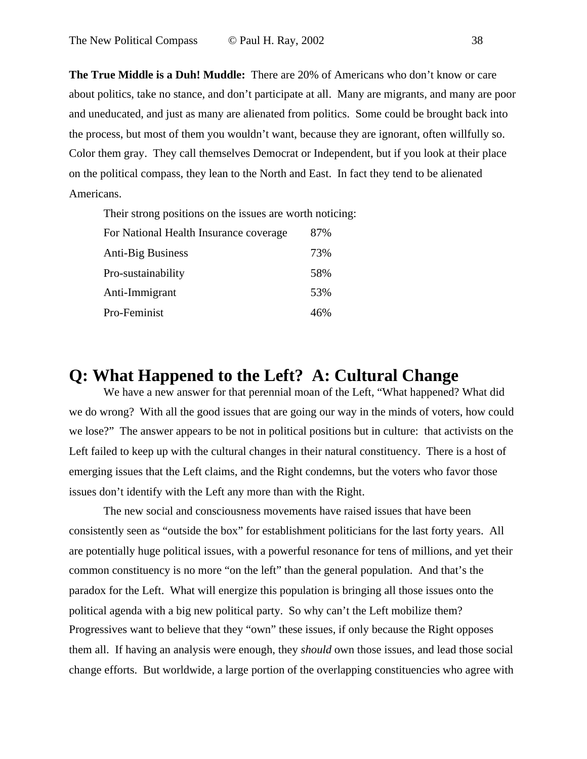**The True Middle is a Duh! Muddle:** There are 20% of Americans who don't know or care about politics, take no stance, and don't participate at all. Many are migrants, and many are poor and uneducated, and just as many are alienated from politics. Some could be brought back into the process, but most of them you wouldn't want, because they are ignorant, often willfully so. Color them gray. They call themselves Democrat or Independent, but if you look at their place on the political compass, they lean to the North and East. In fact they tend to be alienated Americans.

Their strong positions on the issues are worth noticing:

| | |
|---|---|
| For National Health Insurance coverage | 87% |
| Anti-Big Business | 73% |
| Pro-sustainability | 58% |
| Anti-Immigrant | 53% |
| Pro-Feminist | 46% |

# Q: What Happened to the Left? A: Cultural Change

We have a new answer for that perennial moan of the Left, "What happened? What did we do wrong? With all the good issues that are going our way in the minds of voters, how could we lose?" The answer appears to be not in political positions but in culture: that activists on the Left failed to keep up with the cultural changes in their natural constituency. There is a host of emerging issues that the Left claims, and the Right condemns, but the voters who favor those issues don't identify with the Left any more than with the Right.

The new social and consciousness movements have raised issues that have been consistently seen as "outside the box" for establishment politicians for the last forty years. All are potentially huge political issues, with a powerful resonance for tens of millions, and yet their common constituency is no more "on the left" than the general population. And that's the paradox for the Left. What will energize this population is bringing all those issues onto the political agenda with a big new political party. So why can't the Left mobilize them? Progressives want to believe that they "own" these issues, if only because the Right opposes them all. If having an analysis were enough, they *should* own those issues, and lead those social change efforts. But worldwide, a large portion of the overlapping constituencies who agree with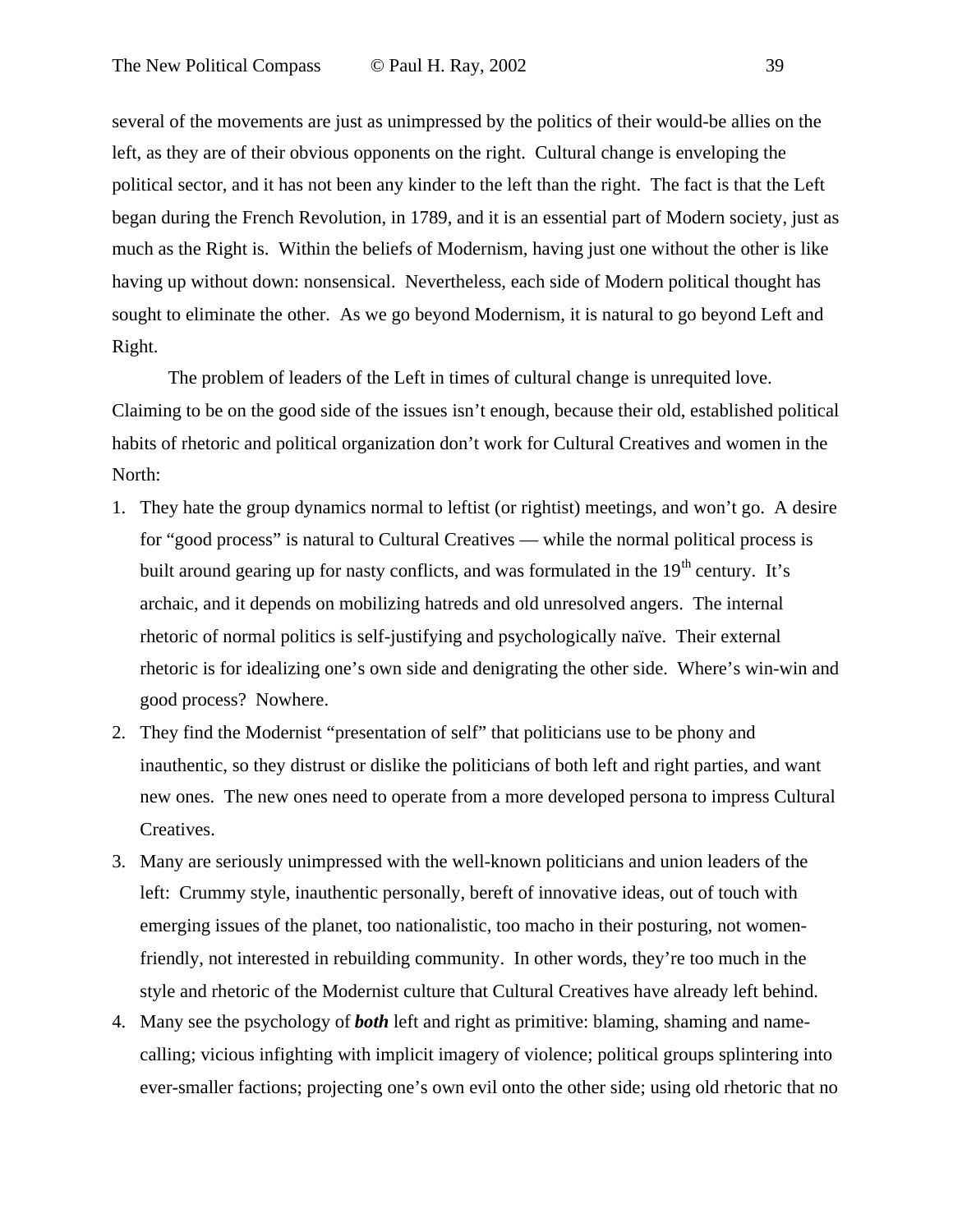several of the movements are just as unimpressed by the politics of their would-be allies on the left, as they are of their obvious opponents on the right. Cultural change is enveloping the political sector, and it has not been any kinder to the left than the right. The fact is that the Left began during the French Revolution, in 1789, and it is an essential part of Modern society, just as much as the Right is. Within the beliefs of Modernism, having just one without the other is like having up without down: nonsensical. Nevertheless, each side of Modern political thought has sought to eliminate the other. As we go beyond Modernism, it is natural to go beyond Left and Right.

The problem of leaders of the Left in times of cultural change is unrequited love. Claiming to be on the good side of the issues isn't enough, because their old, established political habits of rhetoric and political organization don't work for Cultural Creatives and women in the North:

1. They hate the group dynamics normal to leftist (or rightist) meetings, and won't go. A desire for "good process" is natural to Cultural Creatives — while the normal political process is built around gearing up for nasty conflicts, and was formulated in the 19th century. It's archaic, and it depends on mobilizing hatreds and old unresolved angers. The internal rhetoric of normal politics is self-justifying and psychologically naïve. Their external rhetoric is for idealizing one's own side and denigrating the other side. Where's win-win and good process? Nowhere.
2. They find the Modernist "presentation of self" that politicians use to be phony and inauthentic, so they distrust or dislike the politicians of both left and right parties, and want new ones. The new ones need to operate from a more developed persona to impress Cultural Creatives.
3. Many are seriously unimpressed with the well-known politicians and union leaders of the left: Crummy style, inauthentic personally, bereft of innovative ideas, out of touch with emerging issues of the planet, too nationalistic, too macho in their posturing, not women-friendly, not interested in rebuilding community. In other words, they're too much in the style and rhetoric of the Modernist culture that Cultural Creatives have already left behind.
4. Many see the psychology of ***both*** left and right as primitive: blaming, shaming and name-calling; vicious infighting with implicit imagery of violence; political groups splintering into ever-smaller factions; projecting one's own evil onto the other side; using old rhetoric that no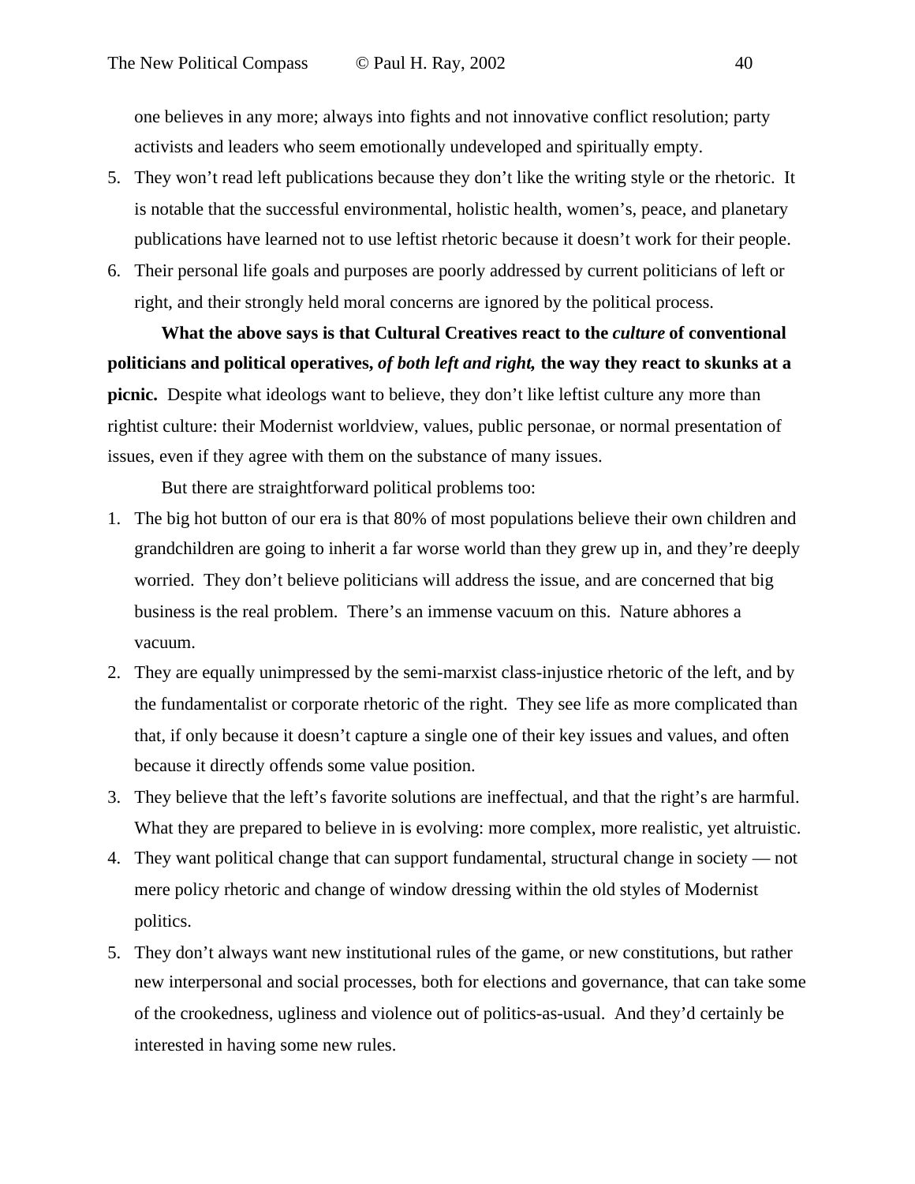one believes in any more; always into fights and not innovative conflict resolution; party activists and leaders who seem emotionally undeveloped and spiritually empty.

5. They won't read left publications because they don't like the writing style or the rhetoric. It is notable that the successful environmental, holistic health, women's, peace, and planetary publications have learned not to use leftist rhetoric because it doesn't work for their people.
6. Their personal life goals and purposes are poorly addressed by current politicians of left or right, and their strongly held moral concerns are ignored by the political process.

**What the above says is that Cultural Creatives react to the *culture* of conventional politicians and political operatives, *of both left and right,* the way they react to skunks at a picnic.** Despite what ideologs want to believe, they don't like leftist culture any more than rightist culture: their Modernist worldview, values, public personae, or normal presentation of issues, even if they agree with them on the substance of many issues.

But there are straightforward political problems too:

1. The big hot button of our era is that 80% of most populations believe their own children and grandchildren are going to inherit a far worse world than they grew up in, and they're deeply worried. They don't believe politicians will address the issue, and are concerned that big business is the real problem. There's an immense vacuum on this. Nature abhores a vacuum.
2. They are equally unimpressed by the semi-marxist class-injustice rhetoric of the left, and by the fundamentalist or corporate rhetoric of the right. They see life as more complicated than that, if only because it doesn't capture a single one of their key issues and values, and often because it directly offends some value position.
3. They believe that the left's favorite solutions are ineffectual, and that the right's are harmful. What they are prepared to believe in is evolving: more complex, more realistic, yet altruistic.
4. They want political change that can support fundamental, structural change in society — not mere policy rhetoric and change of window dressing within the old styles of Modernist politics.
5. They don't always want new institutional rules of the game, or new constitutions, but rather new interpersonal and social processes, both for elections and governance, that can take some of the crookedness, ugliness and violence out of politics-as-usual. And they'd certainly be interested in having some new rules.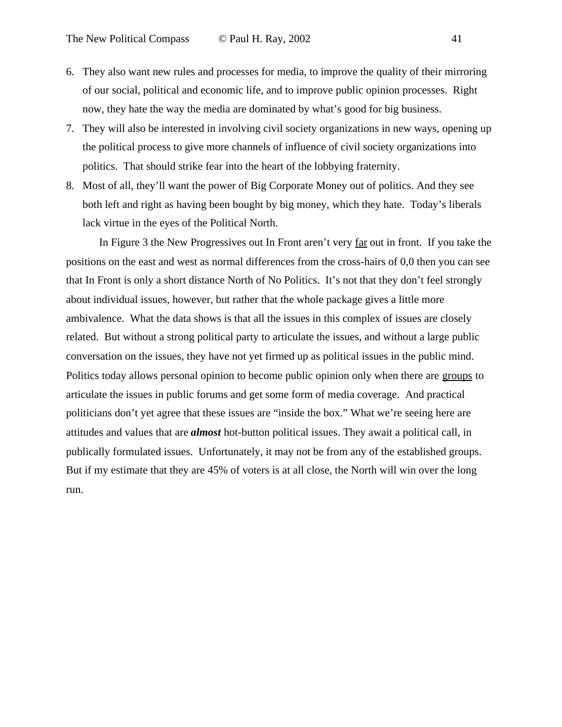6. They also want new rules and processes for media, to improve the quality of their mirroring of our social, political and economic life, and to improve public opinion processes. Right now, they hate the way the media are dominated by what's good for big business.
7. They will also be interested in involving civil society organizations in new ways, opening up the political process to give more channels of influence of civil society organizations into politics. That should strike fear into the heart of the lobbying fraternity.
8. Most of all, they'll want the power of Big Corporate Money out of politics. And they see both left and right as having been bought by big money, which they hate. Today's liberals lack virtue in the eyes of the Political North.

In Figure 3 the New Progressives out In Front aren't very <u>far</u> out in front. If you take the positions on the east and west as normal differences from the cross-hairs of 0,0 then you can see that In Front is only a short distance North of No Politics. It's not that they don't feel strongly about individual issues, however, but rather that the whole package gives a little more ambivalence. What the data shows is that all the issues in this complex of issues are closely related. But without a strong political party to articulate the issues, and without a large public conversation on the issues, they have not yet firmed up as political issues in the public mind. Politics today allows personal opinion to become public opinion only when there are <u>groups</u> to articulate the issues in public forums and get some form of media coverage. And practical politicians don't yet agree that these issues are "inside the box." What we're seeing here are attitudes and values that are ***almost*** hot-button political issues. They await a political call, in publically formulated issues. Unfortunately, it may not be from any of the established groups. But if my estimate that they are 45% of voters is at all close, the North will win over the long run.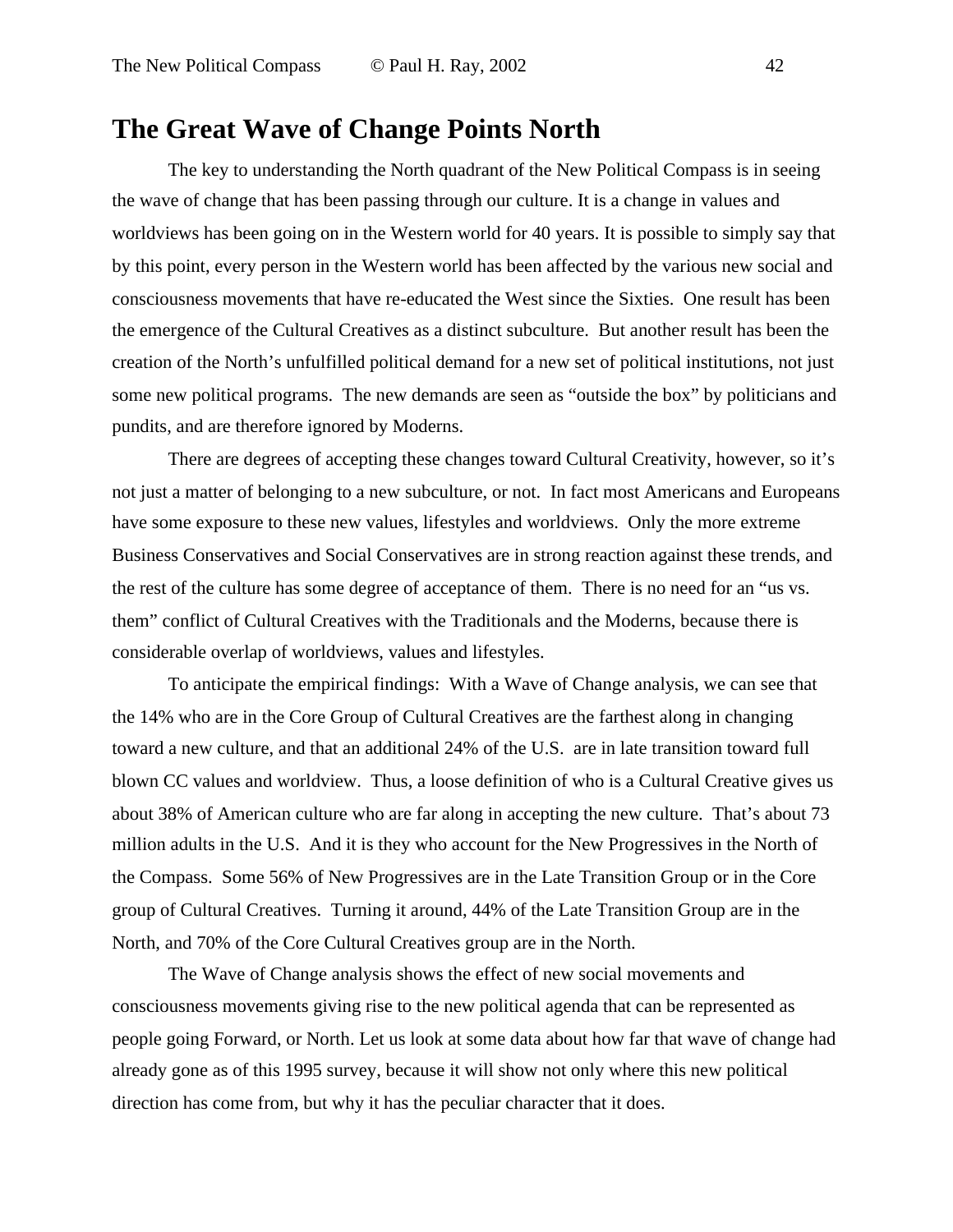## The Great Wave of Change Points North

The key to understanding the North quadrant of the New Political Compass is in seeing the wave of change that has been passing through our culture. It is a change in values and worldviews has been going on in the Western world for 40 years. It is possible to simply say that by this point, every person in the Western world has been affected by the various new social and consciousness movements that have re-educated the West since the Sixties. One result has been the emergence of the Cultural Creatives as a distinct subculture. But another result has been the creation of the North's unfulfilled political demand for a new set of political institutions, not just some new political programs. The new demands are seen as "outside the box" by politicians and pundits, and are therefore ignored by Moderns.

There are degrees of accepting these changes toward Cultural Creativity, however, so it's not just a matter of belonging to a new subculture, or not. In fact most Americans and Europeans have some exposure to these new values, lifestyles and worldviews. Only the more extreme Business Conservatives and Social Conservatives are in strong reaction against these trends, and the rest of the culture has some degree of acceptance of them. There is no need for an "us vs. them" conflict of Cultural Creatives with the Traditionals and the Moderns, because there is considerable overlap of worldviews, values and lifestyles.

To anticipate the empirical findings: With a Wave of Change analysis, we can see that the 14% who are in the Core Group of Cultural Creatives are the farthest along in changing toward a new culture, and that an additional 24% of the U.S. are in late transition toward full blown CC values and worldview. Thus, a loose definition of who is a Cultural Creative gives us about 38% of American culture who are far along in accepting the new culture. That's about 73 million adults in the U.S. And it is they who account for the New Progressives in the North of the Compass. Some 56% of New Progressives are in the Late Transition Group or in the Core group of Cultural Creatives. Turning it around, 44% of the Late Transition Group are in the North, and 70% of the Core Cultural Creatives group are in the North.

The Wave of Change analysis shows the effect of new social movements and consciousness movements giving rise to the new political agenda that can be represented as people going Forward, or North. Let us look at some data about how far that wave of change had already gone as of this 1995 survey, because it will show not only where this new political direction has come from, but why it has the peculiar character that it does.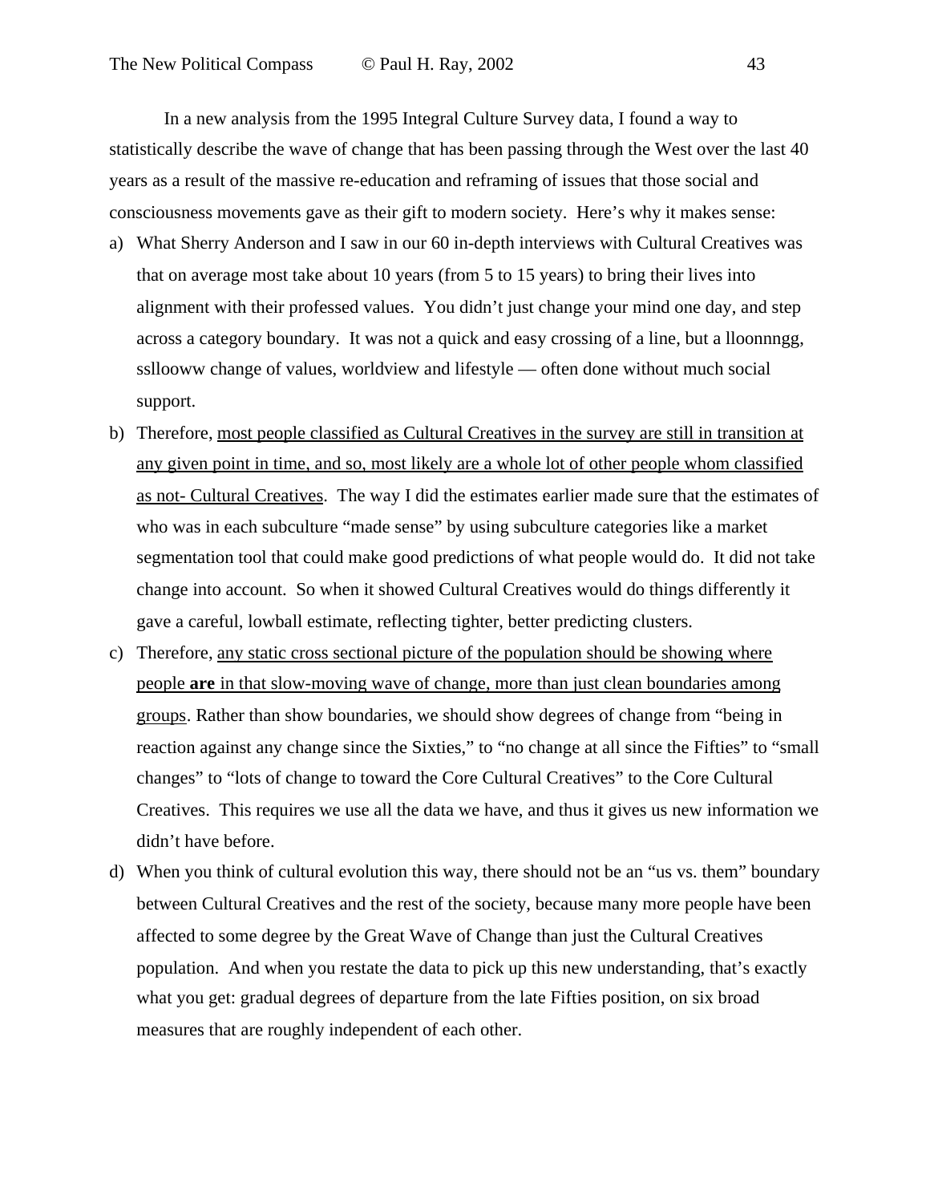In a new analysis from the 1995 Integral Culture Survey data, I found a way to statistically describe the wave of change that has been passing through the West over the last 40 years as a result of the massive re-education and reframing of issues that those social and consciousness movements gave as their gift to modern society. Here's why it makes sense:

a) What Sherry Anderson and I saw in our 60 in-depth interviews with Cultural Creatives was that on average most take about 10 years (from 5 to 15 years) to bring their lives into alignment with their professed values. You didn't just change your mind one day, and step across a category boundary. It was not a quick and easy crossing of a line, but a lloonnngg, ssllooww change of values, worldview and lifestyle — often done without much social support.

b) Therefore, <u>most people classified as Cultural Creatives in the survey are still in transition at any given point in time, and so, most likely are a whole lot of other people whom classified as not- Cultural Creatives</u>. The way I did the estimates earlier made sure that the estimates of who was in each subculture "made sense" by using subculture categories like a market segmentation tool that could make good predictions of what people would do. It did not take change into account. So when it showed Cultural Creatives would do things differently it gave a careful, lowball estimate, reflecting tighter, better predicting clusters.

c) Therefore, <u>any static cross sectional picture of the population should be showing where people **are** in that slow-moving wave of change, more than just clean boundaries among groups</u>. Rather than show boundaries, we should show degrees of change from "being in reaction against any change since the Sixties," to "no change at all since the Fifties" to "small changes" to "lots of change to toward the Core Cultural Creatives" to the Core Cultural Creatives. This requires we use all the data we have, and thus it gives us new information we didn't have before.

d) When you think of cultural evolution this way, there should not be an "us vs. them" boundary between Cultural Creatives and the rest of the society, because many more people have been affected to some degree by the Great Wave of Change than just the Cultural Creatives population. And when you restate the data to pick up this new understanding, that's exactly what you get: gradual degrees of departure from the late Fifties position, on six broad measures that are roughly independent of each other.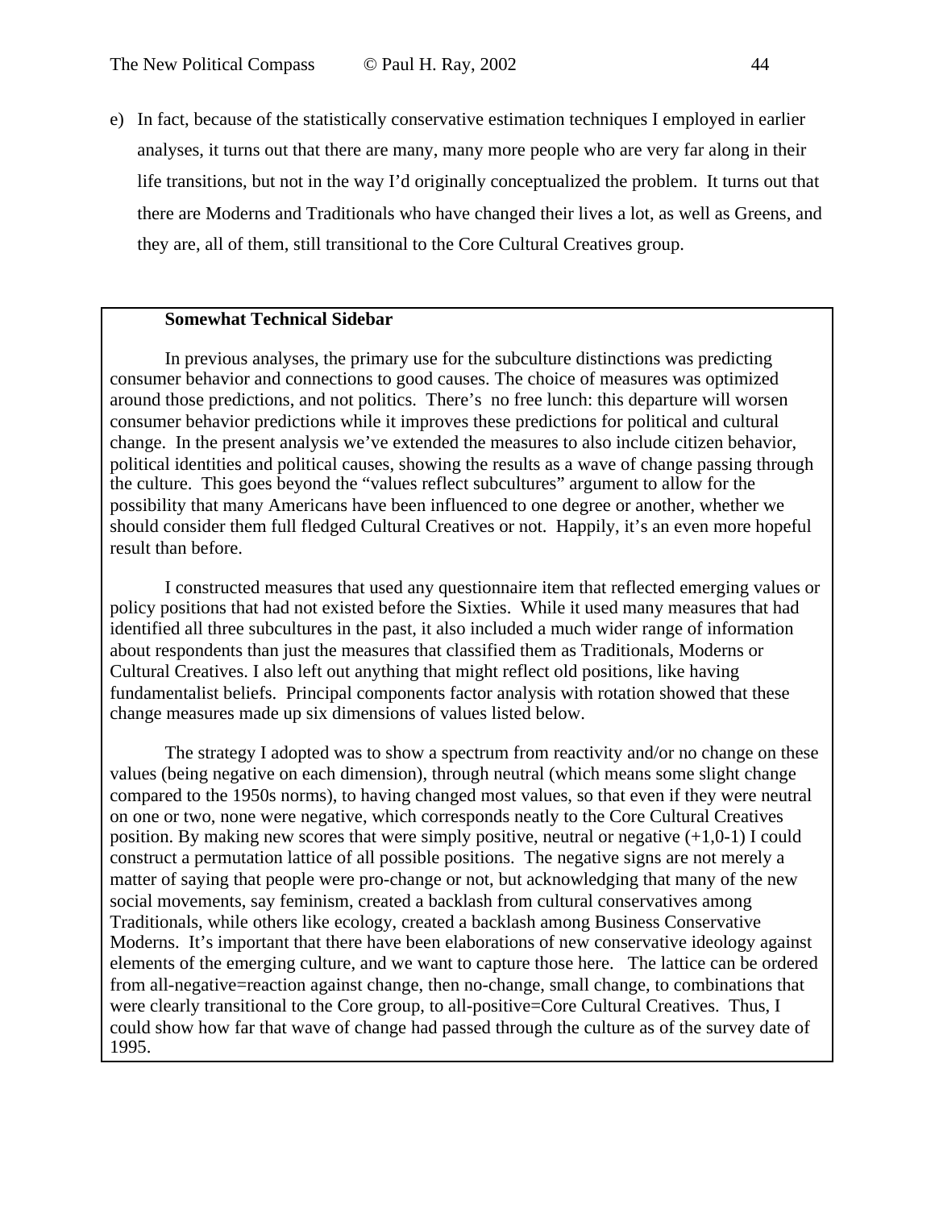e) In fact, because of the statistically conservative estimation techniques I employed in earlier analyses, it turns out that there are many, many more people who are very far along in their life transitions, but not in the way I'd originally conceptualized the problem. It turns out that there are Moderns and Traditionals who have changed their lives a lot, as well as Greens, and they are, all of them, still transitional to the Core Cultural Creatives group.

**Somewhat Technical Sidebar**

In previous analyses, the primary use for the subculture distinctions was predicting consumer behavior and connections to good causes. The choice of measures was optimized around those predictions, and not politics. There's no free lunch: this departure will worsen consumer behavior predictions while it improves these predictions for political and cultural change. In the present analysis we've extended the measures to also include citizen behavior, political identities and political causes, showing the results as a wave of change passing through the culture. This goes beyond the "values reflect subcultures" argument to allow for the possibility that many Americans have been influenced to one degree or another, whether we should consider them full fledged Cultural Creatives or not. Happily, it's an even more hopeful result than before.

I constructed measures that used any questionnaire item that reflected emerging values or policy positions that had not existed before the Sixties. While it used many measures that had identified all three subcultures in the past, it also included a much wider range of information about respondents than just the measures that classified them as Traditionals, Moderns or Cultural Creatives. I also left out anything that might reflect old positions, like having fundamentalist beliefs. Principal components factor analysis with rotation showed that these change measures made up six dimensions of values listed below.

The strategy I adopted was to show a spectrum from reactivity and/or no change on these values (being negative on each dimension), through neutral (which means some slight change compared to the 1950s norms), to having changed most values, so that even if they were neutral on one or two, none were negative, which corresponds neatly to the Core Cultural Creatives position. By making new scores that were simply positive, neutral or negative (+1,0-1) I could construct a permutation lattice of all possible positions. The negative signs are not merely a matter of saying that people were pro-change or not, but acknowledging that many of the new social movements, say feminism, created a backlash from cultural conservatives among Traditionals, while others like ecology, created a backlash among Business Conservative Moderns. It's important that there have been elaborations of new conservative ideology against elements of the emerging culture, and we want to capture those here. The lattice can be ordered from all-negative=reaction against change, then no-change, small change, to combinations that were clearly transitional to the Core group, to all-positive=Core Cultural Creatives. Thus, I could show how far that wave of change had passed through the culture as of the survey date of 1995.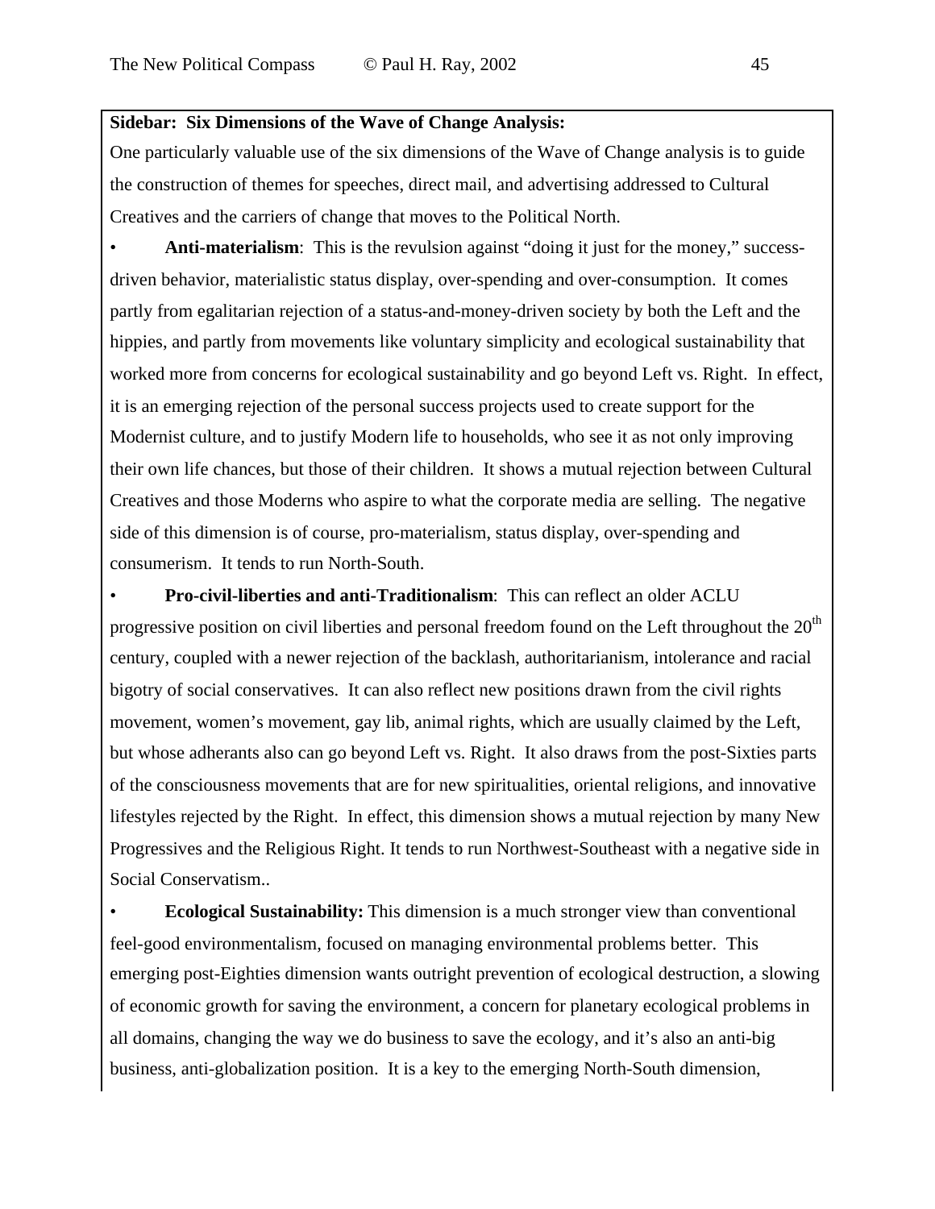**Sidebar: Six Dimensions of the Wave of Change Analysis:**

One particularly valuable use of the six dimensions of the Wave of Change analysis is to guide the construction of themes for speeches, direct mail, and advertising addressed to Cultural Creatives and the carriers of change that moves to the Political North.

- **Anti-materialism**: This is the revulsion against "doing it just for the money," success-driven behavior, materialistic status display, over-spending and over-consumption. It comes partly from egalitarian rejection of a status-and-money-driven society by both the Left and the hippies, and partly from movements like voluntary simplicity and ecological sustainability that worked more from concerns for ecological sustainability and go beyond Left vs. Right. In effect, it is an emerging rejection of the personal success projects used to create support for the Modernist culture, and to justify Modern life to households, who see it as not only improving their own life chances, but those of their children. It shows a mutual rejection between Cultural Creatives and those Moderns who aspire to what the corporate media are selling. The negative side of this dimension is of course, pro-materialism, status display, over-spending and consumerism. It tends to run North-South.

- **Pro-civil-liberties and anti-Traditionalism**: This can reflect an older ACLU progressive position on civil liberties and personal freedom found on the Left throughout the 20th century, coupled with a newer rejection of the backlash, authoritarianism, intolerance and racial bigotry of social conservatives. It can also reflect new positions drawn from the civil rights movement, women's movement, gay lib, animal rights, which are usually claimed by the Left, but whose adherants also can go beyond Left vs. Right. It also draws from the post-Sixties parts of the consciousness movements that are for new spiritualities, oriental religions, and innovative lifestyles rejected by the Right. In effect, this dimension shows a mutual rejection by many New Progressives and the Religious Right. It tends to run Northwest-Southeast with a negative side in Social Conservatism..

- **Ecological Sustainability:** This dimension is a much stronger view than conventional feel-good environmentalism, focused on managing environmental problems better. This emerging post-Eighties dimension wants outright prevention of ecological destruction, a slowing of economic growth for saving the environment, a concern for planetary ecological problems in all domains, changing the way we do business to save the ecology, and it's also an anti-big business, anti-globalization position. It is a key to the emerging North-South dimension,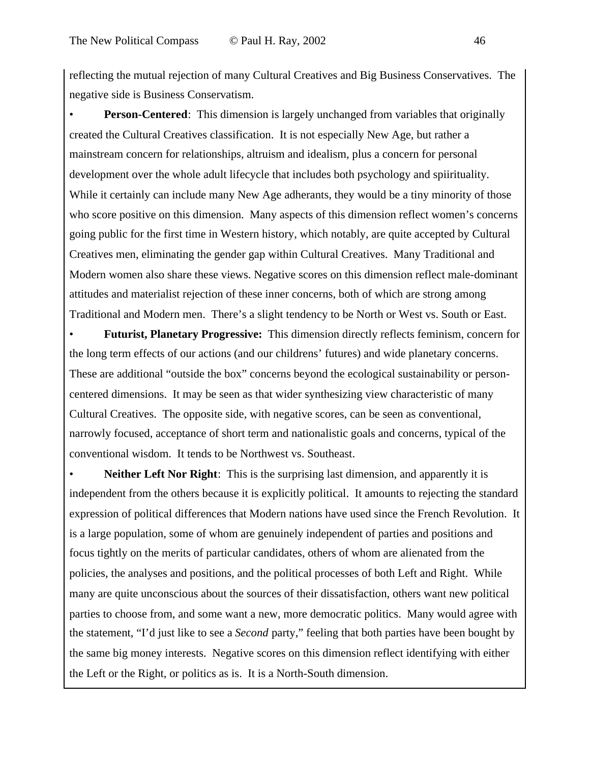reflecting the mutual rejection of many Cultural Creatives and Big Business Conservatives. The negative side is Business Conservatism.

- **Person-Centered**: This dimension is largely unchanged from variables that originally created the Cultural Creatives classification. It is not especially New Age, but rather a mainstream concern for relationships, altruism and idealism, plus a concern for personal development over the whole adult lifecycle that includes both psychology and spiirituality. While it certainly can include many New Age adherants, they would be a tiny minority of those who score positive on this dimension. Many aspects of this dimension reflect women's concerns going public for the first time in Western history, which notably, are quite accepted by Cultural Creatives men, eliminating the gender gap within Cultural Creatives. Many Traditional and Modern women also share these views. Negative scores on this dimension reflect male-dominant attitudes and materialist rejection of these inner concerns, both of which are strong among Traditional and Modern men. There's a slight tendency to be North or West vs. South or East.
- **Futurist, Planetary Progressive:** This dimension directly reflects feminism, concern for the long term effects of our actions (and our childrens' futures) and wide planetary concerns. These are additional "outside the box" concerns beyond the ecological sustainability or person-centered dimensions. It may be seen as that wider synthesizing view characteristic of many Cultural Creatives. The opposite side, with negative scores, can be seen as conventional, narrowly focused, acceptance of short term and nationalistic goals and concerns, typical of the conventional wisdom. It tends to be Northwest vs. Southeast.
- **Neither Left Nor Right**: This is the surprising last dimension, and apparently it is independent from the others because it is explicitly political. It amounts to rejecting the standard expression of political differences that Modern nations have used since the French Revolution. It is a large population, some of whom are genuinely independent of parties and positions and focus tightly on the merits of particular candidates, others of whom are alienated from the policies, the analyses and positions, and the political processes of both Left and Right. While many are quite unconscious about the sources of their dissatisfaction, others want new political parties to choose from, and some want a new, more democratic politics. Many would agree with the statement, "I'd just like to see a *Second* party," feeling that both parties have been bought by the same big money interests. Negative scores on this dimension reflect identifying with either the Left or the Right, or politics as is. It is a North-South dimension.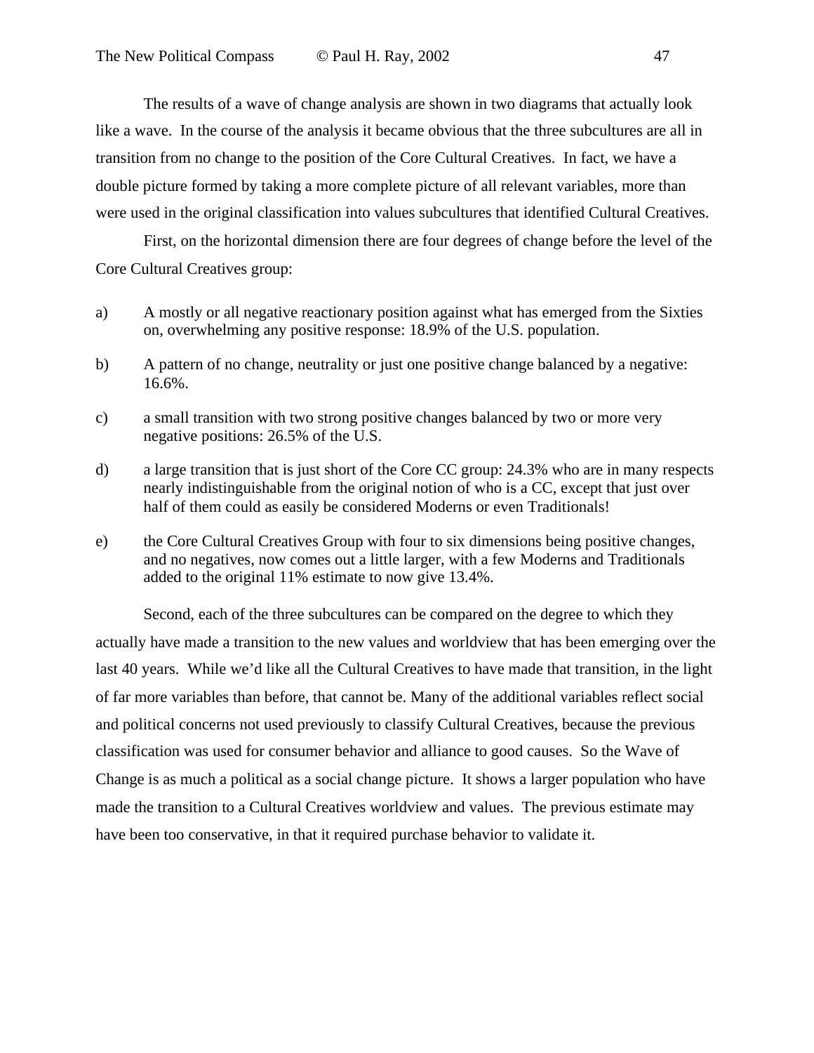The results of a wave of change analysis are shown in two diagrams that actually look like a wave. In the course of the analysis it became obvious that the three subcultures are all in transition from no change to the position of the Core Cultural Creatives. In fact, we have a double picture formed by taking a more complete picture of all relevant variables, more than were used in the original classification into values subcultures that identified Cultural Creatives.

First, on the horizontal dimension there are four degrees of change before the level of the Core Cultural Creatives group:

a) A mostly or all negative reactionary position against what has emerged from the Sixties on, overwhelming any positive response: 18.9% of the U.S. population.

b) A pattern of no change, neutrality or just one positive change balanced by a negative: 16.6%.

c) a small transition with two strong positive changes balanced by two or more very negative positions: 26.5% of the U.S.

d) a large transition that is just short of the Core CC group: 24.3% who are in many respects nearly indistinguishable from the original notion of who is a CC, except that just over half of them could as easily be considered Moderns or even Traditionals!

e) the Core Cultural Creatives Group with four to six dimensions being positive changes, and no negatives, now comes out a little larger, with a few Moderns and Traditionals added to the original 11% estimate to now give 13.4%.

Second, each of the three subcultures can be compared on the degree to which they actually have made a transition to the new values and worldview that has been emerging over the last 40 years. While we'd like all the Cultural Creatives to have made that transition, in the light of far more variables than before, that cannot be. Many of the additional variables reflect social and political concerns not used previously to classify Cultural Creatives, because the previous classification was used for consumer behavior and alliance to good causes. So the Wave of Change is as much a political as a social change picture. It shows a larger population who have made the transition to a Cultural Creatives worldview and values. The previous estimate may have been too conservative, in that it required purchase behavior to validate it.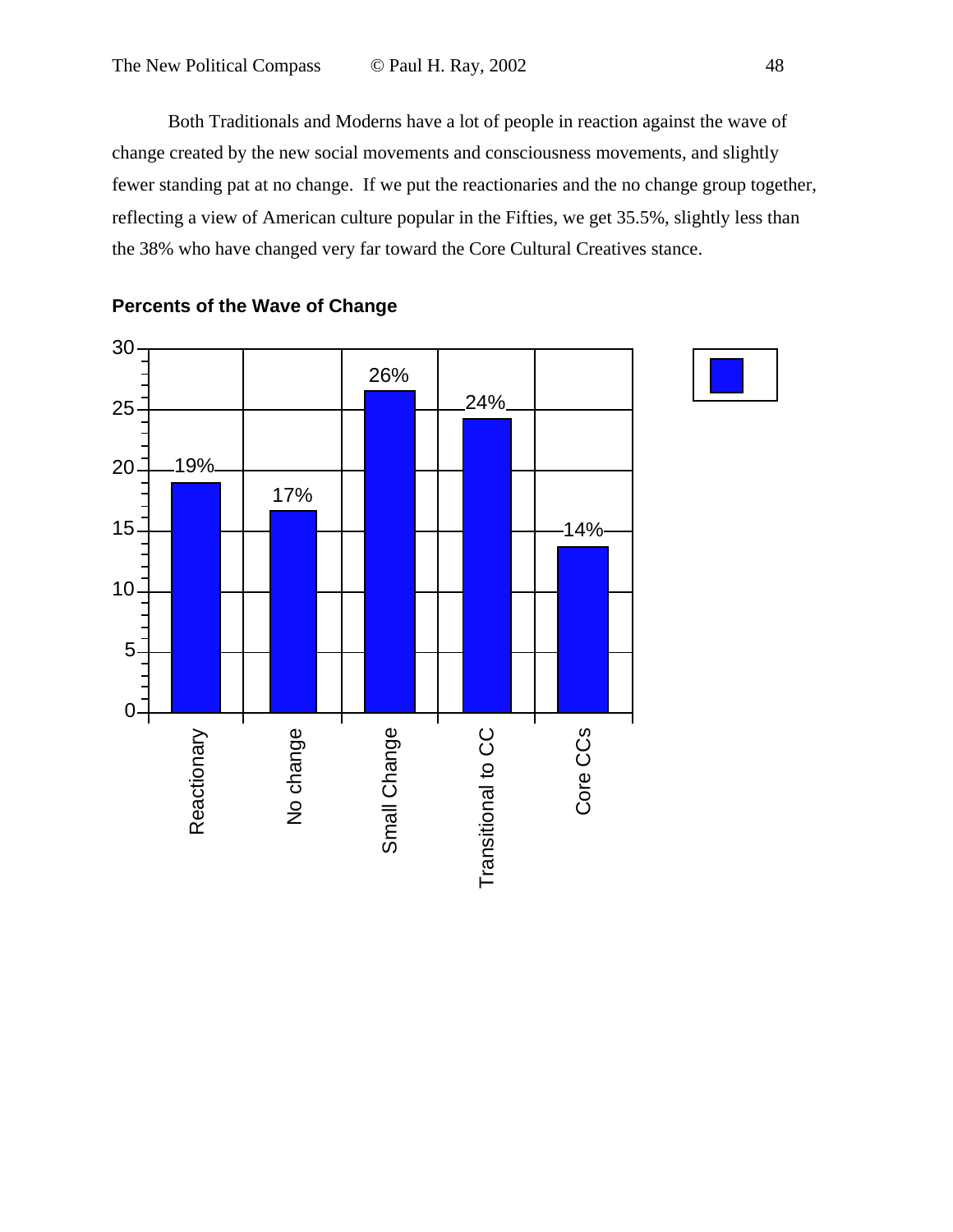Both Traditionals and Moderns have a lot of people in reaction against the wave of change created by the new social movements and consciousness movements, and slightly fewer standing pat at no change. If we put the reactionaries and the no change group together, reflecting a view of American culture popular in the Fifties, we get 35.5%, slightly less than the 38% who have changed very far toward the Core Cultural Creatives stance.

**Percents of the Wave of Change**

| Category | Percent |
|---|---|
| Reactionary | 19% |
| No change | 17% |
| Small Change | 26% |
| Transitional to CC | 24% |
| Core CCs | 14% |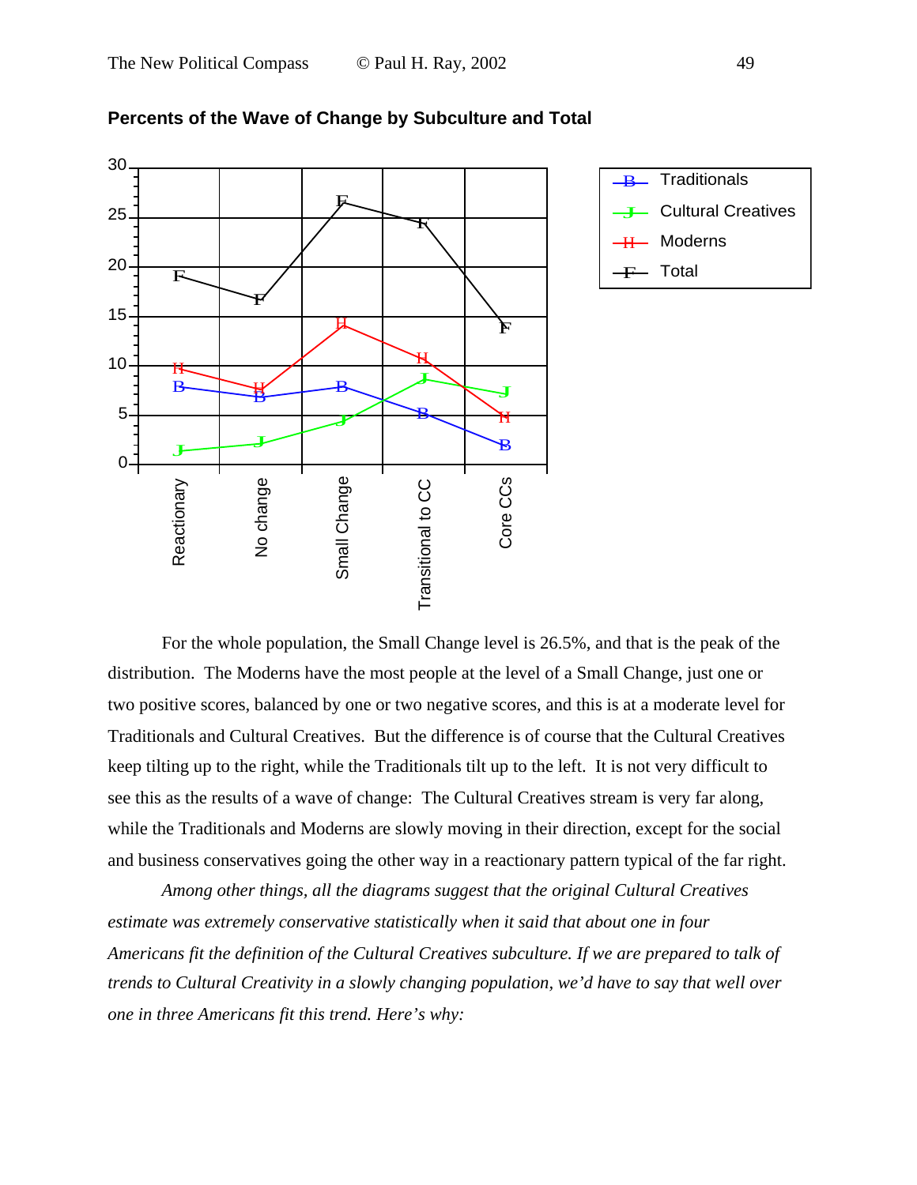**Percents of the Wave of Change by Subculture and Total**

For the whole population, the Small Change level is 26.5%, and that is the peak of the distribution. The Moderns have the most people at the level of a Small Change, just one or two positive scores, balanced by one or two negative scores, and this is at a moderate level for Traditionals and Cultural Creatives. But the difference is of course that the Cultural Creatives keep tilting up to the right, while the Traditionals tilt up to the left. It is not very difficult to see this as the results of a wave of change: The Cultural Creatives stream is very far along, while the Traditionals and Moderns are slowly moving in their direction, except for the social and business conservatives going the other way in a reactionary pattern typical of the far right.

*Among other things, all the diagrams suggest that the original Cultural Creatives estimate was extremely conservative statistically when it said that about one in four Americans fit the definition of the Cultural Creatives subculture. If we are prepared to talk of trends to Cultural Creativity in a slowly changing population, we'd have to say that well over one in three Americans fit this trend. Here's why:*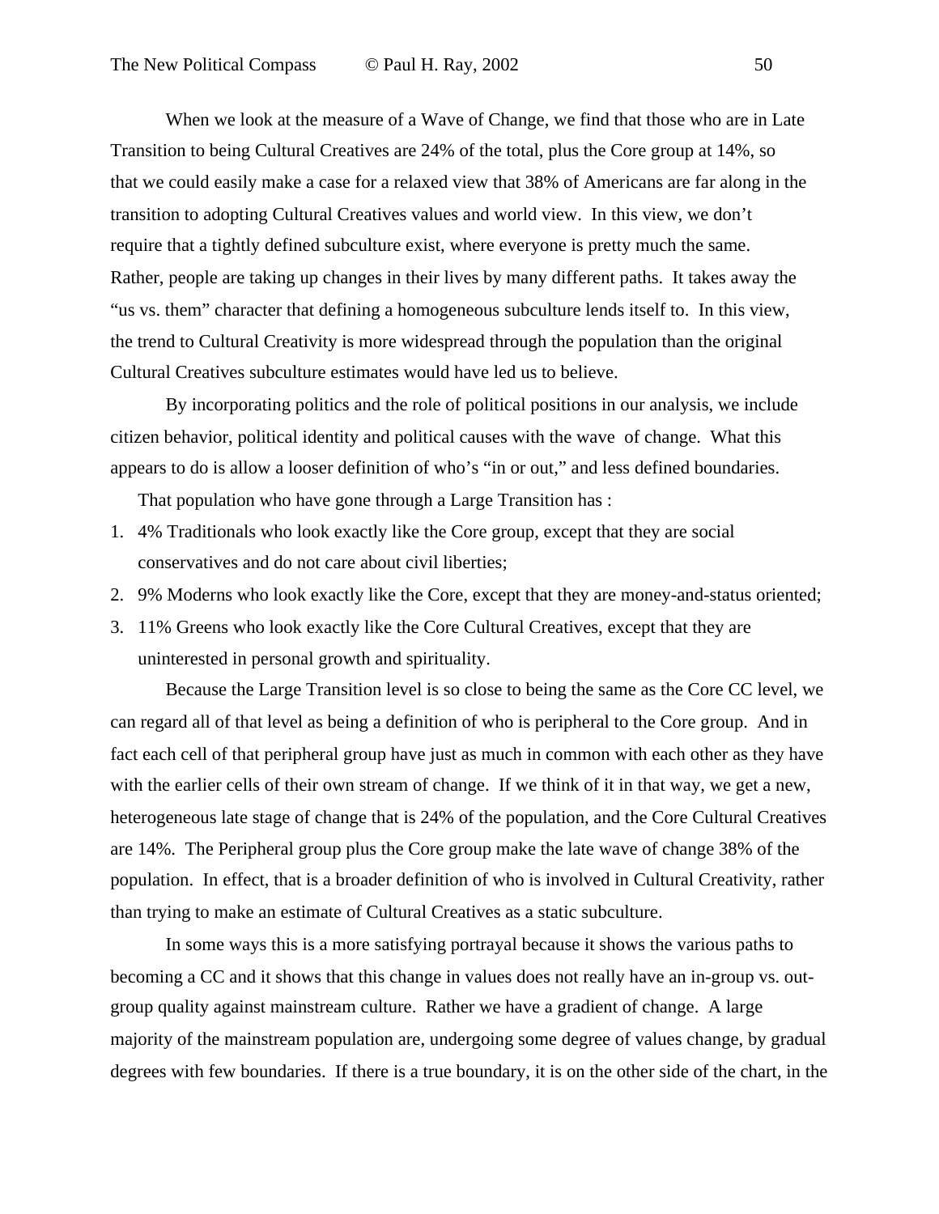When we look at the measure of a Wave of Change, we find that those who are in Late Transition to being Cultural Creatives are 24% of the total, plus the Core group at 14%, so that we could easily make a case for a relaxed view that 38% of Americans are far along in the transition to adopting Cultural Creatives values and world view. In this view, we don't require that a tightly defined subculture exist, where everyone is pretty much the same. Rather, people are taking up changes in their lives by many different paths. It takes away the "us vs. them" character that defining a homogeneous subculture lends itself to. In this view, the trend to Cultural Creativity is more widespread through the population than the original Cultural Creatives subculture estimates would have led us to believe.

By incorporating politics and the role of political positions in our analysis, we include citizen behavior, political identity and political causes with the wave of change. What this appears to do is allow a looser definition of who's "in or out," and less defined boundaries.

That population who have gone through a Large Transition has :

1. 4% Traditionals who look exactly like the Core group, except that they are social conservatives and do not care about civil liberties;
2. 9% Moderns who look exactly like the Core, except that they are money-and-status oriented;
3. 11% Greens who look exactly like the Core Cultural Creatives, except that they are uninterested in personal growth and spirituality.

Because the Large Transition level is so close to being the same as the Core CC level, we can regard all of that level as being a definition of who is peripheral to the Core group. And in fact each cell of that peripheral group have just as much in common with each other as they have with the earlier cells of their own stream of change. If we think of it in that way, we get a new, heterogeneous late stage of change that is 24% of the population, and the Core Cultural Creatives are 14%. The Peripheral group plus the Core group make the late wave of change 38% of the population. In effect, that is a broader definition of who is involved in Cultural Creativity, rather than trying to make an estimate of Cultural Creatives as a static subculture.

In some ways this is a more satisfying portrayal because it shows the various paths to becoming a CC and it shows that this change in values does not really have an in-group vs. out-group quality against mainstream culture. Rather we have a gradient of change. A large majority of the mainstream population are, undergoing some degree of values change, by gradual degrees with few boundaries. If there is a true boundary, it is on the other side of the chart, in the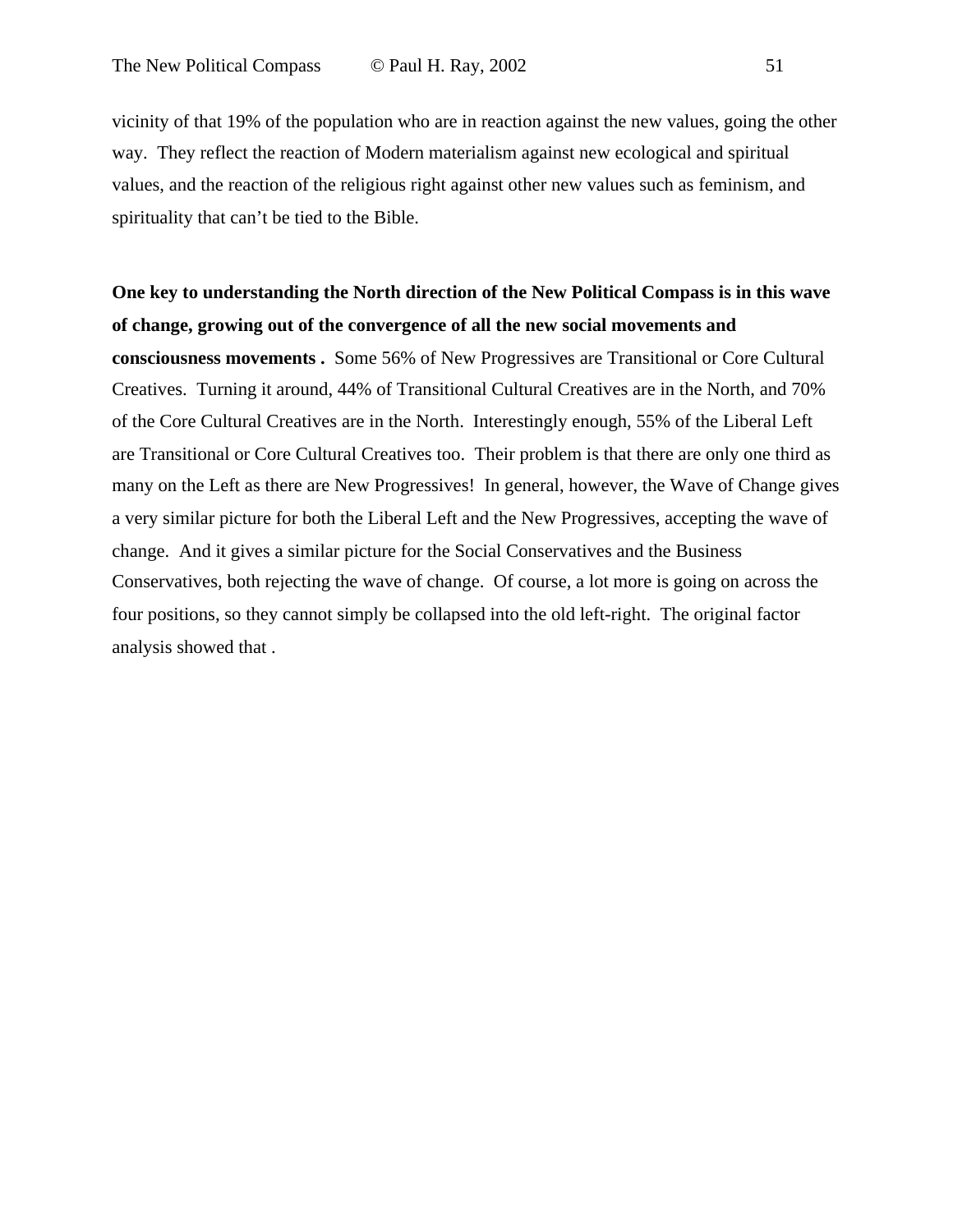vicinity of that 19% of the population who are in reaction against the new values, going the other way. They reflect the reaction of Modern materialism against new ecological and spiritual values, and the reaction of the religious right against other new values such as feminism, and spirituality that can't be tied to the Bible.

**One key to understanding the North direction of the New Political Compass is in this wave of change, growing out of the convergence of all the new social movements and consciousness movements .** Some 56% of New Progressives are Transitional or Core Cultural Creatives. Turning it around, 44% of Transitional Cultural Creatives are in the North, and 70% of the Core Cultural Creatives are in the North. Interestingly enough, 55% of the Liberal Left are Transitional or Core Cultural Creatives too. Their problem is that there are only one third as many on the Left as there are New Progressives! In general, however, the Wave of Change gives a very similar picture for both the Liberal Left and the New Progressives, accepting the wave of change. And it gives a similar picture for the Social Conservatives and the Business Conservatives, both rejecting the wave of change. Of course, a lot more is going on across the four positions, so they cannot simply be collapsed into the old left-right. The original factor analysis showed that .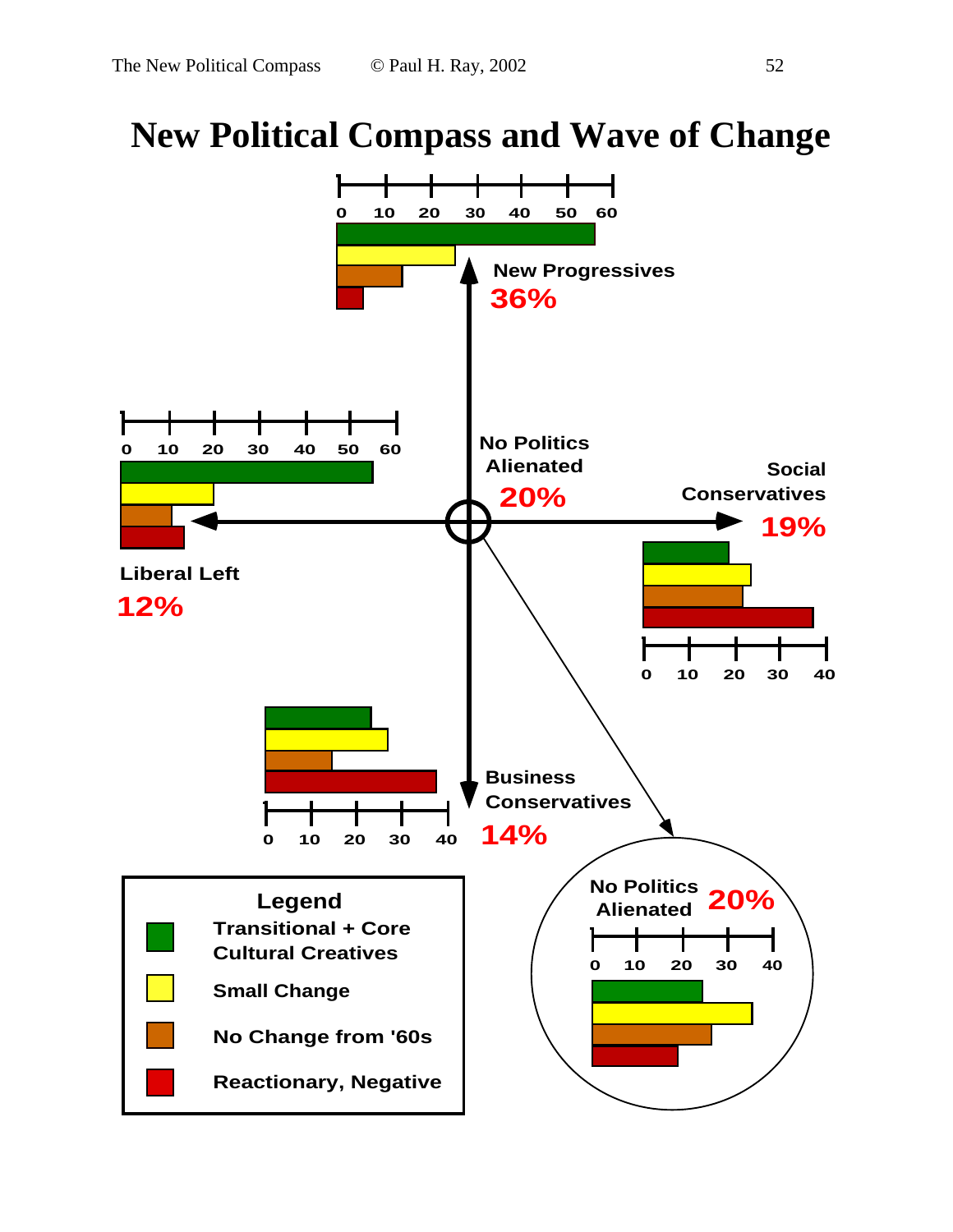# New Political Compass and Wave of Change

New Progressives
36%

No Politics
Alienated
20%

Social
Conservatives
19%

Liberal Left
12%

Business
Conservatives
14%

No Politics
Alienated
20%

Legend
- Transitional + Core Cultural Creatives
- Small Change
- No Change from '60s
- Reactionary, Negative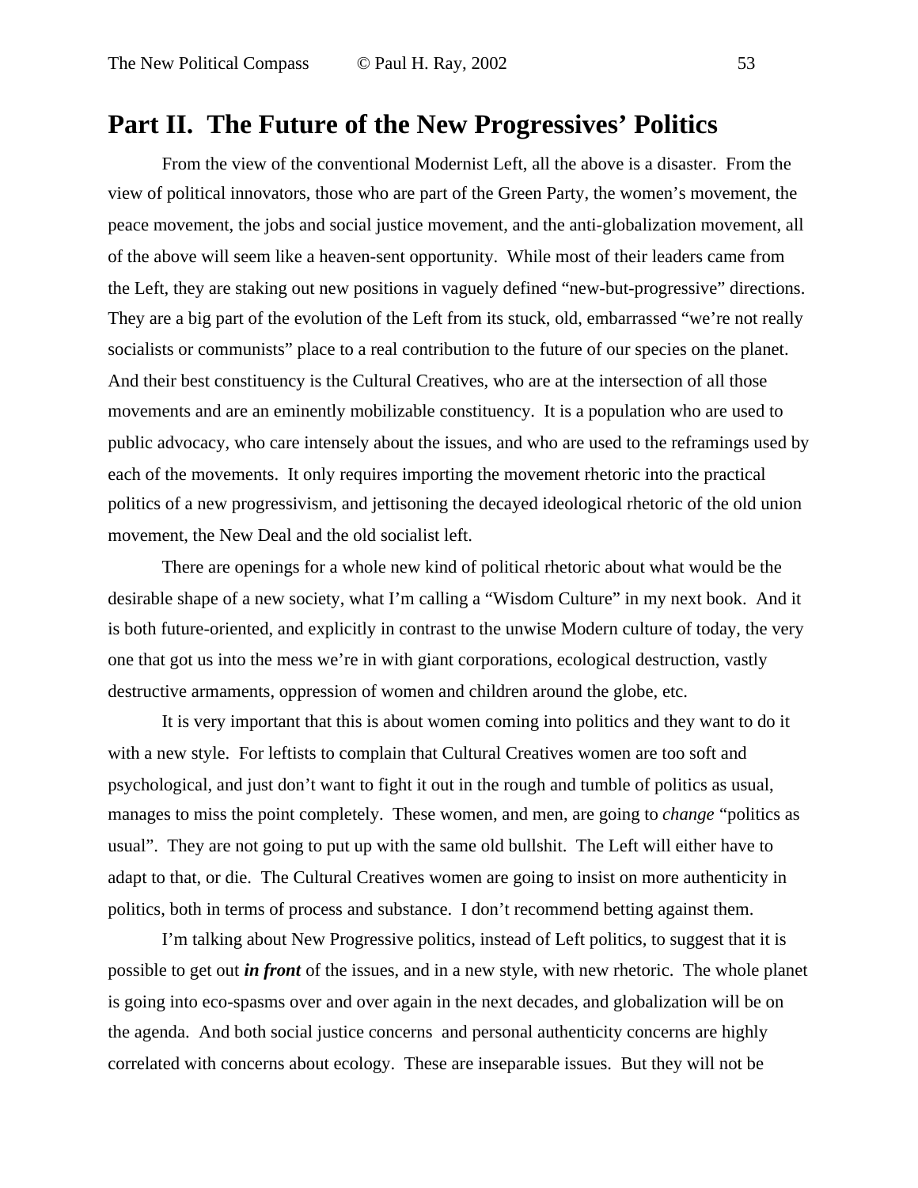# Part II. The Future of the New Progressives' Politics

From the view of the conventional Modernist Left, all the above is a disaster. From the view of political innovators, those who are part of the Green Party, the women's movement, the peace movement, the jobs and social justice movement, and the anti-globalization movement, all of the above will seem like a heaven-sent opportunity. While most of their leaders came from the Left, they are staking out new positions in vaguely defined "new-but-progressive" directions. They are a big part of the evolution of the Left from its stuck, old, embarrassed "we're not really socialists or communists" place to a real contribution to the future of our species on the planet. And their best constituency is the Cultural Creatives, who are at the intersection of all those movements and are an eminently mobilizable constituency. It is a population who are used to public advocacy, who care intensely about the issues, and who are used to the reframings used by each of the movements. It only requires importing the movement rhetoric into the practical politics of a new progressivism, and jettisoning the decayed ideological rhetoric of the old union movement, the New Deal and the old socialist left.

There are openings for a whole new kind of political rhetoric about what would be the desirable shape of a new society, what I'm calling a "Wisdom Culture" in my next book. And it is both future-oriented, and explicitly in contrast to the unwise Modern culture of today, the very one that got us into the mess we're in with giant corporations, ecological destruction, vastly destructive armaments, oppression of women and children around the globe, etc.

It is very important that this is about women coming into politics and they want to do it with a new style. For leftists to complain that Cultural Creatives women are too soft and psychological, and just don't want to fight it out in the rough and tumble of politics as usual, manages to miss the point completely. These women, and men, are going to *change* "politics as usual". They are not going to put up with the same old bullshit. The Left will either have to adapt to that, or die. The Cultural Creatives women are going to insist on more authenticity in politics, both in terms of process and substance. I don't recommend betting against them.

I'm talking about New Progressive politics, instead of Left politics, to suggest that it is possible to get out ***in front*** of the issues, and in a new style, with new rhetoric. The whole planet is going into eco-spasms over and over again in the next decades, and globalization will be on the agenda. And both social justice concerns and personal authenticity concerns are highly correlated with concerns about ecology. These are inseparable issues. But they will not be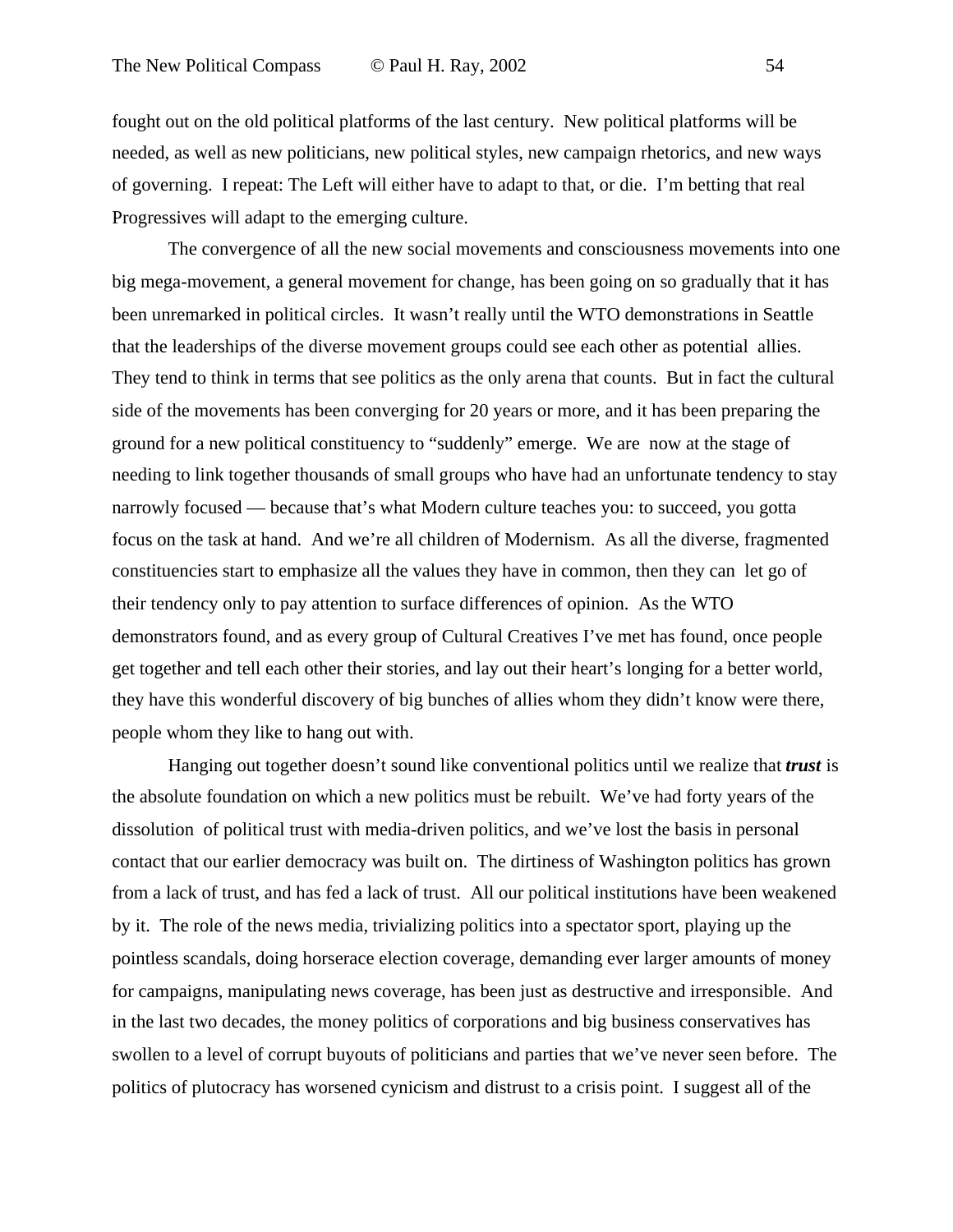fought out on the old political platforms of the last century. New political platforms will be needed, as well as new politicians, new political styles, new campaign rhetorics, and new ways of governing. I repeat: The Left will either have to adapt to that, or die. I'm betting that real Progressives will adapt to the emerging culture.

The convergence of all the new social movements and consciousness movements into one big mega-movement, a general movement for change, has been going on so gradually that it has been unremarked in political circles. It wasn't really until the WTO demonstrations in Seattle that the leaderships of the diverse movement groups could see each other as potential allies. They tend to think in terms that see politics as the only arena that counts. But in fact the cultural side of the movements has been converging for 20 years or more, and it has been preparing the ground for a new political constituency to "suddenly" emerge. We are now at the stage of needing to link together thousands of small groups who have had an unfortunate tendency to stay narrowly focused — because that's what Modern culture teaches you: to succeed, you gotta focus on the task at hand. And we're all children of Modernism. As all the diverse, fragmented constituencies start to emphasize all the values they have in common, then they can let go of their tendency only to pay attention to surface differences of opinion. As the WTO demonstrators found, and as every group of Cultural Creatives I've met has found, once people get together and tell each other their stories, and lay out their heart's longing for a better world, they have this wonderful discovery of big bunches of allies whom they didn't know were there, people whom they like to hang out with.

Hanging out together doesn't sound like conventional politics until we realize that ***trust*** is the absolute foundation on which a new politics must be rebuilt. We've had forty years of the dissolution of political trust with media-driven politics, and we've lost the basis in personal contact that our earlier democracy was built on. The dirtiness of Washington politics has grown from a lack of trust, and has fed a lack of trust. All our political institutions have been weakened by it. The role of the news media, trivializing politics into a spectator sport, playing up the pointless scandals, doing horserace election coverage, demanding ever larger amounts of money for campaigns, manipulating news coverage, has been just as destructive and irresponsible. And in the last two decades, the money politics of corporations and big business conservatives has swollen to a level of corrupt buyouts of politicians and parties that we've never seen before. The politics of plutocracy has worsened cynicism and distrust to a crisis point. I suggest all of the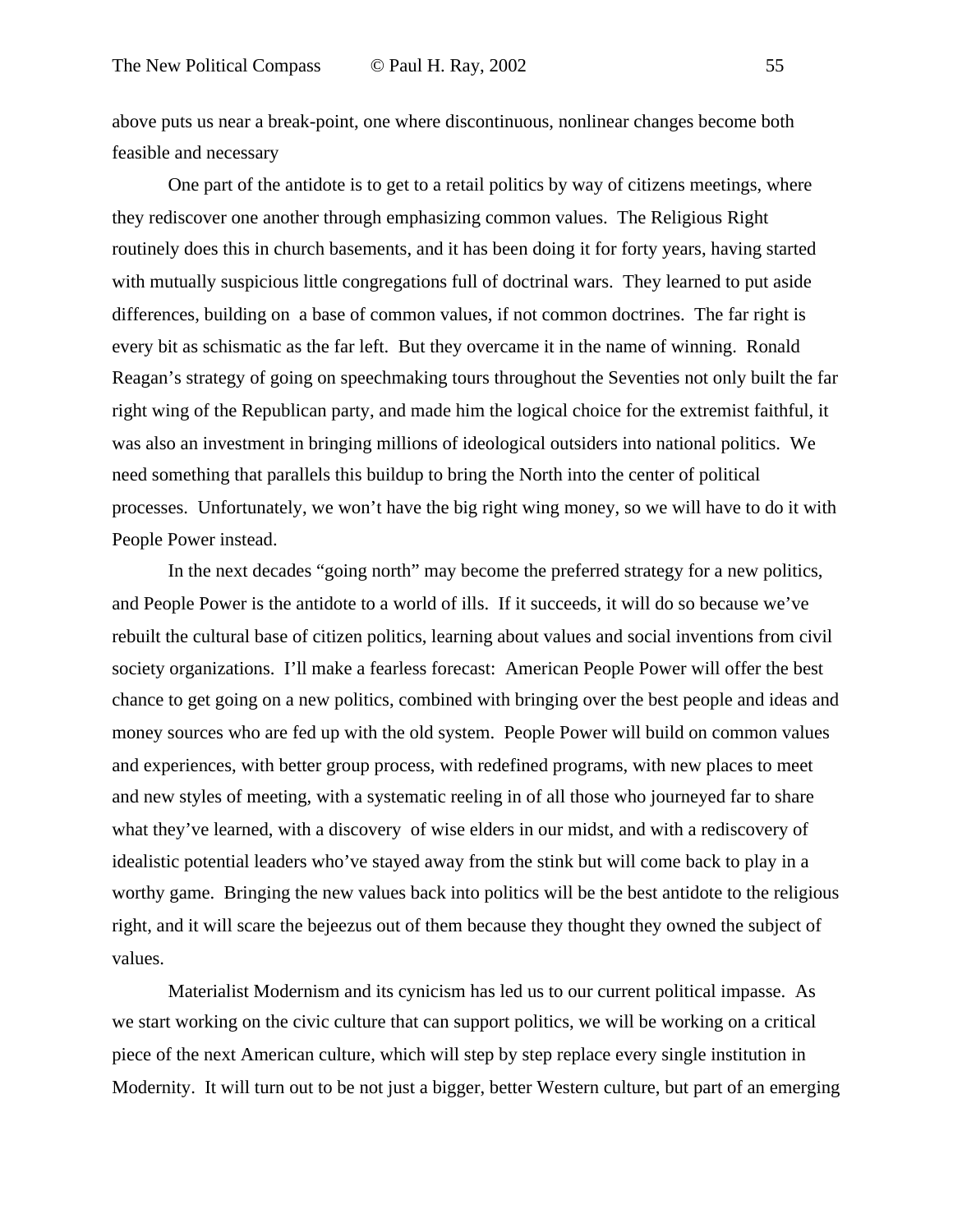above puts us near a break-point, one where discontinuous, nonlinear changes become both feasible and necessary

One part of the antidote is to get to a retail politics by way of citizens meetings, where they rediscover one another through emphasizing common values. The Religious Right routinely does this in church basements, and it has been doing it for forty years, having started with mutually suspicious little congregations full of doctrinal wars. They learned to put aside differences, building on a base of common values, if not common doctrines. The far right is every bit as schismatic as the far left. But they overcame it in the name of winning. Ronald Reagan's strategy of going on speechmaking tours throughout the Seventies not only built the far right wing of the Republican party, and made him the logical choice for the extremist faithful, it was also an investment in bringing millions of ideological outsiders into national politics. We need something that parallels this buildup to bring the North into the center of political processes. Unfortunately, we won't have the big right wing money, so we will have to do it with People Power instead.

In the next decades "going north" may become the preferred strategy for a new politics, and People Power is the antidote to a world of ills. If it succeeds, it will do so because we've rebuilt the cultural base of citizen politics, learning about values and social inventions from civil society organizations. I'll make a fearless forecast: American People Power will offer the best chance to get going on a new politics, combined with bringing over the best people and ideas and money sources who are fed up with the old system. People Power will build on common values and experiences, with better group process, with redefined programs, with new places to meet and new styles of meeting, with a systematic reeling in of all those who journeyed far to share what they've learned, with a discovery of wise elders in our midst, and with a rediscovery of idealistic potential leaders who've stayed away from the stink but will come back to play in a worthy game. Bringing the new values back into politics will be the best antidote to the religious right, and it will scare the bejeezus out of them because they thought they owned the subject of values.

Materialist Modernism and its cynicism has led us to our current political impasse. As we start working on the civic culture that can support politics, we will be working on a critical piece of the next American culture, which will step by step replace every single institution in Modernity. It will turn out to be not just a bigger, better Western culture, but part of an emerging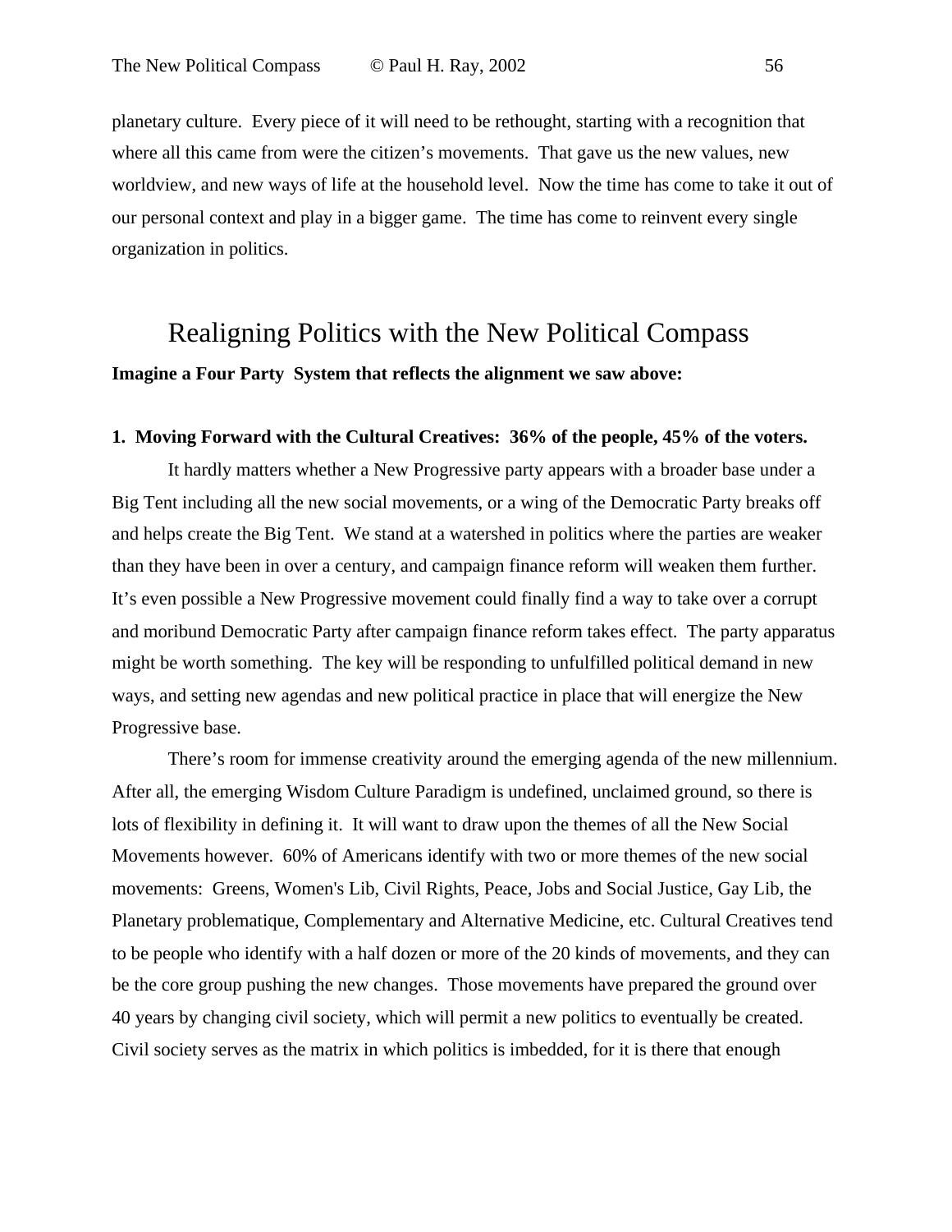planetary culture. Every piece of it will need to be rethought, starting with a recognition that where all this came from were the citizen's movements. That gave us the new values, new worldview, and new ways of life at the household level. Now the time has come to take it out of our personal context and play in a bigger game. The time has come to reinvent every single organization in politics.

## Realigning Politics with the New Political Compass

**Imagine a Four Party System that reflects the alignment we saw above:**

**1. Moving Forward with the Cultural Creatives: 36% of the people, 45% of the voters.**

It hardly matters whether a New Progressive party appears with a broader base under a Big Tent including all the new social movements, or a wing of the Democratic Party breaks off and helps create the Big Tent. We stand at a watershed in politics where the parties are weaker than they have been in over a century, and campaign finance reform will weaken them further. It's even possible a New Progressive movement could finally find a way to take over a corrupt and moribund Democratic Party after campaign finance reform takes effect. The party apparatus might be worth something. The key will be responding to unfulfilled political demand in new ways, and setting new agendas and new political practice in place that will energize the New Progressive base.

There's room for immense creativity around the emerging agenda of the new millennium. After all, the emerging Wisdom Culture Paradigm is undefined, unclaimed ground, so there is lots of flexibility in defining it. It will want to draw upon the themes of all the New Social Movements however. 60% of Americans identify with two or more themes of the new social movements: Greens, Women's Lib, Civil Rights, Peace, Jobs and Social Justice, Gay Lib, the Planetary problematique, Complementary and Alternative Medicine, etc. Cultural Creatives tend to be people who identify with a half dozen or more of the 20 kinds of movements, and they can be the core group pushing the new changes. Those movements have prepared the ground over 40 years by changing civil society, which will permit a new politics to eventually be created. Civil society serves as the matrix in which politics is imbedded, for it is there that enough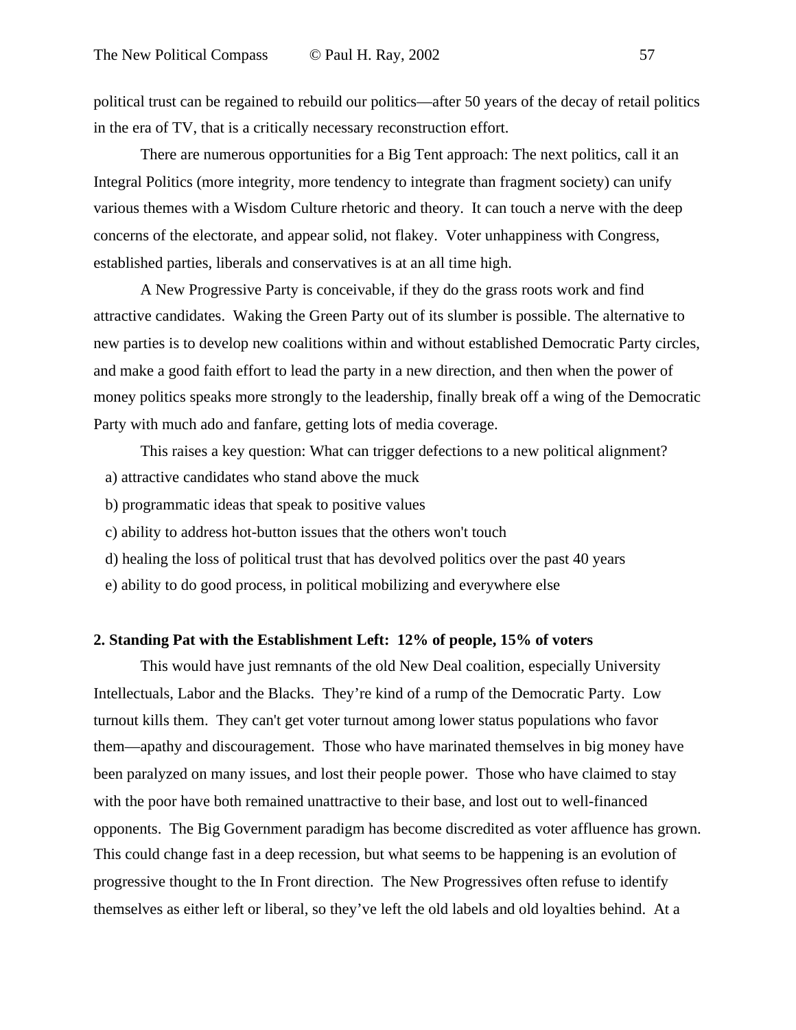political trust can be regained to rebuild our politics—after 50 years of the decay of retail politics in the era of TV, that is a critically necessary reconstruction effort.

There are numerous opportunities for a Big Tent approach: The next politics, call it an Integral Politics (more integrity, more tendency to integrate than fragment society) can unify various themes with a Wisdom Culture rhetoric and theory. It can touch a nerve with the deep concerns of the electorate, and appear solid, not flakey. Voter unhappiness with Congress, established parties, liberals and conservatives is at an all time high.

A New Progressive Party is conceivable, if they do the grass roots work and find attractive candidates. Waking the Green Party out of its slumber is possible. The alternative to new parties is to develop new coalitions within and without established Democratic Party circles, and make a good faith effort to lead the party in a new direction, and then when the power of money politics speaks more strongly to the leadership, finally break off a wing of the Democratic Party with much ado and fanfare, getting lots of media coverage.

This raises a key question: What can trigger defections to a new political alignment?

a) attractive candidates who stand above the muck

b) programmatic ideas that speak to positive values

c) ability to address hot-button issues that the others won't touch

d) healing the loss of political trust that has devolved politics over the past 40 years

e) ability to do good process, in political mobilizing and everywhere else

**2. Standing Pat with the Establishment Left: 12% of people, 15% of voters**

This would have just remnants of the old New Deal coalition, especially University Intellectuals, Labor and the Blacks. They're kind of a rump of the Democratic Party. Low turnout kills them. They can't get voter turnout among lower status populations who favor them—apathy and discouragement. Those who have marinated themselves in big money have been paralyzed on many issues, and lost their people power. Those who have claimed to stay with the poor have both remained unattractive to their base, and lost out to well-financed opponents. The Big Government paradigm has become discredited as voter affluence has grown. This could change fast in a deep recession, but what seems to be happening is an evolution of progressive thought to the In Front direction. The New Progressives often refuse to identify themselves as either left or liberal, so they've left the old labels and old loyalties behind. At a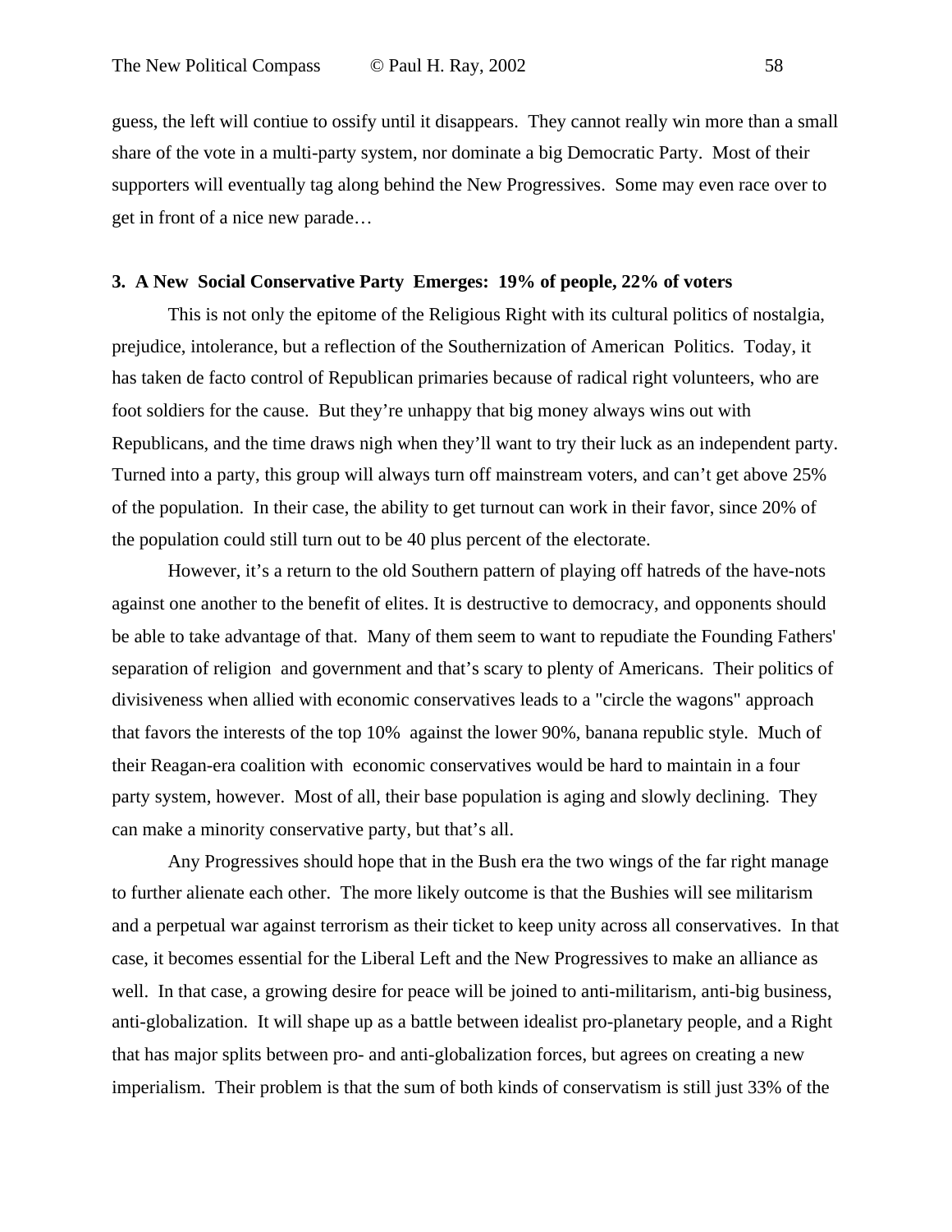guess, the left will contiue to ossify until it disappears. They cannot really win more than a small share of the vote in a multi-party system, nor dominate a big Democratic Party. Most of their supporters will eventually tag along behind the New Progressives. Some may even race over to get in front of a nice new parade…

### 3. A New Social Conservative Party Emerges: 19% of people, 22% of voters

This is not only the epitome of the Religious Right with its cultural politics of nostalgia, prejudice, intolerance, but a reflection of the Southernization of American Politics. Today, it has taken de facto control of Republican primaries because of radical right volunteers, who are foot soldiers for the cause. But they're unhappy that big money always wins out with Republicans, and the time draws nigh when they'll want to try their luck as an independent party. Turned into a party, this group will always turn off mainstream voters, and can't get above 25% of the population. In their case, the ability to get turnout can work in their favor, since 20% of the population could still turn out to be 40 plus percent of the electorate.

However, it's a return to the old Southern pattern of playing off hatreds of the have-nots against one another to the benefit of elites. It is destructive to democracy, and opponents should be able to take advantage of that. Many of them seem to want to repudiate the Founding Fathers' separation of religion and government and that's scary to plenty of Americans. Their politics of divisiveness when allied with economic conservatives leads to a "circle the wagons" approach that favors the interests of the top 10% against the lower 90%, banana republic style. Much of their Reagan-era coalition with economic conservatives would be hard to maintain in a four party system, however. Most of all, their base population is aging and slowly declining. They can make a minority conservative party, but that's all.

Any Progressives should hope that in the Bush era the two wings of the far right manage to further alienate each other. The more likely outcome is that the Bushies will see militarism and a perpetual war against terrorism as their ticket to keep unity across all conservatives. In that case, it becomes essential for the Liberal Left and the New Progressives to make an alliance as well. In that case, a growing desire for peace will be joined to anti-militarism, anti-big business, anti-globalization. It will shape up as a battle between idealist pro-planetary people, and a Right that has major splits between pro- and anti-globalization forces, but agrees on creating a new imperialism. Their problem is that the sum of both kinds of conservatism is still just 33% of the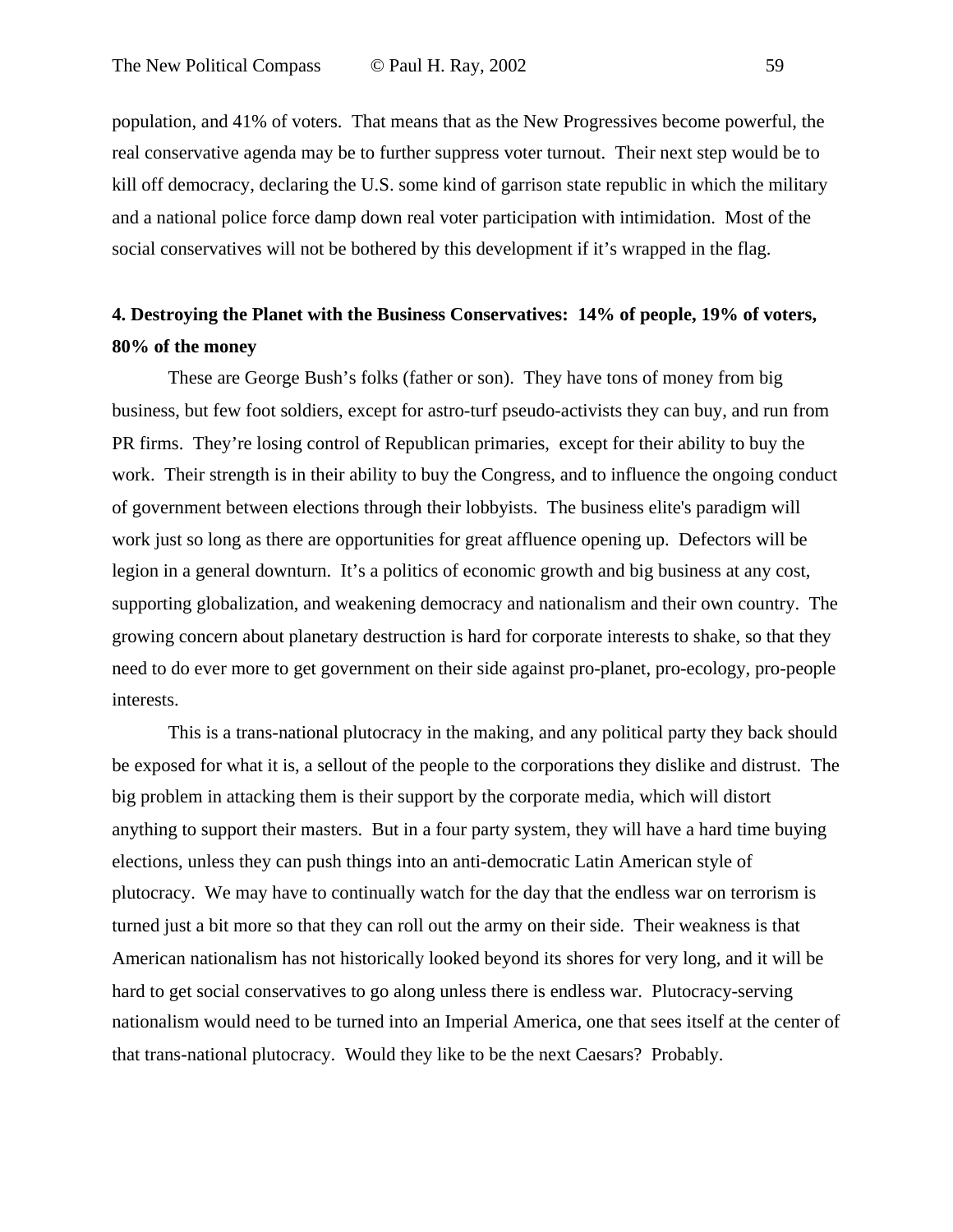population, and 41% of voters. That means that as the New Progressives become powerful, the real conservative agenda may be to further suppress voter turnout. Their next step would be to kill off democracy, declaring the U.S. some kind of garrison state republic in which the military and a national police force damp down real voter participation with intimidation. Most of the social conservatives will not be bothered by this development if it's wrapped in the flag.

### 4. Destroying the Planet with the Business Conservatives: 14% of people, 19% of voters, 80% of the money

These are George Bush's folks (father or son). They have tons of money from big business, but few foot soldiers, except for astro-turf pseudo-activists they can buy, and run from PR firms. They're losing control of Republican primaries, except for their ability to buy the work. Their strength is in their ability to buy the Congress, and to influence the ongoing conduct of government between elections through their lobbyists. The business elite's paradigm will work just so long as there are opportunities for great affluence opening up. Defectors will be legion in a general downturn. It's a politics of economic growth and big business at any cost, supporting globalization, and weakening democracy and nationalism and their own country. The growing concern about planetary destruction is hard for corporate interests to shake, so that they need to do ever more to get government on their side against pro-planet, pro-ecology, pro-people interests.

This is a trans-national plutocracy in the making, and any political party they back should be exposed for what it is, a sellout of the people to the corporations they dislike and distrust. The big problem in attacking them is their support by the corporate media, which will distort anything to support their masters. But in a four party system, they will have a hard time buying elections, unless they can push things into an anti-democratic Latin American style of plutocracy. We may have to continually watch for the day that the endless war on terrorism is turned just a bit more so that they can roll out the army on their side. Their weakness is that American nationalism has not historically looked beyond its shores for very long, and it will be hard to get social conservatives to go along unless there is endless war. Plutocracy-serving nationalism would need to be turned into an Imperial America, one that sees itself at the center of that trans-national plutocracy. Would they like to be the next Caesars? Probably.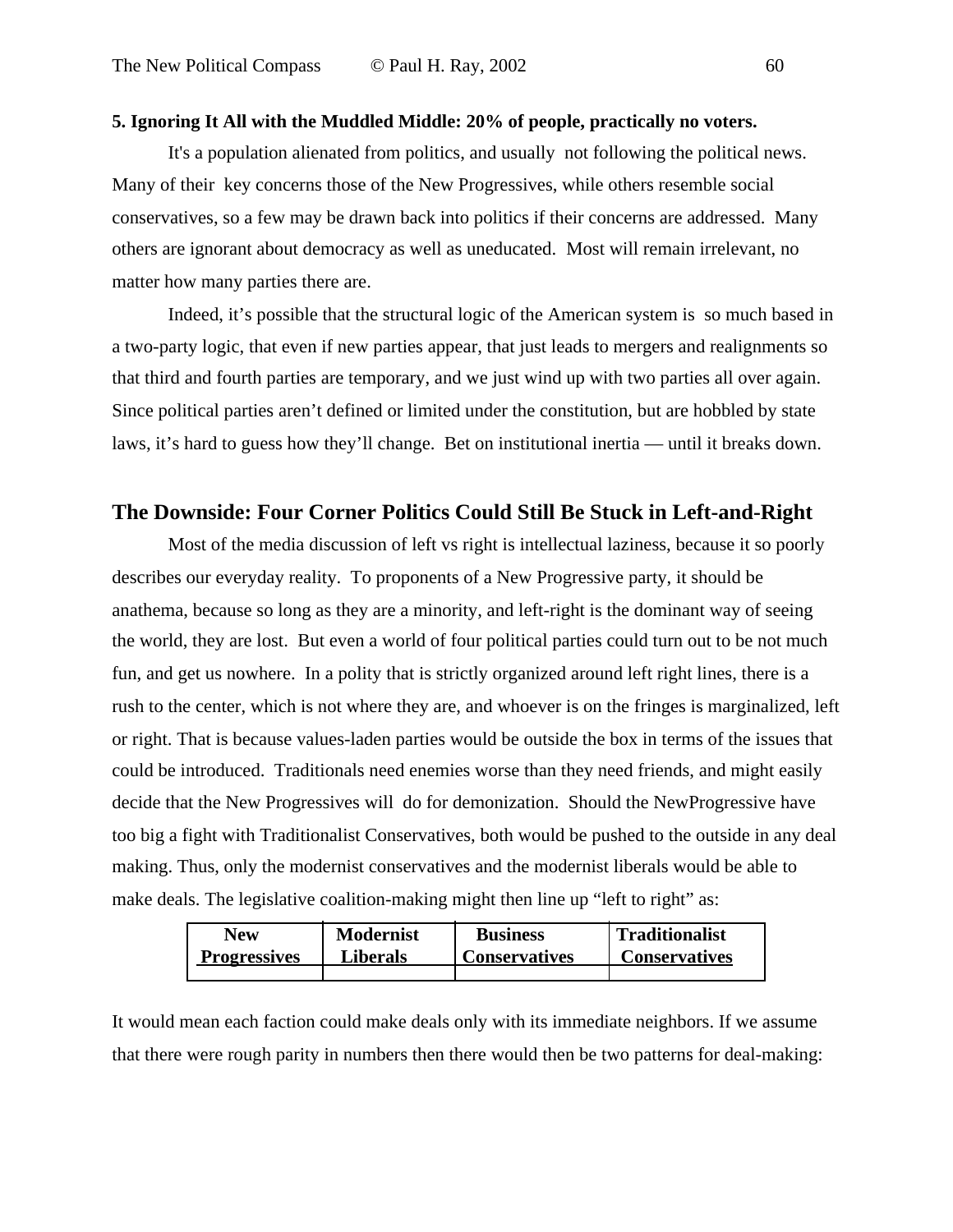**5. Ignoring It All with the Muddled Middle: 20% of people, practically no voters.**

It's a population alienated from politics, and usually not following the political news. Many of their key concerns those of the New Progressives, while others resemble social conservatives, so a few may be drawn back into politics if their concerns are addressed. Many others are ignorant about democracy as well as uneducated. Most will remain irrelevant, no matter how many parties there are.

Indeed, it's possible that the structural logic of the American system is so much based in a two-party logic, that even if new parties appear, that just leads to mergers and realignments so that third and fourth parties are temporary, and we just wind up with two parties all over again. Since political parties aren't defined or limited under the constitution, but are hobbled by state laws, it's hard to guess how they'll change. Bet on institutional inertia — until it breaks down.

## The Downside: Four Corner Politics Could Still Be Stuck in Left-and-Right

Most of the media discussion of left vs right is intellectual laziness, because it so poorly describes our everyday reality. To proponents of a New Progressive party, it should be anathema, because so long as they are a minority, and left-right is the dominant way of seeing the world, they are lost. But even a world of four political parties could turn out to be not much fun, and get us nowhere. In a polity that is strictly organized around left right lines, there is a rush to the center, which is not where they are, and whoever is on the fringes is marginalized, left or right. That is because values-laden parties would be outside the box in terms of the issues that could be introduced. Traditionals need enemies worse than they need friends, and might easily decide that the New Progressives will do for demonization. Should the NewProgressive have too big a fight with Traditionalist Conservatives, both would be pushed to the outside in any deal making. Thus, only the modernist conservatives and the modernist liberals would be able to make deals. The legislative coalition-making might then line up "left to right" as:

| New Progressives | Modernist Liberals | Business Conservatives | Traditionalist Conservatives |
|---|---|---|---|
| | | | |

It would mean each faction could make deals only with its immediate neighbors. If we assume that there were rough parity in numbers then there would then be two patterns for deal-making: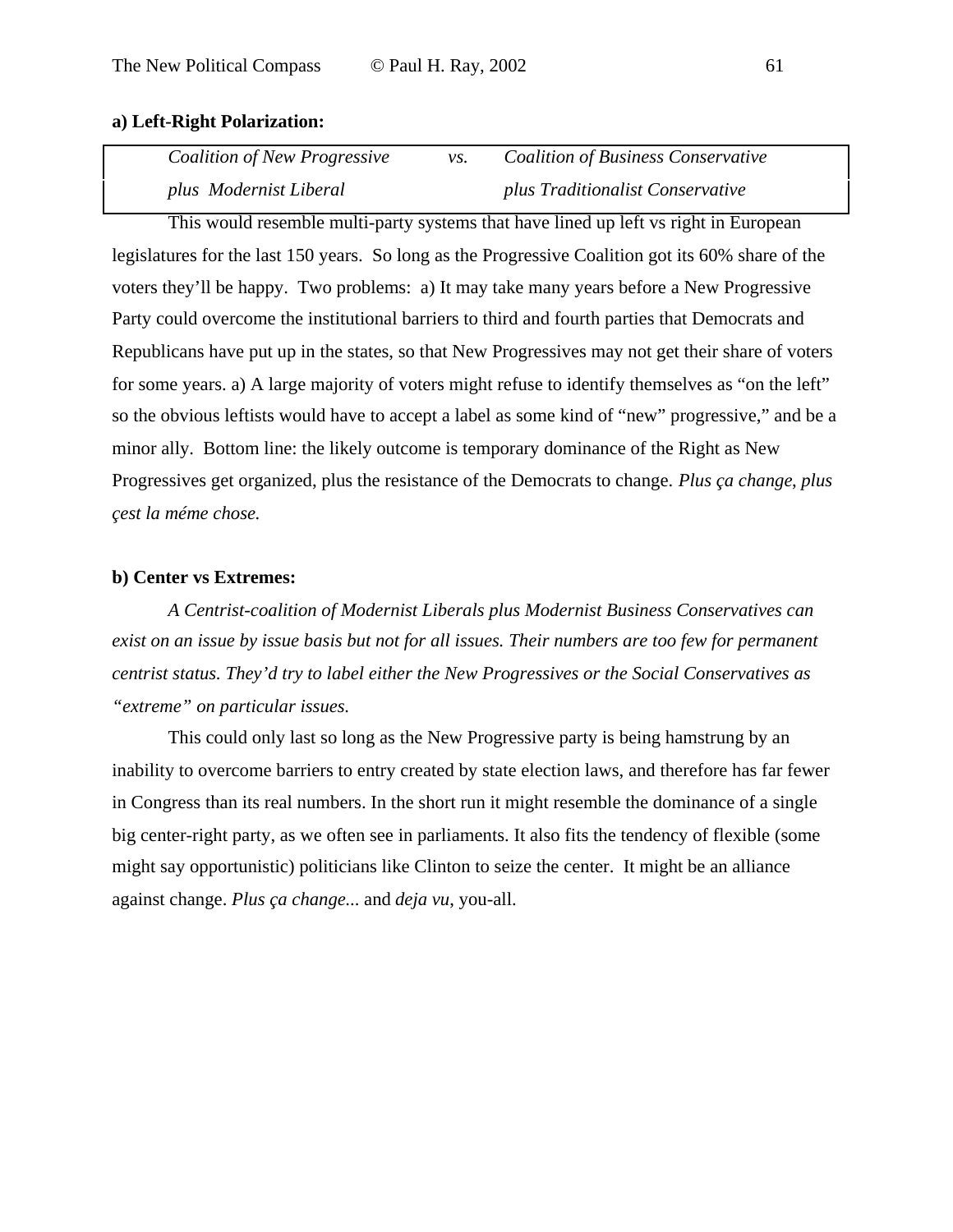**a) Left-Right Polarization:**

| *Coalition of New Progressive* | *vs.* | *Coalition of Business Conservative* |
|---|---|---|
| *plus Modernist Liberal* | | *plus Traditionalist Conservative* |

This would resemble multi-party systems that have lined up left vs right in European legislatures for the last 150 years. So long as the Progressive Coalition got its 60% share of the voters they'll be happy. Two problems: a) It may take many years before a New Progressive Party could overcome the institutional barriers to third and fourth parties that Democrats and Republicans have put up in the states, so that New Progressives may not get their share of voters for some years. a) A large majority of voters might refuse to identify themselves as "on the left" so the obvious leftists would have to accept a label as some kind of "new" progressive," and be a minor ally. Bottom line: the likely outcome is temporary dominance of the Right as New Progressives get organized, plus the resistance of the Democrats to change. *Plus ça change, plus çest la méme chose.*

**b) Center vs Extremes:**

*A Centrist-coalition of Modernist Liberals plus Modernist Business Conservatives can exist on an issue by issue basis but not for all issues. Their numbers are too few for permanent centrist status. They'd try to label either the New Progressives or the Social Conservatives as "extreme" on particular issues.*

This could only last so long as the New Progressive party is being hamstrung by an inability to overcome barriers to entry created by state election laws, and therefore has far fewer in Congress than its real numbers. In the short run it might resemble the dominance of a single big center-right party, as we often see in parliaments. It also fits the tendency of flexible (some might say opportunistic) politicians like Clinton to seize the center. It might be an alliance against change. *Plus ça change...* and *deja vu*, you-all.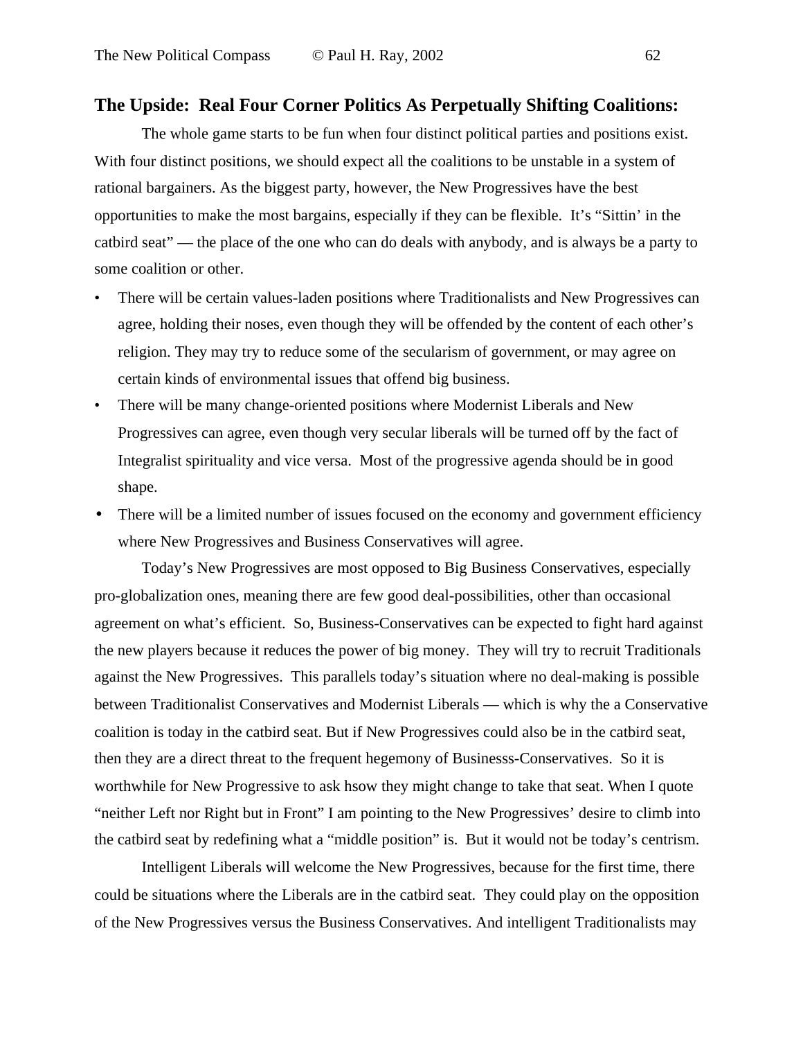### The Upside: Real Four Corner Politics As Perpetually Shifting Coalitions:

The whole game starts to be fun when four distinct political parties and positions exist. With four distinct positions, we should expect all the coalitions to be unstable in a system of rational bargainers. As the biggest party, however, the New Progressives have the best opportunities to make the most bargains, especially if they can be flexible. It's "Sittin' in the catbird seat" — the place of the one who can do deals with anybody, and is always be a party to some coalition or other.

- There will be certain values-laden positions where Traditionalists and New Progressives can agree, holding their noses, even though they will be offended by the content of each other's religion. They may try to reduce some of the secularism of government, or may agree on certain kinds of environmental issues that offend big business.
- There will be many change-oriented positions where Modernist Liberals and New Progressives can agree, even though very secular liberals will be turned off by the fact of Integralist spirituality and vice versa. Most of the progressive agenda should be in good shape.
- There will be a limited number of issues focused on the economy and government efficiency where New Progressives and Business Conservatives will agree.

Today's New Progressives are most opposed to Big Business Conservatives, especially pro-globalization ones, meaning there are few good deal-possibilities, other than occasional agreement on what's efficient. So, Business-Conservatives can be expected to fight hard against the new players because it reduces the power of big money. They will try to recruit Traditionals against the New Progressives. This parallels today's situation where no deal-making is possible between Traditionalist Conservatives and Modernist Liberals — which is why the a Conservative coalition is today in the catbird seat. But if New Progressives could also be in the catbird seat, then they are a direct threat to the frequent hegemony of Businesss-Conservatives. So it is worthwhile for New Progressive to ask hsow they might change to take that seat. When I quote "neither Left nor Right but in Front" I am pointing to the New Progressives' desire to climb into the catbird seat by redefining what a "middle position" is. But it would not be today's centrism.

Intelligent Liberals will welcome the New Progressives, because for the first time, there could be situations where the Liberals are in the catbird seat. They could play on the opposition of the New Progressives versus the Business Conservatives. And intelligent Traditionalists may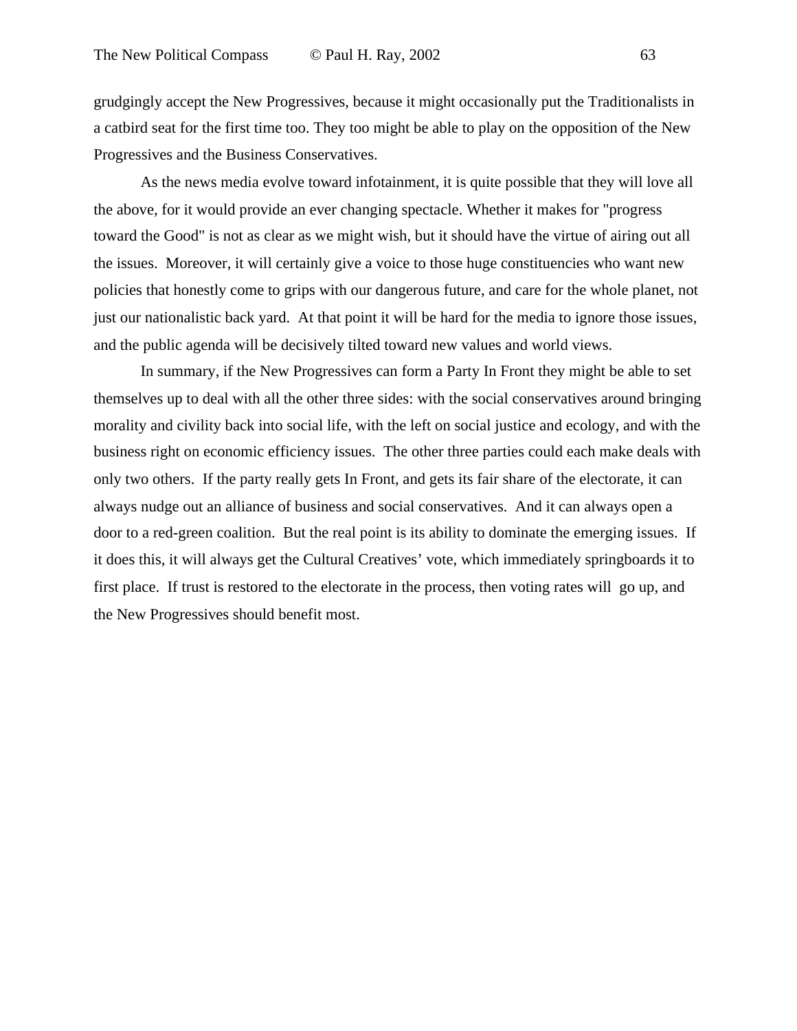grudgingly accept the New Progressives, because it might occasionally put the Traditionalists in a catbird seat for the first time too. They too might be able to play on the opposition of the New Progressives and the Business Conservatives.

As the news media evolve toward infotainment, it is quite possible that they will love all the above, for it would provide an ever changing spectacle. Whether it makes for "progress toward the Good" is not as clear as we might wish, but it should have the virtue of airing out all the issues. Moreover, it will certainly give a voice to those huge constituencies who want new policies that honestly come to grips with our dangerous future, and care for the whole planet, not just our nationalistic back yard. At that point it will be hard for the media to ignore those issues, and the public agenda will be decisively tilted toward new values and world views.

In summary, if the New Progressives can form a Party In Front they might be able to set themselves up to deal with all the other three sides: with the social conservatives around bringing morality and civility back into social life, with the left on social justice and ecology, and with the business right on economic efficiency issues. The other three parties could each make deals with only two others. If the party really gets In Front, and gets its fair share of the electorate, it can always nudge out an alliance of business and social conservatives. And it can always open a door to a red-green coalition. But the real point is its ability to dominate the emerging issues. If it does this, it will always get the Cultural Creatives' vote, which immediately springboards it to first place. If trust is restored to the electorate in the process, then voting rates will go up, and the New Progressives should benefit most.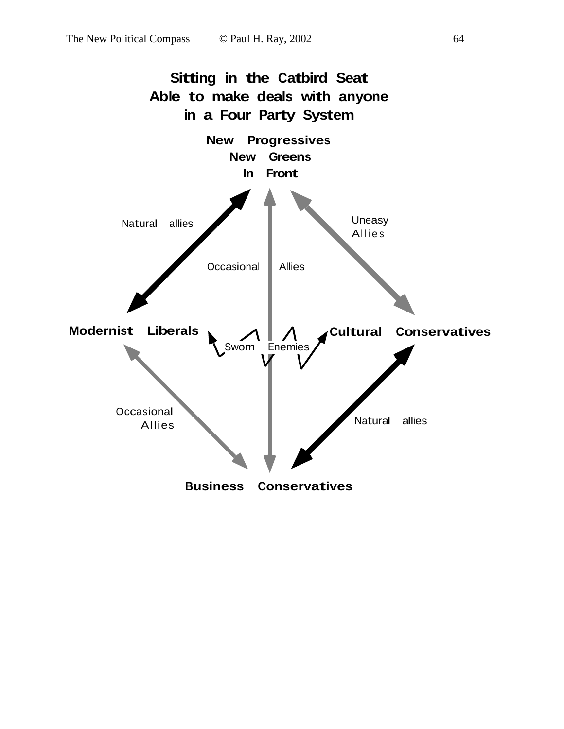**Sitting in the Catbird Seat**
**Able to make deals with anyone**
**in a Four Party System**

**New Progressives**
**New Greens**
**In Front**

Natural allies

Uneasy Allies

Occasional Allies

**Modernist Liberals**

Sworn Enemies

**Cultural Conservatives**

Occasional Allies

Natural allies

**Business Conservatives**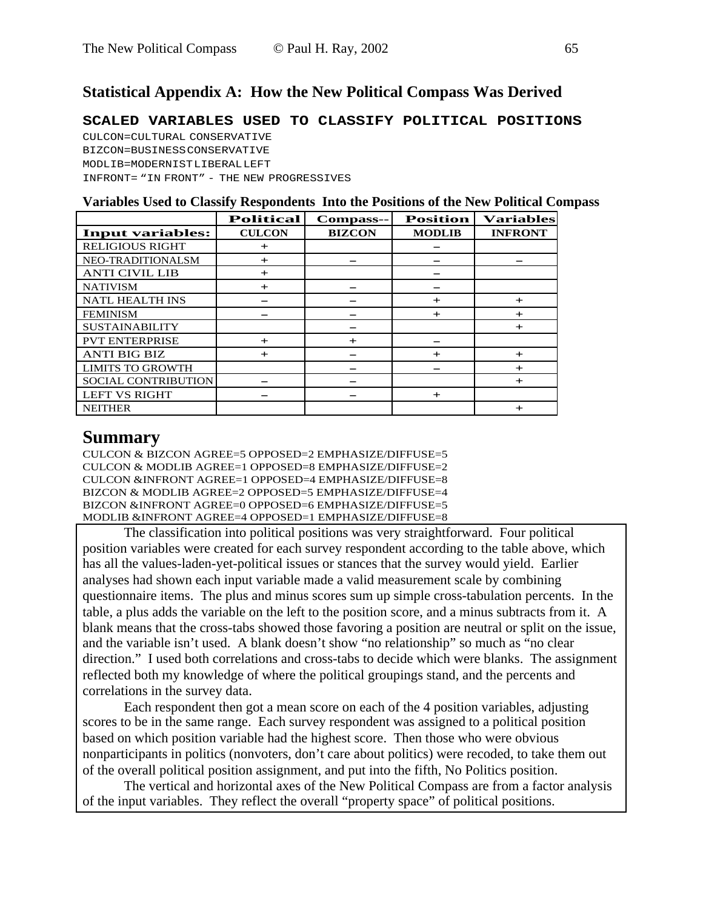## Statistical Appendix A: How the New Political Compass Was Derived

### SCALED VARIABLES USED TO CLASSIFY POLITICAL POSITIONS

CULCON=CULTURAL CONSERVATIVE
BIZCON=BUSINESS CONSERVATIVE
MODLIB=MODERNIST LIBERAL LEFT
INFRONT= "IN FRONT" - THE NEW PROGRESSIVES

**Variables Used to Classify Respondents Into the Positions of the New Political Compass**

| | Political | Compass-- | Position | Variables |
|---|---|---|---|---|
| **Input variables:** | **CULCON** | **BIZCON** | **MODLIB** | **INFRONT** |
| RELIGIOUS RIGHT | + | | – | |
| NEO-TRADITIONALSM | + | – | – | – |
| ANTI CIVIL LIB | + | | – | |
| NATIVISM | + | – | – | |
| NATL HEALTH INS | – | – | + | + |
| FEMINISM | – | – | + | + |
| SUSTAINABILITY | | – | | + |
| PVT ENTERPRISE | + | + | – | |
| ANTI BIG BIZ | + | – | + | + |
| LIMITS TO GROWTH | | – | – | + |
| SOCIAL CONTRIBUTION | – | – | | + |
| LEFT VS RIGHT | – | – | + | |
| NEITHER | | | | + |

## Summary

CULCON & BIZCON AGREE=5 OPPOSED=2 EMPHASIZE/DIFFUSE=5
CULCON & MODLIB AGREE=1 OPPOSED=8 EMPHASIZE/DIFFUSE=2
CULCON &INFRONT AGREE=1 OPPOSED=4 EMPHASIZE/DIFFUSE=8
BIZCON & MODLIB AGREE=2 OPPOSED=5 EMPHASIZE/DIFFUSE=4
BIZCON &INFRONT AGREE=0 OPPOSED=6 EMPHASIZE/DIFFUSE=5
MODLIB &INFRONT AGREE=4 OPPOSED=1 EMPHASIZE/DIFFUSE=8

The classification into political positions was very straightforward. Four political position variables were created for each survey respondent according to the table above, which has all the values-laden-yet-political issues or stances that the survey would yield. Earlier analyses had shown each input variable made a valid measurement scale by combining questionnaire items. The plus and minus scores sum up simple cross-tabulation percents. In the table, a plus adds the variable on the left to the position score, and a minus subtracts from it. A blank means that the cross-tabs showed those favoring a position are neutral or split on the issue, and the variable isn't used. A blank doesn't show "no relationship" so much as "no clear direction." I used both correlations and cross-tabs to decide which were blanks. The assignment reflected both my knowledge of where the political groupings stand, and the percents and correlations in the survey data.

Each respondent then got a mean score on each of the 4 position variables, adjusting scores to be in the same range. Each survey respondent was assigned to a political position based on which position variable had the highest score. Then those who were obvious nonparticipants in politics (nonvoters, don't care about politics) were recoded, to take them out of the overall political position assignment, and put into the fifth, No Politics position.

The vertical and horizontal axes of the New Political Compass are from a factor analysis of the input variables. They reflect the overall "property space" of political positions.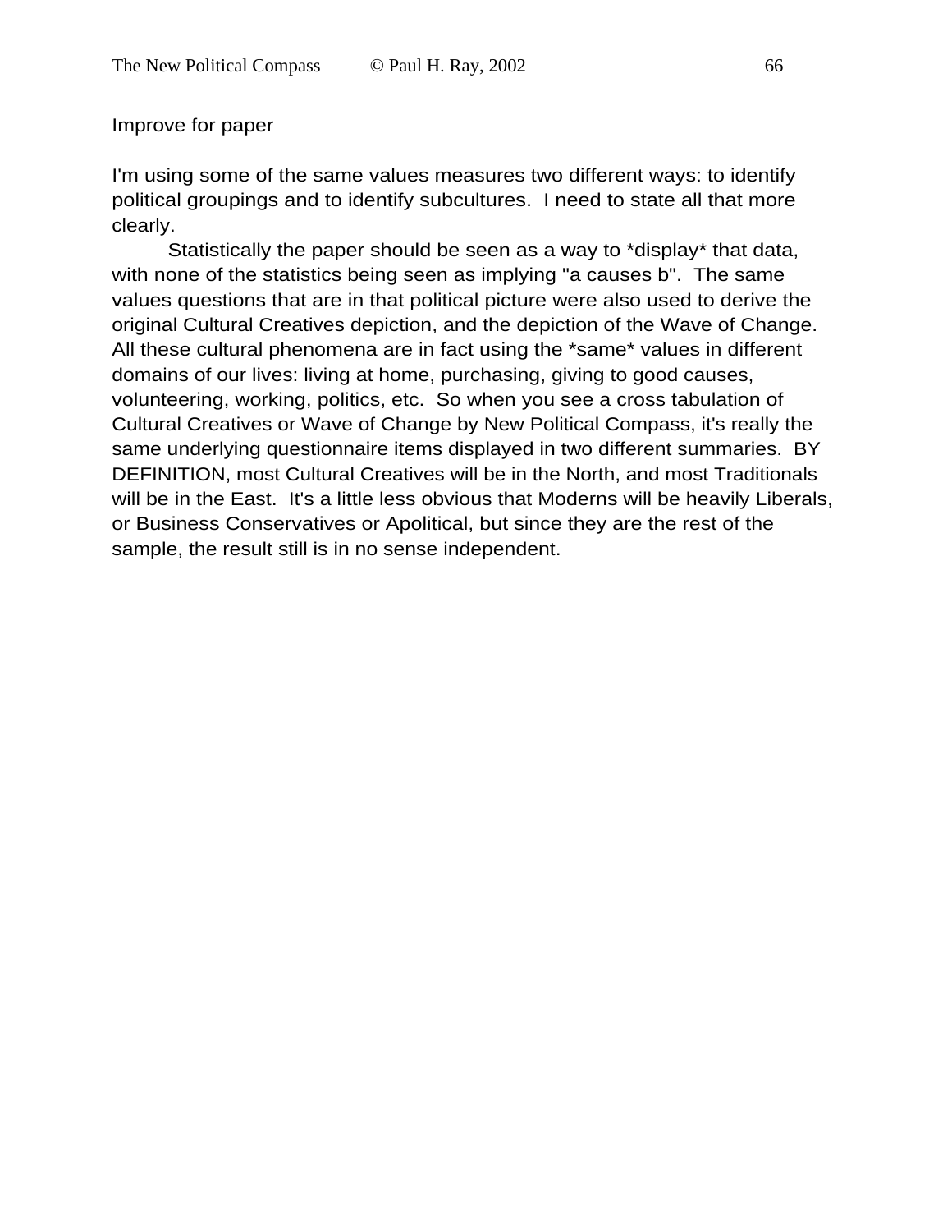Improve for paper

I'm using some of the same values measures two different ways: to identify political groupings and to identify subcultures.  I need to state all that more clearly.

Statistically the paper should be seen as a way to *display* that data, with none of the statistics being seen as implying "a causes b".  The same values questions that are in that political picture were also used to derive the original Cultural Creatives depiction, and the depiction of the Wave of Change. All these cultural phenomena are in fact using the *same* values in different domains of our lives: living at home, purchasing, giving to good causes, volunteering, working, politics, etc.  So when you see a cross tabulation of Cultural Creatives or Wave of Change by New Political Compass, it's really the same underlying questionnaire items displayed in two different summaries.  BY DEFINITION, most Cultural Creatives will be in the North, and most Traditionals will be in the East.  It's a little less obvious that Moderns will be heavily Liberals, or Business Conservatives or Apolitical, but since they are the rest of the sample, the result still is in no sense independent.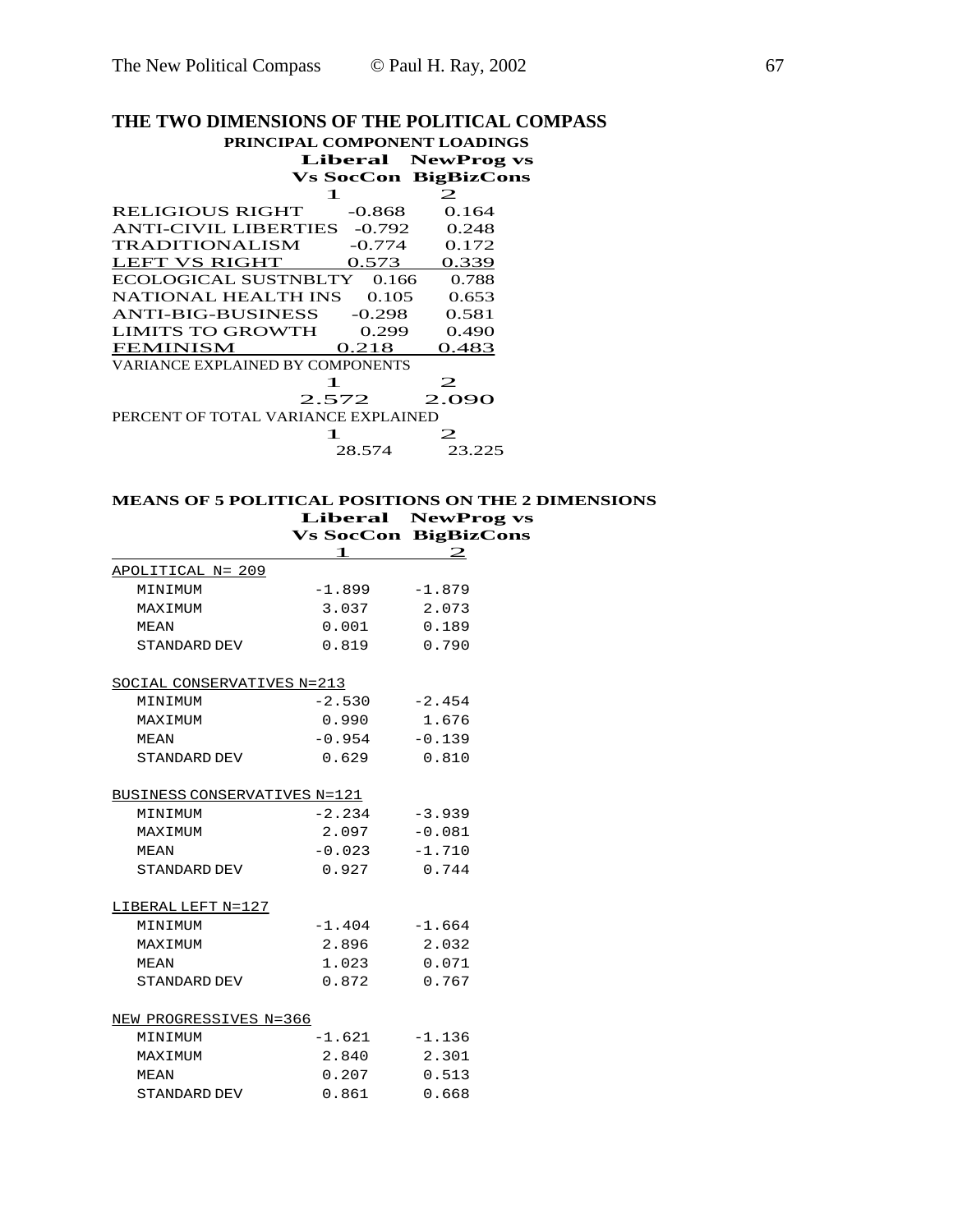## THE TWO DIMENSIONS OF THE POLITICAL COMPASS

**PRINCIPAL COMPONENT LOADINGS**

| | Liberal Vs SocCon | NewProg vs BigBizCons |
|---|---|---|
| | 1 | 2 |
| RELIGIOUS RIGHT | -0.868 | 0.164 |
| ANTI-CIVIL LIBERTIES | -0.792 | 0.248 |
| TRADITIONALISM | -0.774 | 0.172 |
| LEFT VS RIGHT | 0.573 | 0.339 |
| ECOLOGICAL SUSTNBLTY | 0.166 | 0.788 |
| NATIONAL HEALTH INS | 0.105 | 0.653 |
| ANTI-BIG-BUSINESS | -0.298 | 0.581 |
| LIMITS TO GROWTH | 0.299 | 0.490 |
| FEMINISM | 0.218 | 0.483 |

VARIANCE EXPLAINED BY COMPONENTS

| 1 | 2 |
|---|---|
| 2.572 | 2.090 |

PERCENT OF TOTAL VARIANCE EXPLAINED

| 1 | 2 |
|---|---|
| 28.574 | 23.225 |

**MEANS OF 5 POLITICAL POSITIONS ON THE 2 DIMENSIONS**

| | Liberal Vs SocCon | NewProg vs BigBizCons |
|---|---|---|
| | 1 | 2 |
| APOLITICAL N= 209 | | |
| MINIMUM | -1.899 | -1.879 |
| MAXIMUM | 3.037 | 2.073 |
| MEAN | 0.001 | 0.189 |
| STANDARD DEV | 0.819 | 0.790 |
| SOCIAL CONSERVATIVES N=213 | | |
| MINIMUM | -2.530 | -2.454 |
| MAXIMUM | 0.990 | 1.676 |
| MEAN | -0.954 | -0.139 |
| STANDARD DEV | 0.629 | 0.810 |
| BUSINESS CONSERVATIVES N=121 | | |
| MINIMUM | -2.234 | -3.939 |
| MAXIMUM | 2.097 | -0.081 |
| MEAN | -0.023 | -1.710 |
| STANDARD DEV | 0.927 | 0.744 |
| LIBERAL LEFT N=127 | | |
| MINIMUM | -1.404 | -1.664 |
| MAXIMUM | 2.896 | 2.032 |
| MEAN | 1.023 | 0.071 |
| STANDARD DEV | 0.872 | 0.767 |
| NEW PROGRESSIVES N=366 | | |
| MINIMUM | -1.621 | -1.136 |
| MAXIMUM | 2.840 | 2.301 |
| MEAN | 0.207 | 0.513 |
| STANDARD DEV | 0.861 | 0.668 |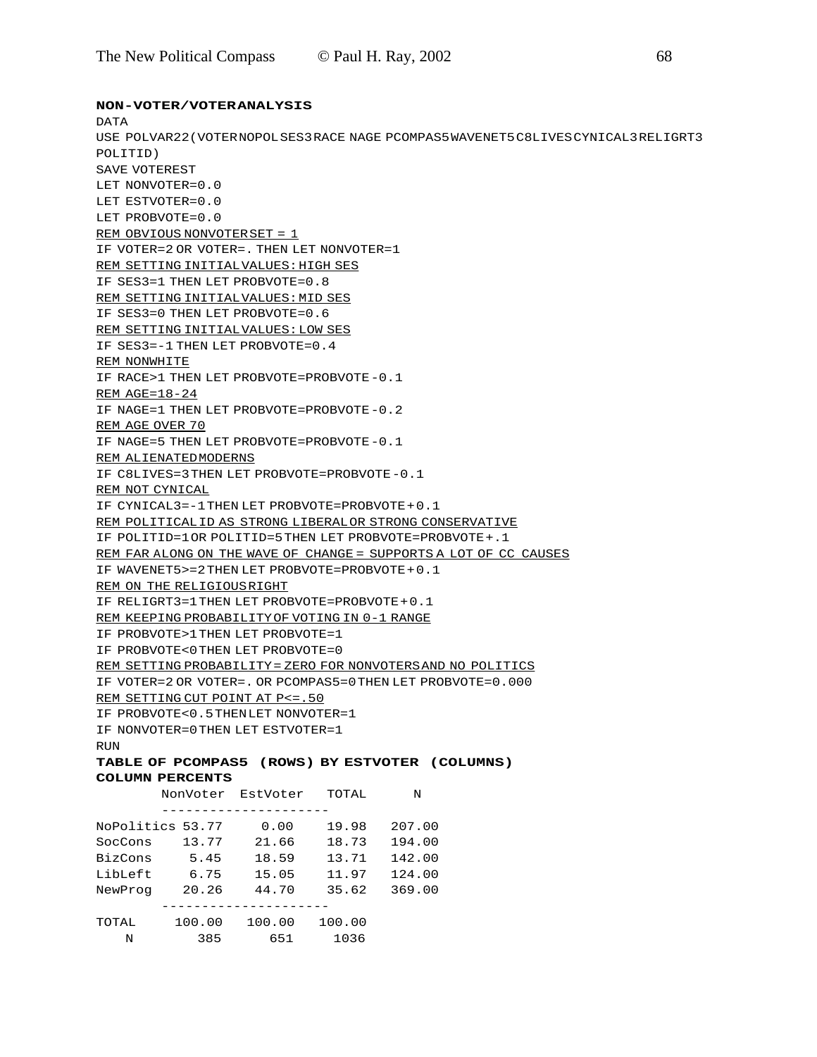**NON-VOTER/VOTER ANALYSIS**

```
DATA
USE POLVAR22(VOTER NOPOL SES3 RACE NAGE PCOMPAS5 WAVENET5 C8LIVES CYNICAL3 RELIGRT3
POLITID)
SAVE VOTEREST
LET NONVOTER=0.0
LET ESTVOTER=0.0
LET PROBVOTE=0.0
REM OBVIOUS NONVOTER SET = 1
IF VOTER=2 OR VOTER=. THEN LET NONVOTER=1
REM SETTING INITIAL VALUES: HIGH SES
IF SES3=1 THEN LET PROBVOTE=0.8
REM SETTING INITIAL VALUES: MID SES
IF SES3=0 THEN LET PROBVOTE=0.6
REM SETTING INITIAL VALUES: LOW SES
IF SES3=-1 THEN LET PROBVOTE=0.4
REM NONWHITE
IF RACE>1 THEN LET PROBVOTE=PROBVOTE-0.1
REM AGE=18-24
IF NAGE=1 THEN LET PROBVOTE=PROBVOTE-0.2
REM AGE OVER 70
IF NAGE=5 THEN LET PROBVOTE=PROBVOTE-0.1
REM ALIENATED MODERNS
IF C8LIVES=3 THEN LET PROBVOTE=PROBVOTE-0.1
REM NOT CYNICAL
IF CYNICAL3=-1 THEN LET PROBVOTE=PROBVOTE+0.1
REM POLITICAL ID AS STRONG LIBERAL OR STRONG CONSERVATIVE
IF POLITID=1 OR POLITID=5 THEN LET PROBVOTE=PROBVOTE+.1
REM FAR ALONG ON THE WAVE OF CHANGE = SUPPORTS A LOT OF CC CAUSES
IF WAVENET5>=2 THEN LET PROBVOTE=PROBVOTE+0.1
REM ON THE RELIGIOUS RIGHT
IF RELIGRT3=1 THEN LET PROBVOTE=PROBVOTE+0.1
REM KEEPING PROBABILITY OF VOTING IN 0-1 RANGE
IF PROBVOTE>1 THEN LET PROBVOTE=1
IF PROBVOTE<0 THEN LET PROBVOTE=0
REM SETTING PROBABILITY = ZERO FOR NONVOTERS AND NO POLITICS
IF VOTER=2 OR VOTER=. OR PCOMPAS5=0 THEN LET PROBVOTE=0.000
REM SETTING CUT POINT AT P<=.50
IF PROBVOTE<0.5 THEN LET NONVOTER=1
IF NONVOTER=0 THEN LET ESTVOTER=1
RUN
```

**TABLE OF PCOMPAS5 (ROWS) BY ESTVOTER (COLUMNS)**
**COLUMN PERCENTS**

| | NonVoter | EstVoter | TOTAL | N |
|---|---|---|---|---|
| NoPolitics | 53.77 | 0.00 | 19.98 | 207.00 |
| SocCons | 13.77 | 21.66 | 18.73 | 194.00 |
| BizCons | 5.45 | 18.59 | 13.71 | 142.00 |
| LibLeft | 6.75 | 15.05 | 11.97 | 124.00 |
| NewProg | 20.26 | 44.70 | 35.62 | 369.00 |
| TOTAL | 100.00 | 100.00 | 100.00 | |
| N | 385 | 651 | 1036 | |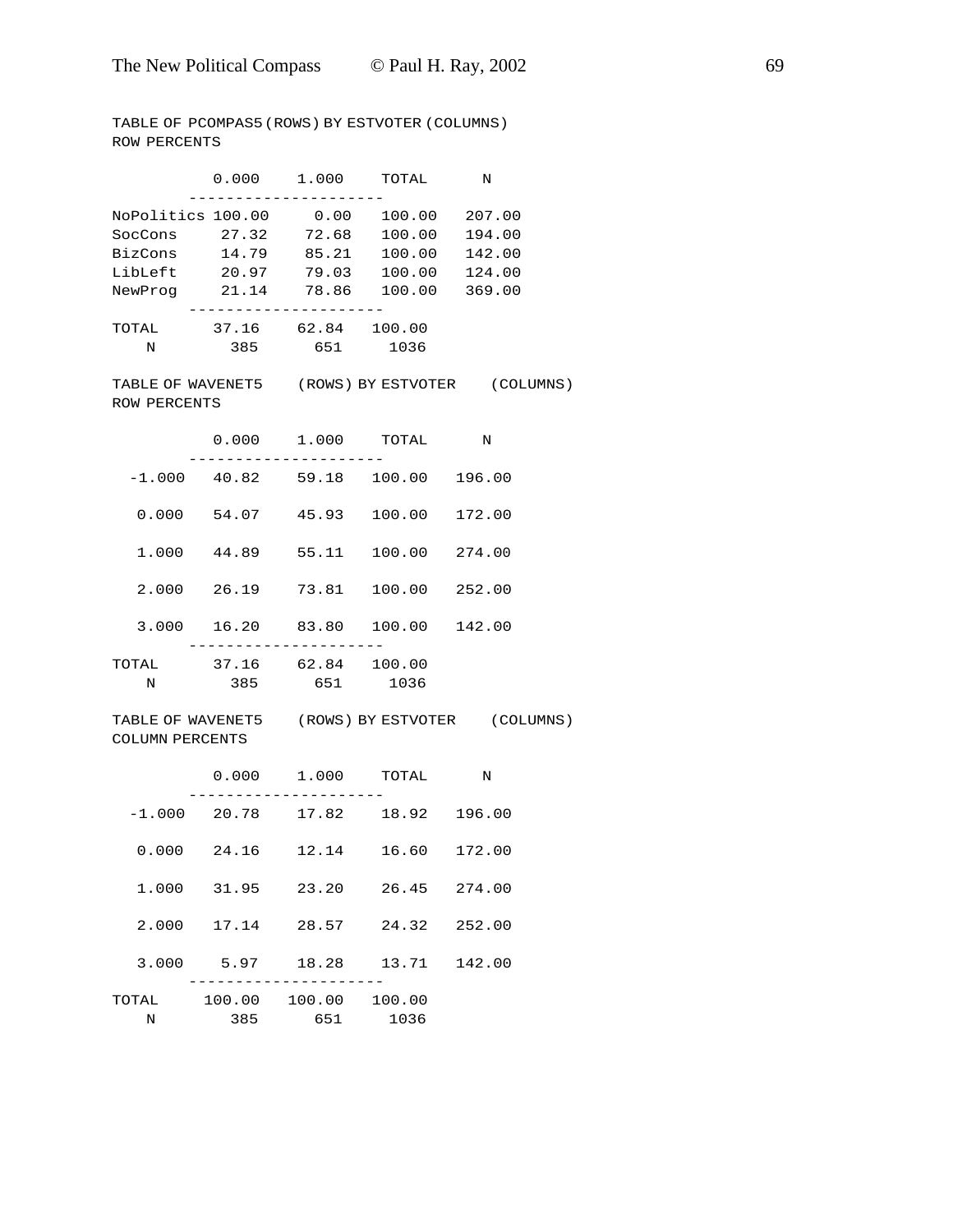TABLE OF PCOMPAS5 (ROWS) BY ESTVOTER (COLUMNS)
ROW PERCENTS

| | 0.000 | 1.000 | TOTAL | N |
|---|---|---|---|---|
| NoPolitics | 100.00 | 0.00 | 100.00 | 207.00 |
| SocCons | 27.32 | 72.68 | 100.00 | 194.00 |
| BizCons | 14.79 | 85.21 | 100.00 | 142.00 |
| LibLeft | 20.97 | 79.03 | 100.00 | 124.00 |
| NewProg | 21.14 | 78.86 | 100.00 | 369.00 |
| TOTAL | 37.16 | 62.84 | 100.00 | |
| N | 385 | 651 | 1036 | |

TABLE OF WAVENET5 (ROWS) BY ESTVOTER (COLUMNS)
ROW PERCENTS

| | 0.000 | 1.000 | TOTAL | N |
|---|---|---|---|---|
| -1.000 | 40.82 | 59.18 | 100.00 | 196.00 |
| 0.000 | 54.07 | 45.93 | 100.00 | 172.00 |
| 1.000 | 44.89 | 55.11 | 100.00 | 274.00 |
| 2.000 | 26.19 | 73.81 | 100.00 | 252.00 |
| 3.000 | 16.20 | 83.80 | 100.00 | 142.00 |
| TOTAL | 37.16 | 62.84 | 100.00 | |
| N | 385 | 651 | 1036 | |

TABLE OF WAVENET5 (ROWS) BY ESTVOTER (COLUMNS)
COLUMN PERCENTS

| | 0.000 | 1.000 | TOTAL | N |
|---|---|---|---|---|
| -1.000 | 20.78 | 17.82 | 18.92 | 196.00 |
| 0.000 | 24.16 | 12.14 | 16.60 | 172.00 |
| 1.000 | 31.95 | 23.20 | 26.45 | 274.00 |
| 2.000 | 17.14 | 28.57 | 24.32 | 252.00 |
| 3.000 | 5.97 | 18.28 | 13.71 | 142.00 |
| TOTAL | 100.00 | 100.00 | 100.00 | |
| N | 385 | 651 | 1036 | |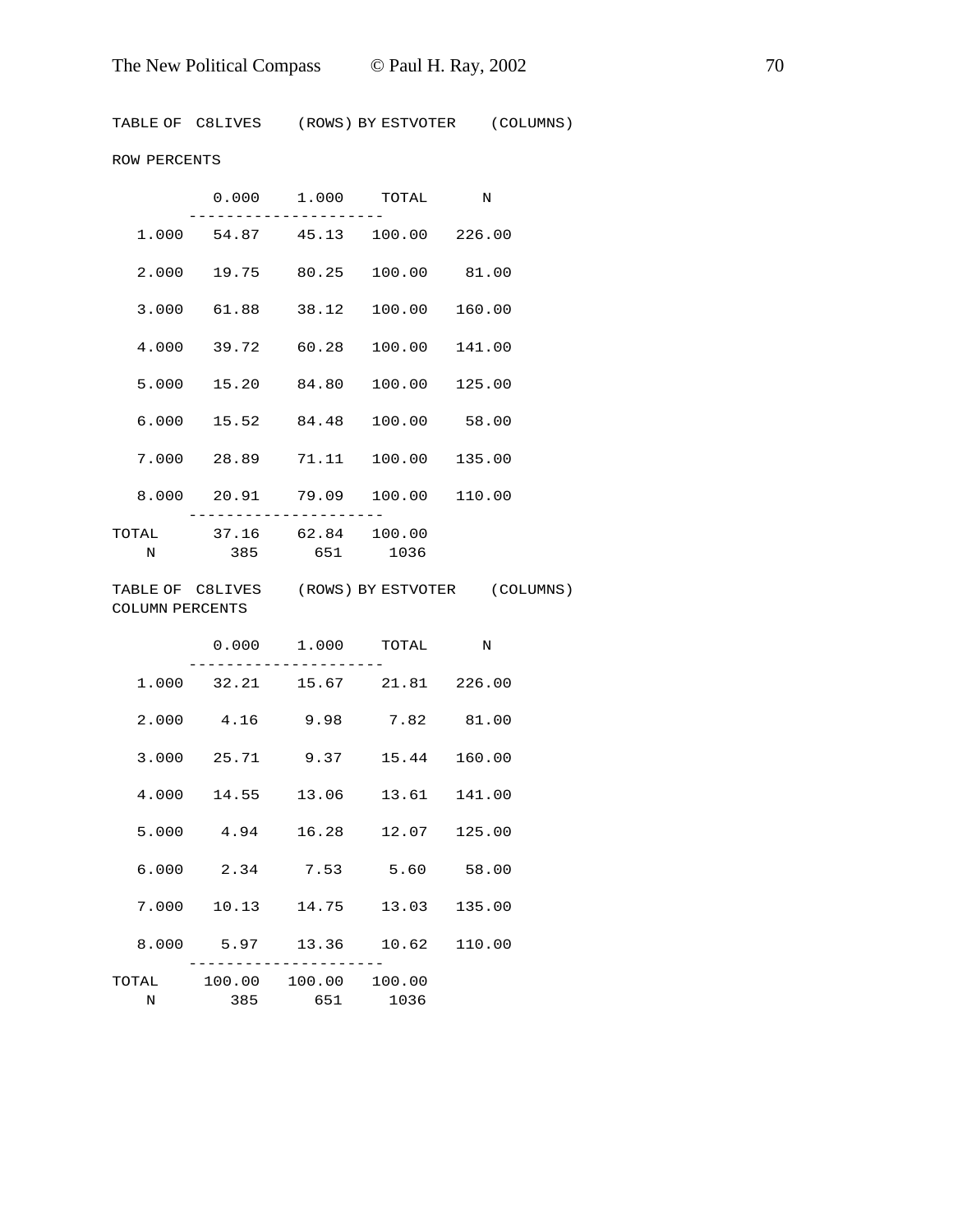TABLE OF C8LIVES (ROWS) BY ESTVOTER (COLUMNS)

ROW PERCENTS

| | 0.000 | 1.000 | TOTAL | N |
|---|---|---|---|---|
| 1.000 | 54.87 | 45.13 | 100.00 | 226.00 |
| 2.000 | 19.75 | 80.25 | 100.00 | 81.00 |
| 3.000 | 61.88 | 38.12 | 100.00 | 160.00 |
| 4.000 | 39.72 | 60.28 | 100.00 | 141.00 |
| 5.000 | 15.20 | 84.80 | 100.00 | 125.00 |
| 6.000 | 15.52 | 84.48 | 100.00 | 58.00 |
| 7.000 | 28.89 | 71.11 | 100.00 | 135.00 |
| 8.000 | 20.91 | 79.09 | 100.00 | 110.00 |
| TOTAL | 37.16 | 62.84 | 100.00 | |
| N | 385 | 651 | 1036 | |

TABLE OF C8LIVES (ROWS) BY ESTVOTER (COLUMNS)
COLUMN PERCENTS

| | 0.000 | 1.000 | TOTAL | N |
|---|---|---|---|---|
| 1.000 | 32.21 | 15.67 | 21.81 | 226.00 |
| 2.000 | 4.16 | 9.98 | 7.82 | 81.00 |
| 3.000 | 25.71 | 9.37 | 15.44 | 160.00 |
| 4.000 | 14.55 | 13.06 | 13.61 | 141.00 |
| 5.000 | 4.94 | 16.28 | 12.07 | 125.00 |
| 6.000 | 2.34 | 7.53 | 5.60 | 58.00 |
| 7.000 | 10.13 | 14.75 | 13.03 | 135.00 |
| 8.000 | 5.97 | 13.36 | 10.62 | 110.00 |
| TOTAL | 100.00 | 100.00 | 100.00 | |
| N | 385 | 651 | 1036 | |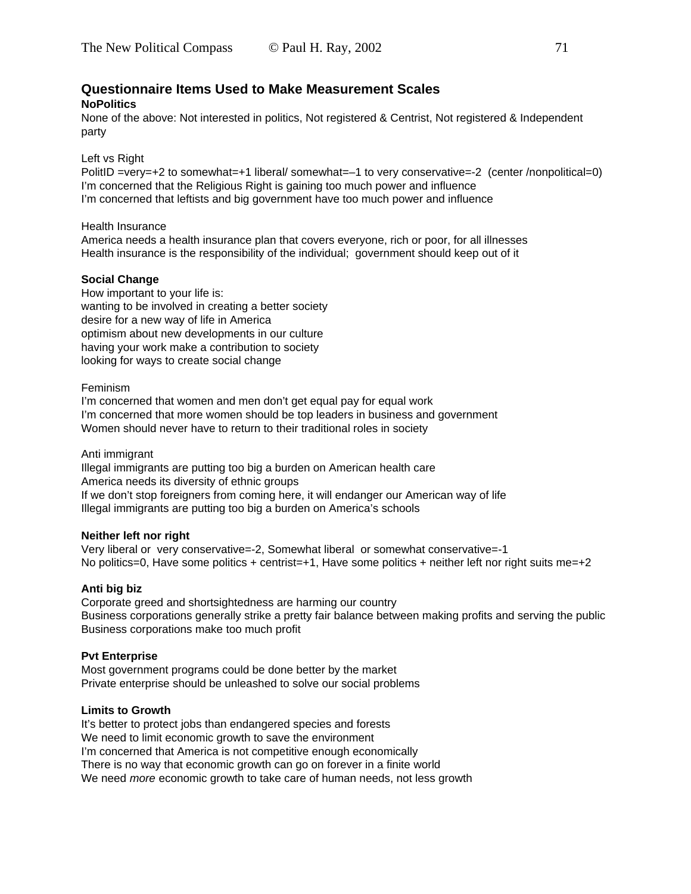## Questionnaire Items Used to Make Measurement Scales

**NoPolitics**

None of the above: Not interested in politics, Not registered & Centrist, Not registered & Independent party

Left vs Right

PolitID =very=+2 to somewhat=+1 liberal/ somewhat=–1 to very conservative=-2 (center /nonpolitical=0)
I'm concerned that the Religious Right is gaining too much power and influence
I'm concerned that leftists and big government have too much power and influence

Health Insurance

America needs a health insurance plan that covers everyone, rich or poor, for all illnesses
Health insurance is the responsibility of the individual; government should keep out of it

**Social Change**

How important to your life is:
wanting to be involved in creating a better society
desire for a new way of life in America
optimism about new developments in our culture
having your work make a contribution to society
looking for ways to create social change

Feminism

I'm concerned that women and men don't get equal pay for equal work
I'm concerned that more women should be top leaders in business and government
Women should never have to return to their traditional roles in society

Anti immigrant

Illegal immigrants are putting too big a burden on American health care
America needs its diversity of ethnic groups
If we don't stop foreigners from coming here, it will endanger our American way of life
Illegal immigrants are putting too big a burden on America's schools

**Neither left nor right**

Very liberal or very conservative=-2, Somewhat liberal or somewhat conservative=-1
No politics=0, Have some politics + centrist=+1, Have some politics + neither left nor right suits me=+2

**Anti big biz**

Corporate greed and shortsightedness are harming our country
Business corporations generally strike a pretty fair balance between making profits and serving the public
Business corporations make too much profit

**Pvt Enterprise**

Most government programs could be done better by the market
Private enterprise should be unleashed to solve our social problems

**Limits to Growth**

It's better to protect jobs than endangered species and forests
We need to limit economic growth to save the environment
I'm concerned that America is not competitive enough economically
There is no way that economic growth can go on forever in a finite world
We need *more* economic growth to take care of human needs, not less growth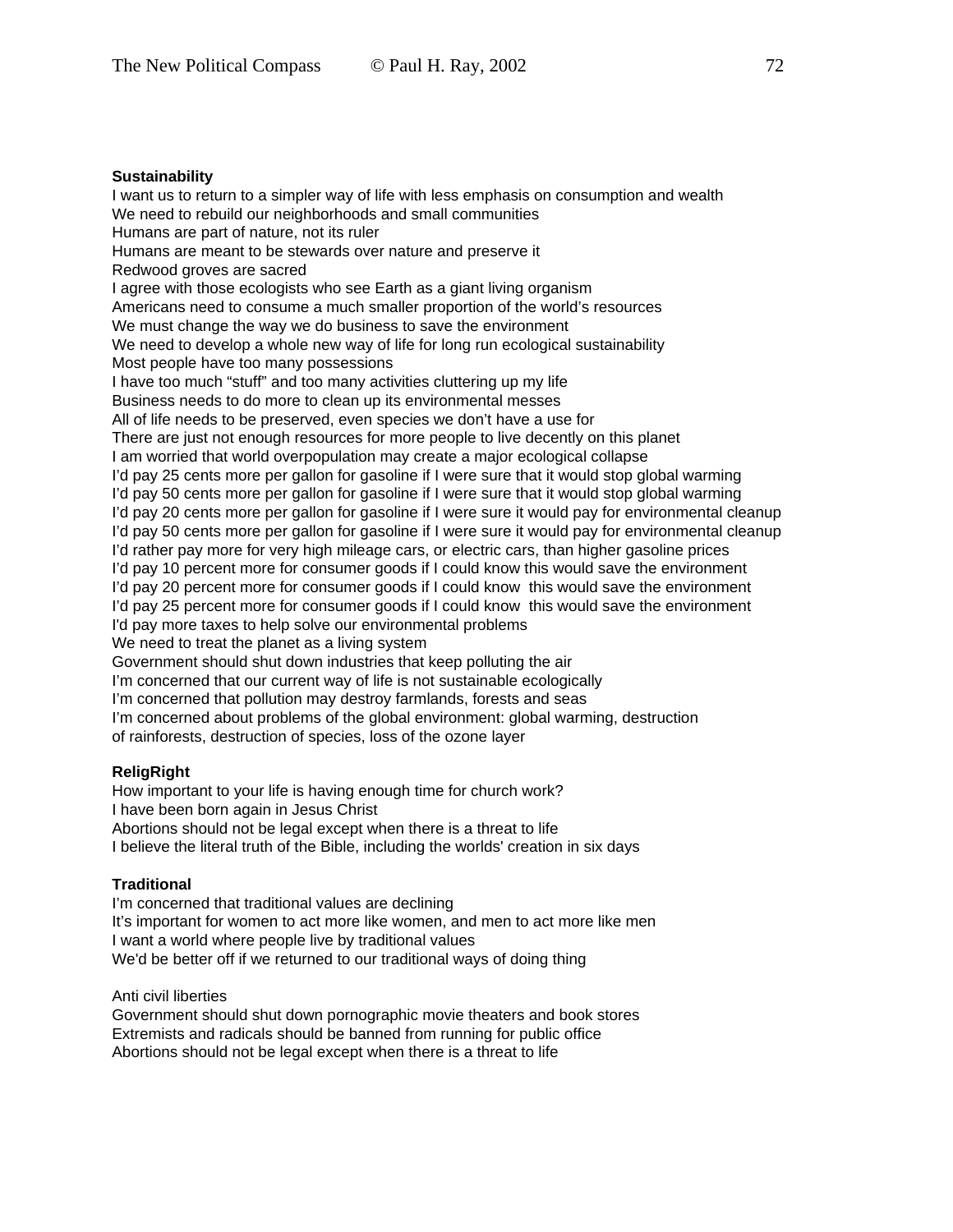**Sustainability**

I want us to return to a simpler way of life with less emphasis on consumption and wealth
We need to rebuild our neighborhoods and small communities
Humans are part of nature, not its ruler
Humans are meant to be stewards over nature and preserve it
Redwood groves are sacred
I agree with those ecologists who see Earth as a giant living organism
Americans need to consume a much smaller proportion of the world's resources
We must change the way we do business to save the environment
We need to develop a whole new way of life for long run ecological sustainability
Most people have too many possessions
I have too much "stuff" and too many activities cluttering up my life
Business needs to do more to clean up its environmental messes
All of life needs to be preserved, even species we don't have a use for
There are just not enough resources for more people to live decently on this planet
I am worried that world overpopulation may create a major ecological collapse
I'd pay 25 cents more per gallon for gasoline if I were sure that it would stop global warming
I'd pay 50 cents more per gallon for gasoline if I were sure that it would stop global warming
I'd pay 20 cents more per gallon for gasoline if I were sure it would pay for environmental cleanup
I'd pay 50 cents more per gallon for gasoline if I were sure it would pay for environmental cleanup
I'd rather pay more for very high mileage cars, or electric cars, than higher gasoline prices
I'd pay 10 percent more for consumer goods if I could know this would save the environment
I'd pay 20 percent more for consumer goods if I could know this would save the environment
I'd pay 25 percent more for consumer goods if I could know this would save the environment
I'd pay more taxes to help solve our environmental problems
We need to treat the planet as a living system
Government should shut down industries that keep polluting the air
I'm concerned that our current way of life is not sustainable ecologically
I'm concerned that pollution may destroy farmlands, forests and seas
I'm concerned about problems of the global environment: global warming, destruction of rainforests, destruction of species, loss of the ozone layer

**ReligRight**

How important to your life is having enough time for church work?
I have been born again in Jesus Christ
Abortions should not be legal except when there is a threat to life
I believe the literal truth of the Bible, including the worlds' creation in six days

**Traditional**

I'm concerned that traditional values are declining
It's important for women to act more like women, and men to act more like men
I want a world where people live by traditional values
We'd be better off if we returned to our traditional ways of doing thing

Anti civil liberties

Government should shut down pornographic movie theaters and book stores
Extremists and radicals should be banned from running for public office
Abortions should not be legal except when there is a threat to life